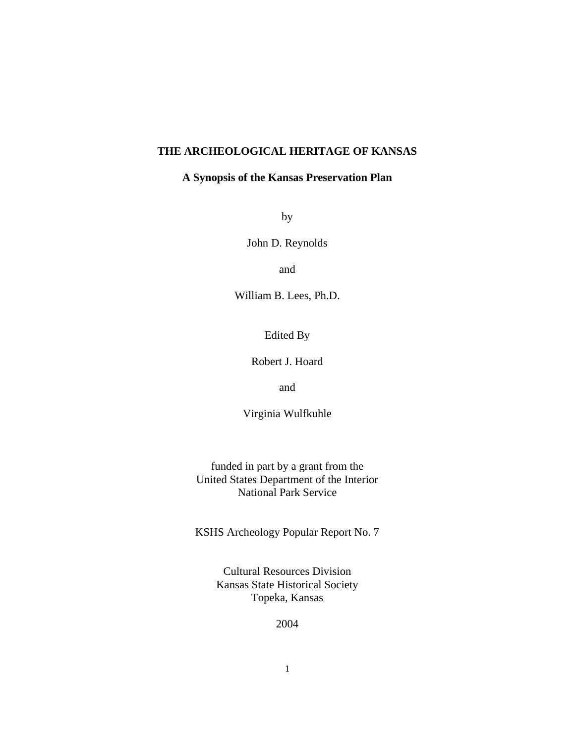# THE ARCHEOLOGICAL HERITAGE OF KANSAS

## A Synopsis of the Kansas Preservation Plan

by

John D. Reynolds

and

William B. Lees, Ph.D.

Edited By

Robert J. Hoard

and

Virginia Wulfkuhle

funded in part by a grant from the
United States Department of the Interior
National Park Service

KSHS Archeology Popular Report No. 7

Cultural Resources Division
Kansas State Historical Society
Topeka, Kansas

2004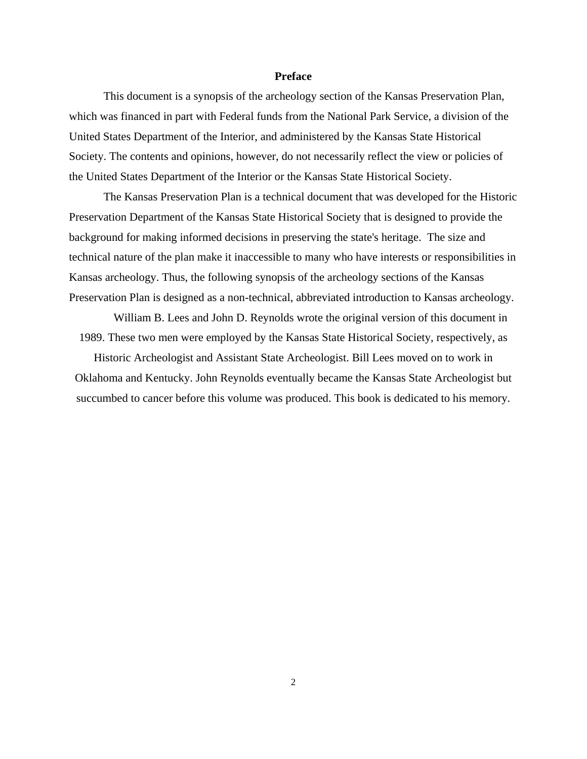## Preface

This document is a synopsis of the archeology section of the Kansas Preservation Plan, which was financed in part with Federal funds from the National Park Service, a division of the United States Department of the Interior, and administered by the Kansas State Historical Society. The contents and opinions, however, do not necessarily reflect the view or policies of the United States Department of the Interior or the Kansas State Historical Society.

The Kansas Preservation Plan is a technical document that was developed for the Historic Preservation Department of the Kansas State Historical Society that is designed to provide the background for making informed decisions in preserving the state's heritage. The size and technical nature of the plan make it inaccessible to many who have interests or responsibilities in Kansas archeology. Thus, the following synopsis of the archeology sections of the Kansas Preservation Plan is designed as a non-technical, abbreviated introduction to Kansas archeology.

William B. Lees and John D. Reynolds wrote the original version of this document in 1989. These two men were employed by the Kansas State Historical Society, respectively, as Historic Archeologist and Assistant State Archeologist. Bill Lees moved on to work in Oklahoma and Kentucky. John Reynolds eventually became the Kansas State Archeologist but succumbed to cancer before this volume was produced. This book is dedicated to his memory.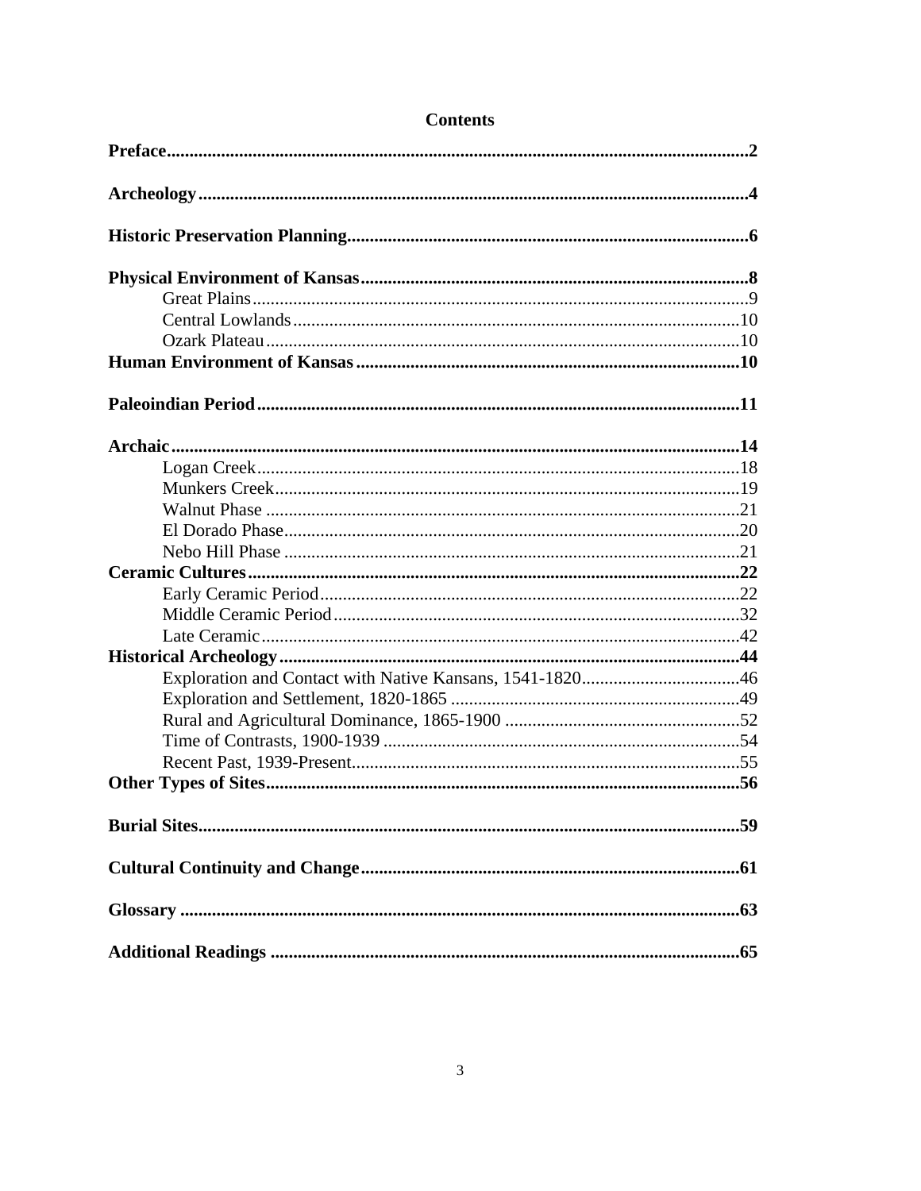# Contents

**Preface** ........ **2**

**Archeology** ........ **4**

**Historic Preservation Planning** ........ **6**

**Physical Environment of Kansas** ........ **8**
- Great Plains ........ 9
- Central Lowlands ........ 10
- Ozark Plateau ........ 10

**Human Environment of Kansas** ........ **10**

**Paleoindian Period** ........ **11**

**Archaic** ........ **14**
- Logan Creek ........ 18
- Munkers Creek ........ 19
- Walnut Phase ........ 21
- El Dorado Phase ........ 20
- Nebo Hill Phase ........ 21

**Ceramic Cultures** ........ **22**
- Early Ceramic Period ........ 22
- Middle Ceramic Period ........ 32
- Late Ceramic ........ 42

**Historical Archeology** ........ **44**
- Exploration and Contact with Native Kansans, 1541-1820 ........ 46
- Exploration and Settlement, 1820-1865 ........ 49
- Rural and Agricultural Dominance, 1865-1900 ........ 52
- Time of Contrasts, 1900-1939 ........ 54
- Recent Past, 1939-Present ........ 55

**Other Types of Sites** ........ **56**

**Burial Sites** ........ **59**

**Cultural Continuity and Change** ........ **61**

**Glossary** ........ **63**

**Additional Readings** ........ **65**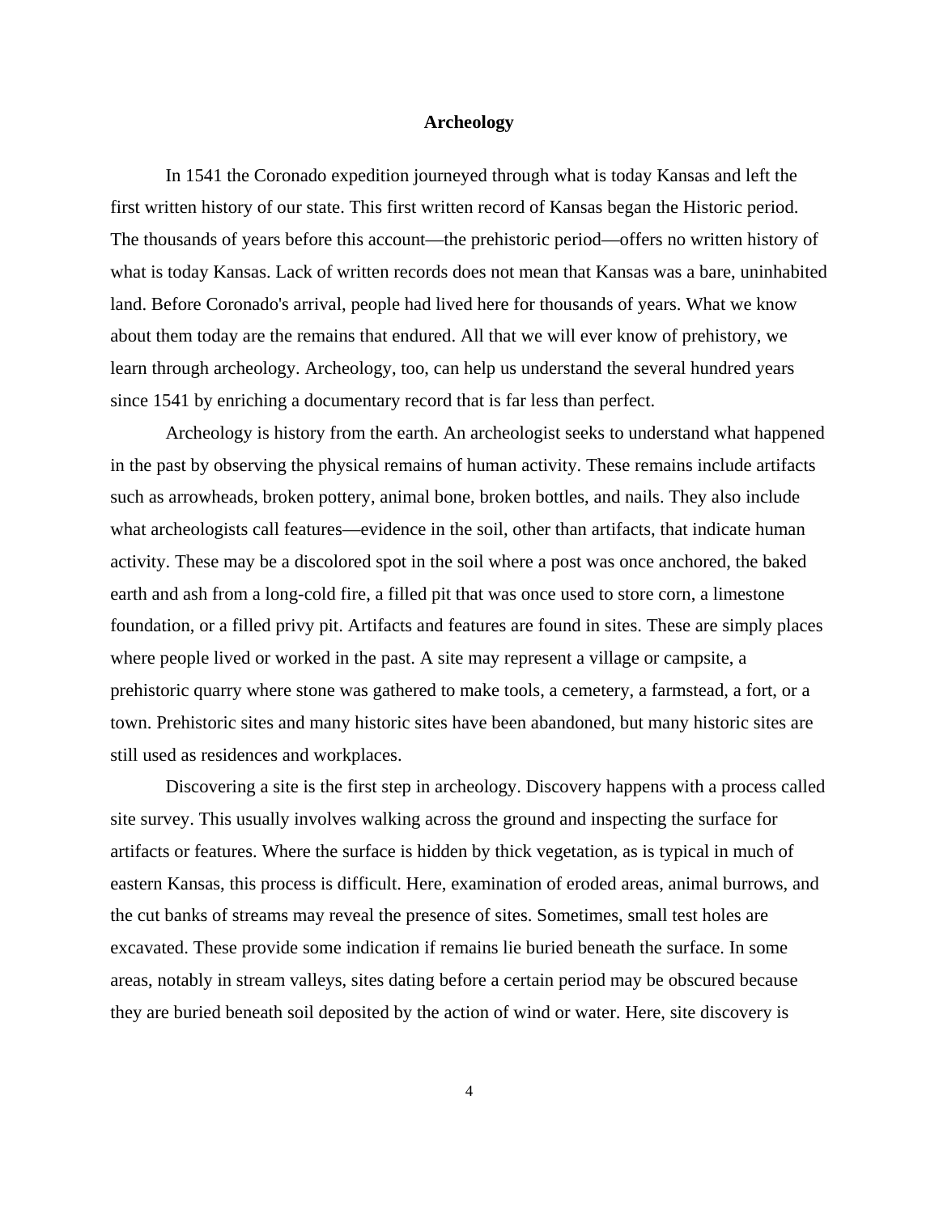# Archeology

In 1541 the Coronado expedition journeyed through what is today Kansas and left the first written history of our state. This first written record of Kansas began the Historic period. The thousands of years before this account—the prehistoric period—offers no written history of what is today Kansas. Lack of written records does not mean that Kansas was a bare, uninhabited land. Before Coronado's arrival, people had lived here for thousands of years. What we know about them today are the remains that endured. All that we will ever know of prehistory, we learn through archeology. Archeology, too, can help us understand the several hundred years since 1541 by enriching a documentary record that is far less than perfect.

Archeology is history from the earth. An archeologist seeks to understand what happened in the past by observing the physical remains of human activity. These remains include artifacts such as arrowheads, broken pottery, animal bone, broken bottles, and nails. They also include what archeologists call features—evidence in the soil, other than artifacts, that indicate human activity. These may be a discolored spot in the soil where a post was once anchored, the baked earth and ash from a long-cold fire, a filled pit that was once used to store corn, a limestone foundation, or a filled privy pit. Artifacts and features are found in sites. These are simply places where people lived or worked in the past. A site may represent a village or campsite, a prehistoric quarry where stone was gathered to make tools, a cemetery, a farmstead, a fort, or a town. Prehistoric sites and many historic sites have been abandoned, but many historic sites are still used as residences and workplaces.

Discovering a site is the first step in archeology. Discovery happens with a process called site survey. This usually involves walking across the ground and inspecting the surface for artifacts or features. Where the surface is hidden by thick vegetation, as is typical in much of eastern Kansas, this process is difficult. Here, examination of eroded areas, animal burrows, and the cut banks of streams may reveal the presence of sites. Sometimes, small test holes are excavated. These provide some indication if remains lie buried beneath the surface. In some areas, notably in stream valleys, sites dating before a certain period may be obscured because they are buried beneath soil deposited by the action of wind or water. Here, site discovery is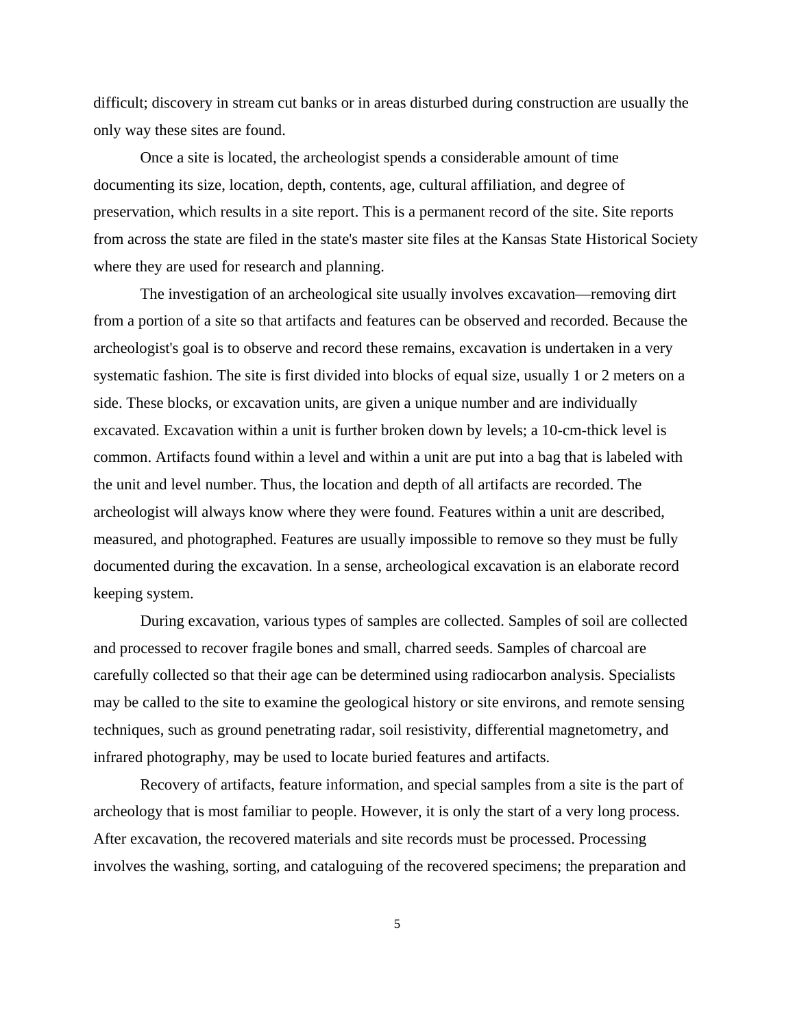difficult; discovery in stream cut banks or in areas disturbed during construction are usually the only way these sites are found.

Once a site is located, the archeologist spends a considerable amount of time documenting its size, location, depth, contents, age, cultural affiliation, and degree of preservation, which results in a site report. This is a permanent record of the site. Site reports from across the state are filed in the state's master site files at the Kansas State Historical Society where they are used for research and planning.

The investigation of an archeological site usually involves excavation—removing dirt from a portion of a site so that artifacts and features can be observed and recorded. Because the archeologist's goal is to observe and record these remains, excavation is undertaken in a very systematic fashion. The site is first divided into blocks of equal size, usually 1 or 2 meters on a side. These blocks, or excavation units, are given a unique number and are individually excavated. Excavation within a unit is further broken down by levels; a 10-cm-thick level is common. Artifacts found within a level and within a unit are put into a bag that is labeled with the unit and level number. Thus, the location and depth of all artifacts are recorded. The archeologist will always know where they were found. Features within a unit are described, measured, and photographed. Features are usually impossible to remove so they must be fully documented during the excavation. In a sense, archeological excavation is an elaborate record keeping system.

During excavation, various types of samples are collected. Samples of soil are collected and processed to recover fragile bones and small, charred seeds. Samples of charcoal are carefully collected so that their age can be determined using radiocarbon analysis. Specialists may be called to the site to examine the geological history or site environs, and remote sensing techniques, such as ground penetrating radar, soil resistivity, differential magnetometry, and infrared photography, may be used to locate buried features and artifacts.

Recovery of artifacts, feature information, and special samples from a site is the part of archeology that is most familiar to people. However, it is only the start of a very long process. After excavation, the recovered materials and site records must be processed. Processing involves the washing, sorting, and cataloguing of the recovered specimens; the preparation and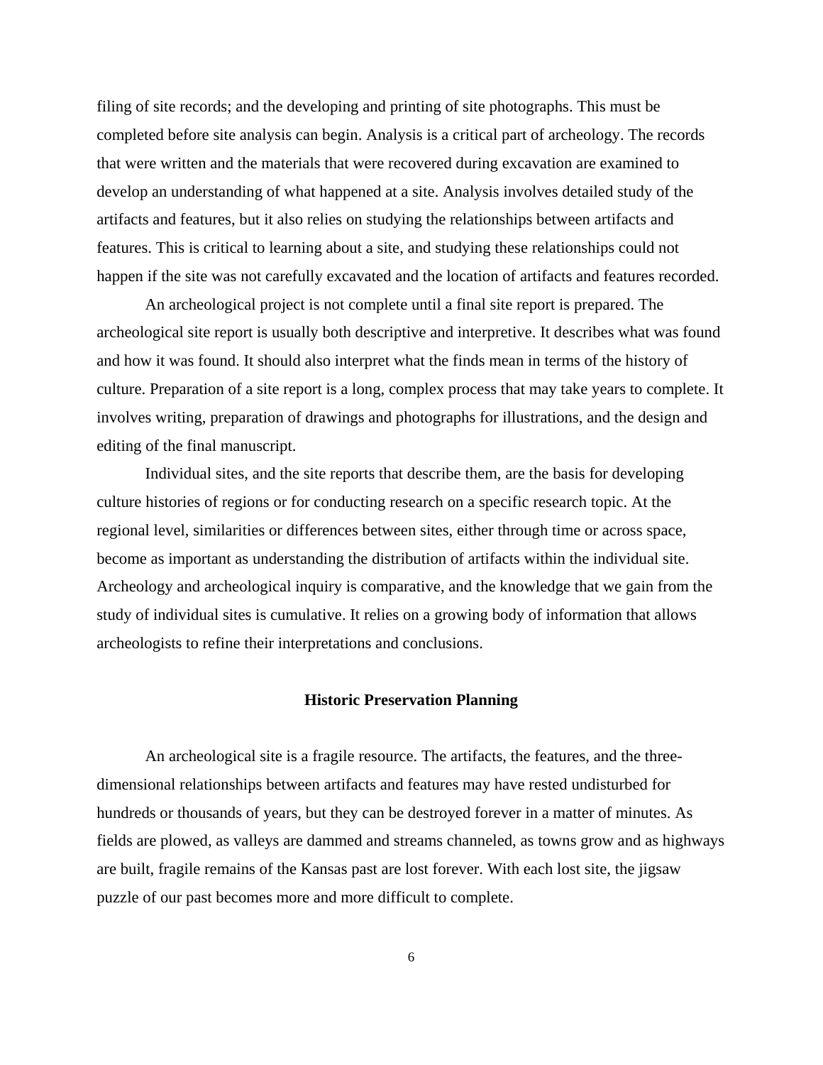filing of site records; and the developing and printing of site photographs. This must be completed before site analysis can begin. Analysis is a critical part of archeology. The records that were written and the materials that were recovered during excavation are examined to develop an understanding of what happened at a site. Analysis involves detailed study of the artifacts and features, but it also relies on studying the relationships between artifacts and features. This is critical to learning about a site, and studying these relationships could not happen if the site was not carefully excavated and the location of artifacts and features recorded.

An archeological project is not complete until a final site report is prepared. The archeological site report is usually both descriptive and interpretive. It describes what was found and how it was found. It should also interpret what the finds mean in terms of the history of culture. Preparation of a site report is a long, complex process that may take years to complete. It involves writing, preparation of drawings and photographs for illustrations, and the design and editing of the final manuscript.

Individual sites, and the site reports that describe them, are the basis for developing culture histories of regions or for conducting research on a specific research topic. At the regional level, similarities or differences between sites, either through time or across space, become as important as understanding the distribution of artifacts within the individual site. Archeology and archeological inquiry is comparative, and the knowledge that we gain from the study of individual sites is cumulative. It relies on a growing body of information that allows archeologists to refine their interpretations and conclusions.

## Historic Preservation Planning

An archeological site is a fragile resource. The artifacts, the features, and the three-dimensional relationships between artifacts and features may have rested undisturbed for hundreds or thousands of years, but they can be destroyed forever in a matter of minutes. As fields are plowed, as valleys are dammed and streams channeled, as towns grow and as highways are built, fragile remains of the Kansas past are lost forever. With each lost site, the jigsaw puzzle of our past becomes more and more difficult to complete.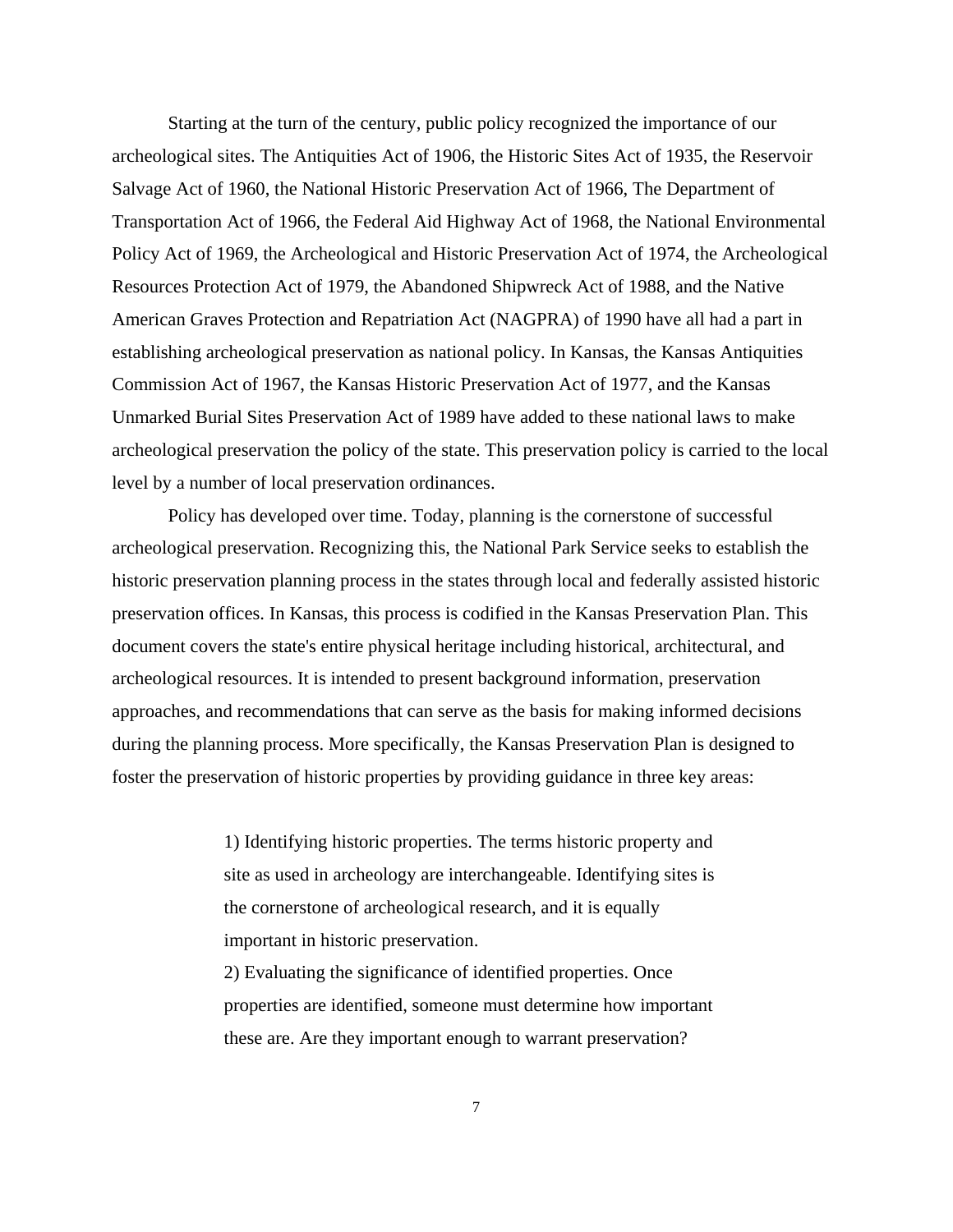Starting at the turn of the century, public policy recognized the importance of our archeological sites. The Antiquities Act of 1906, the Historic Sites Act of 1935, the Reservoir Salvage Act of 1960, the National Historic Preservation Act of 1966, The Department of Transportation Act of 1966, the Federal Aid Highway Act of 1968, the National Environmental Policy Act of 1969, the Archeological and Historic Preservation Act of 1974, the Archeological Resources Protection Act of 1979, the Abandoned Shipwreck Act of 1988, and the Native American Graves Protection and Repatriation Act (NAGPRA) of 1990 have all had a part in establishing archeological preservation as national policy. In Kansas, the Kansas Antiquities Commission Act of 1967, the Kansas Historic Preservation Act of 1977, and the Kansas Unmarked Burial Sites Preservation Act of 1989 have added to these national laws to make archeological preservation the policy of the state. This preservation policy is carried to the local level by a number of local preservation ordinances.

Policy has developed over time. Today, planning is the cornerstone of successful archeological preservation. Recognizing this, the National Park Service seeks to establish the historic preservation planning process in the states through local and federally assisted historic preservation offices. In Kansas, this process is codified in the Kansas Preservation Plan. This document covers the state's entire physical heritage including historical, architectural, and archeological resources. It is intended to present background information, preservation approaches, and recommendations that can serve as the basis for making informed decisions during the planning process. More specifically, the Kansas Preservation Plan is designed to foster the preservation of historic properties by providing guidance in three key areas:

> 1) Identifying historic properties. The terms historic property and site as used in archeology are interchangeable. Identifying sites is the cornerstone of archeological research, and it is equally important in historic preservation.
>
> 2) Evaluating the significance of identified properties. Once properties are identified, someone must determine how important these are. Are they important enough to warrant preservation?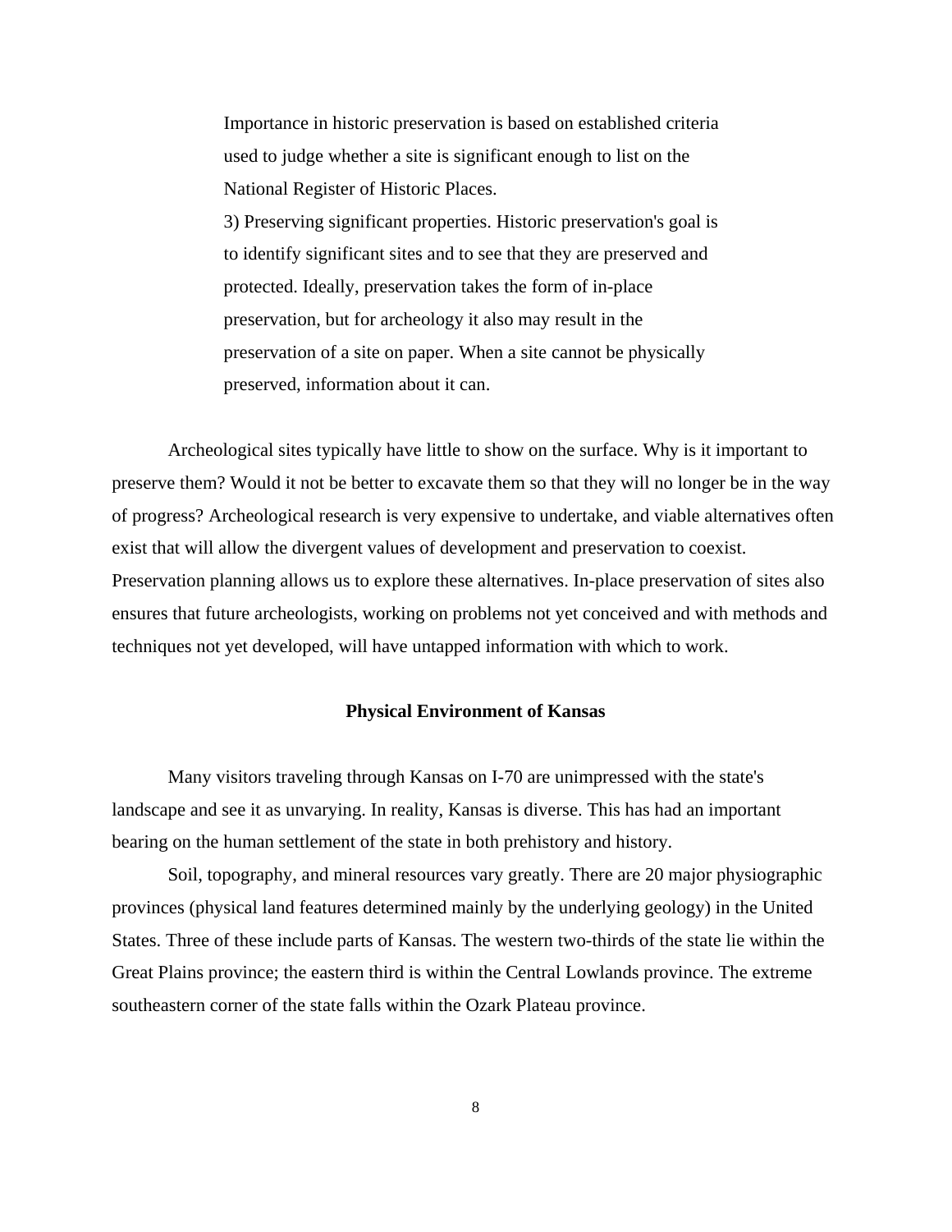> Importance in historic preservation is based on established criteria used to judge whether a site is significant enough to list on the National Register of Historic Places.
>
> 3) Preserving significant properties. Historic preservation's goal is to identify significant sites and to see that they are preserved and protected. Ideally, preservation takes the form of in-place preservation, but for archeology it also may result in the preservation of a site on paper. When a site cannot be physically preserved, information about it can.

Archeological sites typically have little to show on the surface. Why is it important to preserve them? Would it not be better to excavate them so that they will no longer be in the way of progress? Archeological research is very expensive to undertake, and viable alternatives often exist that will allow the divergent values of development and preservation to coexist. Preservation planning allows us to explore these alternatives. In-place preservation of sites also ensures that future archeologists, working on problems not yet conceived and with methods and techniques not yet developed, will have untapped information with which to work.

## Physical Environment of Kansas

Many visitors traveling through Kansas on I-70 are unimpressed with the state's landscape and see it as unvarying. In reality, Kansas is diverse. This has had an important bearing on the human settlement of the state in both prehistory and history.

Soil, topography, and mineral resources vary greatly. There are 20 major physiographic provinces (physical land features determined mainly by the underlying geology) in the United States. Three of these include parts of Kansas. The western two-thirds of the state lie within the Great Plains province; the eastern third is within the Central Lowlands province. The extreme southeastern corner of the state falls within the Ozark Plateau province.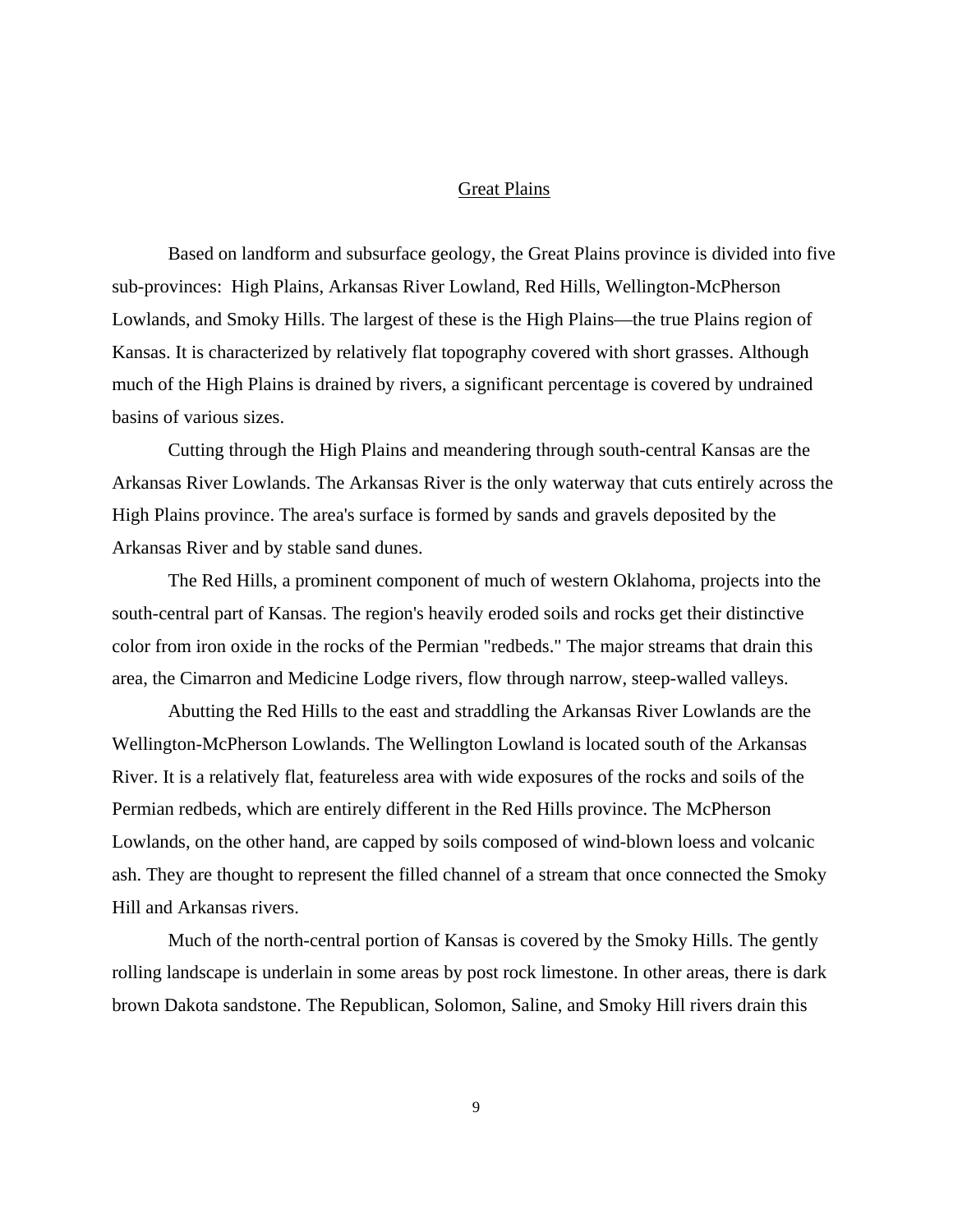## Great Plains

Based on landform and subsurface geology, the Great Plains province is divided into five sub-provinces: High Plains, Arkansas River Lowland, Red Hills, Wellington-McPherson Lowlands, and Smoky Hills. The largest of these is the High Plains—the true Plains region of Kansas. It is characterized by relatively flat topography covered with short grasses. Although much of the High Plains is drained by rivers, a significant percentage is covered by undrained basins of various sizes.

Cutting through the High Plains and meandering through south-central Kansas are the Arkansas River Lowlands. The Arkansas River is the only waterway that cuts entirely across the High Plains province. The area's surface is formed by sands and gravels deposited by the Arkansas River and by stable sand dunes.

The Red Hills, a prominent component of much of western Oklahoma, projects into the south-central part of Kansas. The region's heavily eroded soils and rocks get their distinctive color from iron oxide in the rocks of the Permian "redbeds." The major streams that drain this area, the Cimarron and Medicine Lodge rivers, flow through narrow, steep-walled valleys.

Abutting the Red Hills to the east and straddling the Arkansas River Lowlands are the Wellington-McPherson Lowlands. The Wellington Lowland is located south of the Arkansas River. It is a relatively flat, featureless area with wide exposures of the rocks and soils of the Permian redbeds, which are entirely different in the Red Hills province. The McPherson Lowlands, on the other hand, are capped by soils composed of wind-blown loess and volcanic ash. They are thought to represent the filled channel of a stream that once connected the Smoky Hill and Arkansas rivers.

Much of the north-central portion of Kansas is covered by the Smoky Hills. The gently rolling landscape is underlain in some areas by post rock limestone. In other areas, there is dark brown Dakota sandstone. The Republican, Solomon, Saline, and Smoky Hill rivers drain this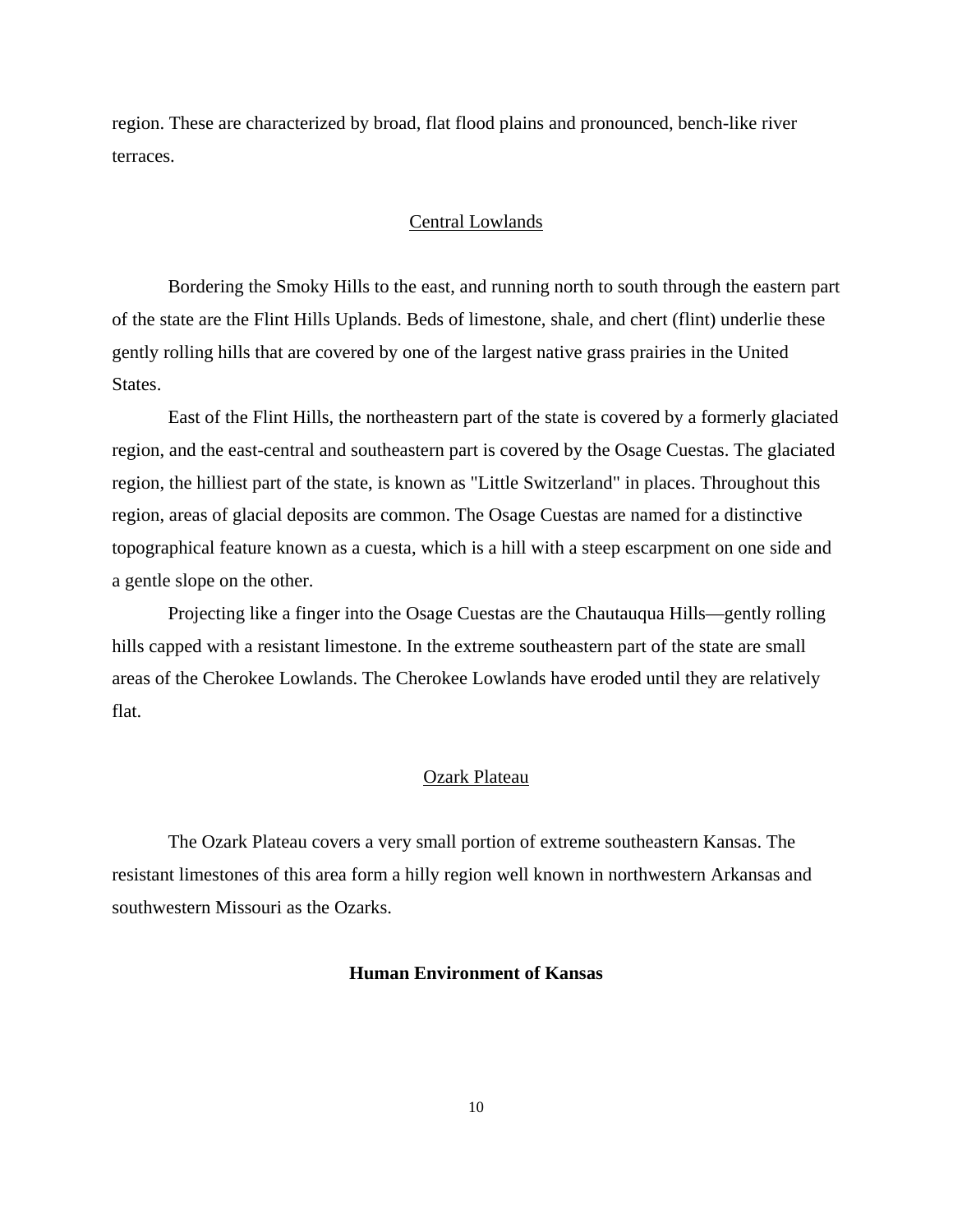region. These are characterized by broad, flat flood plains and pronounced, bench-like river terraces.

### Central Lowlands

Bordering the Smoky Hills to the east, and running north to south through the eastern part of the state are the Flint Hills Uplands. Beds of limestone, shale, and chert (flint) underlie these gently rolling hills that are covered by one of the largest native grass prairies in the United States.

East of the Flint Hills, the northeastern part of the state is covered by a formerly glaciated region, and the east-central and southeastern part is covered by the Osage Cuestas. The glaciated region, the hilliest part of the state, is known as "Little Switzerland" in places. Throughout this region, areas of glacial deposits are common. The Osage Cuestas are named for a distinctive topographical feature known as a cuesta, which is a hill with a steep escarpment on one side and a gentle slope on the other.

Projecting like a finger into the Osage Cuestas are the Chautauqua Hills—gently rolling hills capped with a resistant limestone. In the extreme southeastern part of the state are small areas of the Cherokee Lowlands. The Cherokee Lowlands have eroded until they are relatively flat.

### Ozark Plateau

The Ozark Plateau covers a very small portion of extreme southeastern Kansas. The resistant limestones of this area form a hilly region well known in northwestern Arkansas and southwestern Missouri as the Ozarks.

## Human Environment of Kansas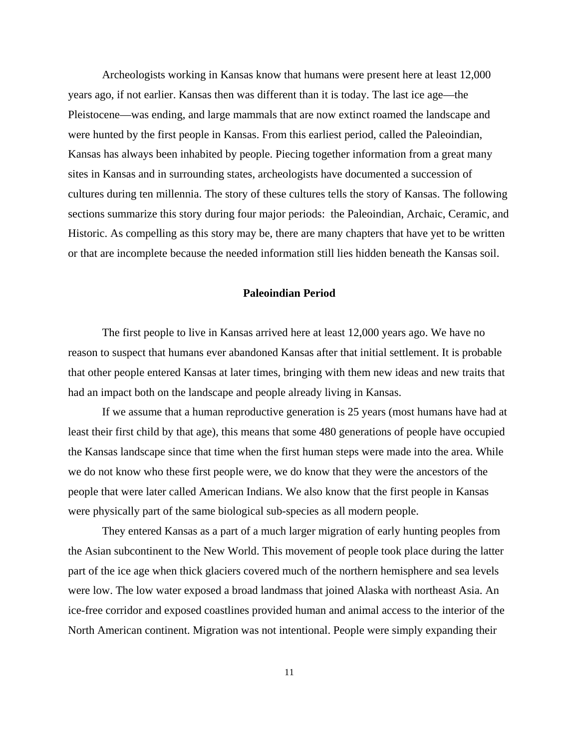Archeologists working in Kansas know that humans were present here at least 12,000 years ago, if not earlier. Kansas then was different than it is today. The last ice age—the Pleistocene—was ending, and large mammals that are now extinct roamed the landscape and were hunted by the first people in Kansas. From this earliest period, called the Paleoindian, Kansas has always been inhabited by people. Piecing together information from a great many sites in Kansas and in surrounding states, archeologists have documented a succession of cultures during ten millennia. The story of these cultures tells the story of Kansas. The following sections summarize this story during four major periods: the Paleoindian, Archaic, Ceramic, and Historic. As compelling as this story may be, there are many chapters that have yet to be written or that are incomplete because the needed information still lies hidden beneath the Kansas soil.

## Paleoindian Period

The first people to live in Kansas arrived here at least 12,000 years ago. We have no reason to suspect that humans ever abandoned Kansas after that initial settlement. It is probable that other people entered Kansas at later times, bringing with them new ideas and new traits that had an impact both on the landscape and people already living in Kansas.

If we assume that a human reproductive generation is 25 years (most humans have had at least their first child by that age), this means that some 480 generations of people have occupied the Kansas landscape since that time when the first human steps were made into the area. While we do not know who these first people were, we do know that they were the ancestors of the people that were later called American Indians. We also know that the first people in Kansas were physically part of the same biological sub-species as all modern people.

They entered Kansas as a part of a much larger migration of early hunting peoples from the Asian subcontinent to the New World. This movement of people took place during the latter part of the ice age when thick glaciers covered much of the northern hemisphere and sea levels were low. The low water exposed a broad landmass that joined Alaska with northeast Asia. An ice-free corridor and exposed coastlines provided human and animal access to the interior of the North American continent. Migration was not intentional. People were simply expanding their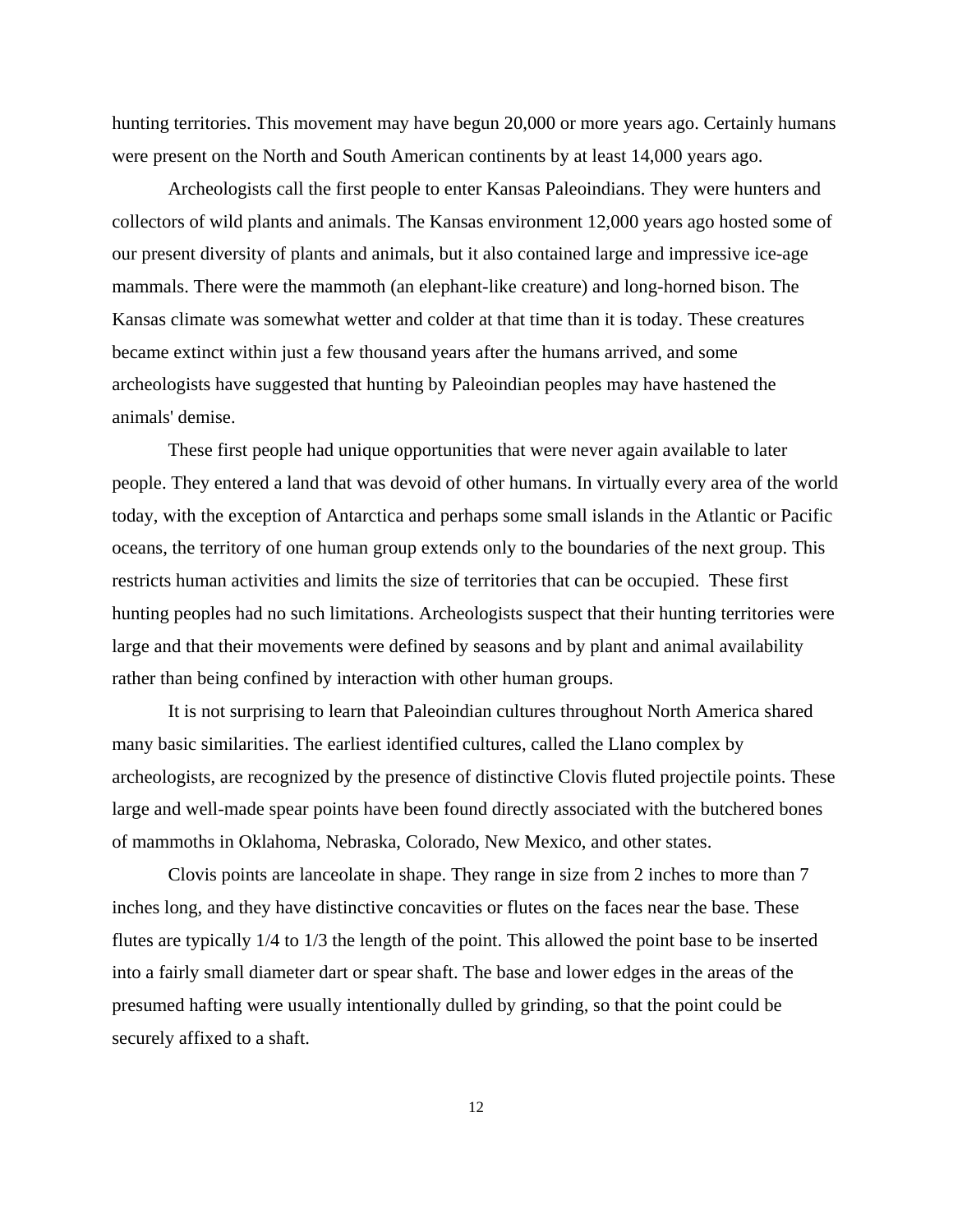hunting territories. This movement may have begun 20,000 or more years ago. Certainly humans were present on the North and South American continents by at least 14,000 years ago.

Archeologists call the first people to enter Kansas Paleoindians. They were hunters and collectors of wild plants and animals. The Kansas environment 12,000 years ago hosted some of our present diversity of plants and animals, but it also contained large and impressive ice-age mammals. There were the mammoth (an elephant-like creature) and long-horned bison. The Kansas climate was somewhat wetter and colder at that time than it is today. These creatures became extinct within just a few thousand years after the humans arrived, and some archeologists have suggested that hunting by Paleoindian peoples may have hastened the animals' demise.

These first people had unique opportunities that were never again available to later people. They entered a land that was devoid of other humans. In virtually every area of the world today, with the exception of Antarctica and perhaps some small islands in the Atlantic or Pacific oceans, the territory of one human group extends only to the boundaries of the next group. This restricts human activities and limits the size of territories that can be occupied. These first hunting peoples had no such limitations. Archeologists suspect that their hunting territories were large and that their movements were defined by seasons and by plant and animal availability rather than being confined by interaction with other human groups.

It is not surprising to learn that Paleoindian cultures throughout North America shared many basic similarities. The earliest identified cultures, called the Llano complex by archeologists, are recognized by the presence of distinctive Clovis fluted projectile points. These large and well-made spear points have been found directly associated with the butchered bones of mammoths in Oklahoma, Nebraska, Colorado, New Mexico, and other states.

Clovis points are lanceolate in shape. They range in size from 2 inches to more than 7 inches long, and they have distinctive concavities or flutes on the faces near the base. These flutes are typically 1/4 to 1/3 the length of the point. This allowed the point base to be inserted into a fairly small diameter dart or spear shaft. The base and lower edges in the areas of the presumed hafting were usually intentionally dulled by grinding, so that the point could be securely affixed to a shaft.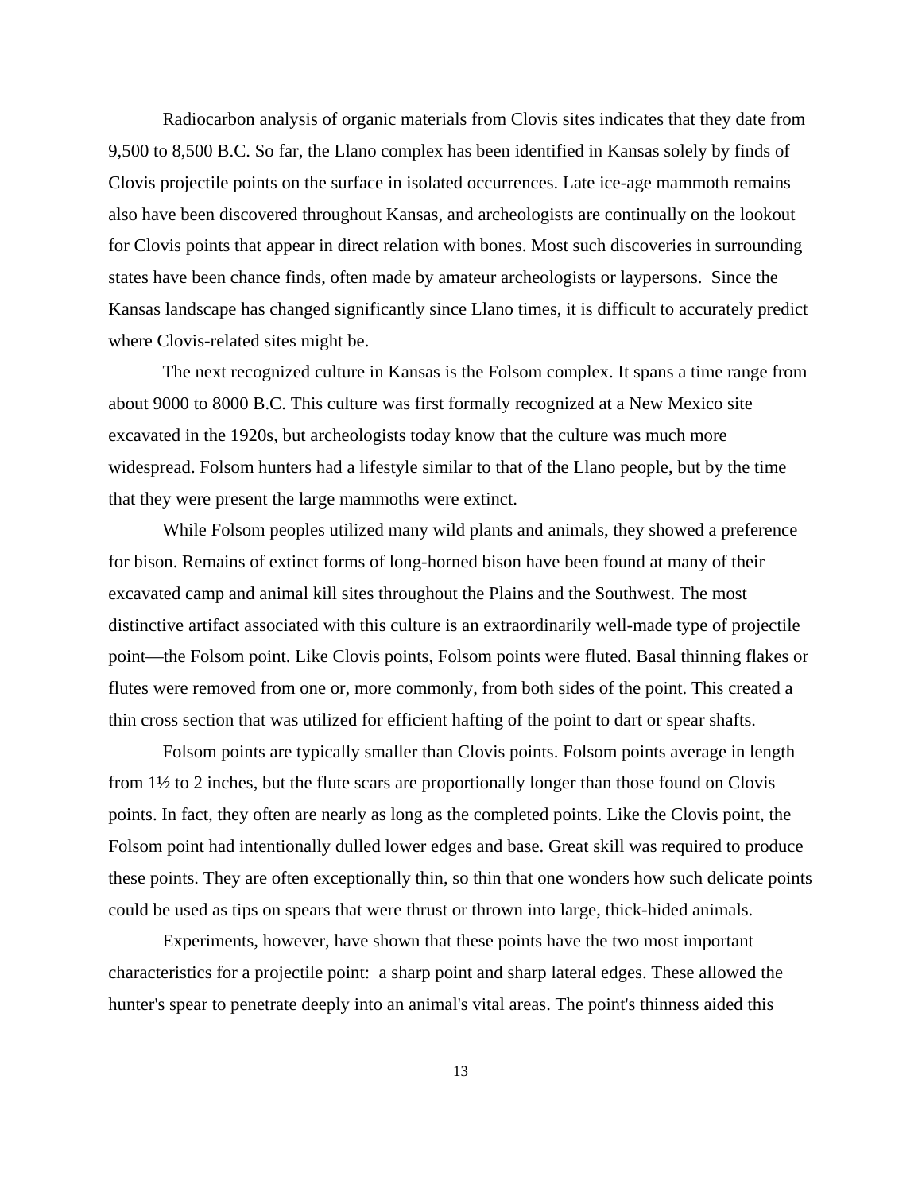Radiocarbon analysis of organic materials from Clovis sites indicates that they date from 9,500 to 8,500 B.C. So far, the Llano complex has been identified in Kansas solely by finds of Clovis projectile points on the surface in isolated occurrences. Late ice-age mammoth remains also have been discovered throughout Kansas, and archeologists are continually on the lookout for Clovis points that appear in direct relation with bones. Most such discoveries in surrounding states have been chance finds, often made by amateur archeologists or laypersons. Since the Kansas landscape has changed significantly since Llano times, it is difficult to accurately predict where Clovis-related sites might be.

The next recognized culture in Kansas is the Folsom complex. It spans a time range from about 9000 to 8000 B.C. This culture was first formally recognized at a New Mexico site excavated in the 1920s, but archeologists today know that the culture was much more widespread. Folsom hunters had a lifestyle similar to that of the Llano people, but by the time that they were present the large mammoths were extinct.

While Folsom peoples utilized many wild plants and animals, they showed a preference for bison. Remains of extinct forms of long-horned bison have been found at many of their excavated camp and animal kill sites throughout the Plains and the Southwest. The most distinctive artifact associated with this culture is an extraordinarily well-made type of projectile point—the Folsom point. Like Clovis points, Folsom points were fluted. Basal thinning flakes or flutes were removed from one or, more commonly, from both sides of the point. This created a thin cross section that was utilized for efficient hafting of the point to dart or spear shafts.

Folsom points are typically smaller than Clovis points. Folsom points average in length from 1½ to 2 inches, but the flute scars are proportionally longer than those found on Clovis points. In fact, they often are nearly as long as the completed points. Like the Clovis point, the Folsom point had intentionally dulled lower edges and base. Great skill was required to produce these points. They are often exceptionally thin, so thin that one wonders how such delicate points could be used as tips on spears that were thrust or thrown into large, thick-hided animals.

Experiments, however, have shown that these points have the two most important characteristics for a projectile point: a sharp point and sharp lateral edges. These allowed the hunter's spear to penetrate deeply into an animal's vital areas. The point's thinness aided this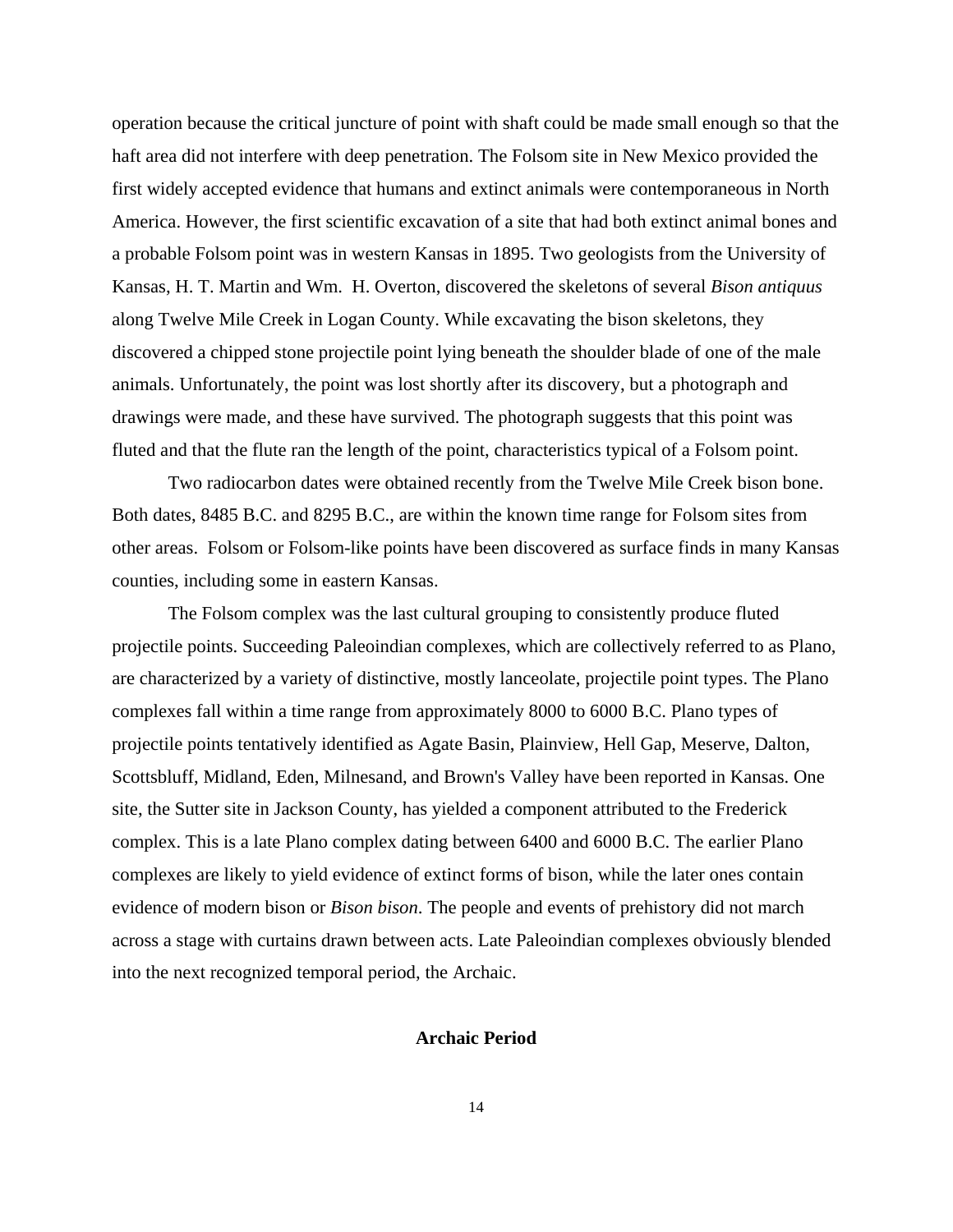operation because the critical juncture of point with shaft could be made small enough so that the haft area did not interfere with deep penetration. The Folsom site in New Mexico provided the first widely accepted evidence that humans and extinct animals were contemporaneous in North America. However, the first scientific excavation of a site that had both extinct animal bones and a probable Folsom point was in western Kansas in 1895. Two geologists from the University of Kansas, H. T. Martin and Wm. H. Overton, discovered the skeletons of several *Bison antiquus* along Twelve Mile Creek in Logan County. While excavating the bison skeletons, they discovered a chipped stone projectile point lying beneath the shoulder blade of one of the male animals. Unfortunately, the point was lost shortly after its discovery, but a photograph and drawings were made, and these have survived. The photograph suggests that this point was fluted and that the flute ran the length of the point, characteristics typical of a Folsom point.

Two radiocarbon dates were obtained recently from the Twelve Mile Creek bison bone. Both dates, 8485 B.C. and 8295 B.C., are within the known time range for Folsom sites from other areas. Folsom or Folsom-like points have been discovered as surface finds in many Kansas counties, including some in eastern Kansas.

The Folsom complex was the last cultural grouping to consistently produce fluted projectile points. Succeeding Paleoindian complexes, which are collectively referred to as Plano, are characterized by a variety of distinctive, mostly lanceolate, projectile point types. The Plano complexes fall within a time range from approximately 8000 to 6000 B.C. Plano types of projectile points tentatively identified as Agate Basin, Plainview, Hell Gap, Meserve, Dalton, Scottsbluff, Midland, Eden, Milnesand, and Brown's Valley have been reported in Kansas. One site, the Sutter site in Jackson County, has yielded a component attributed to the Frederick complex. This is a late Plano complex dating between 6400 and 6000 B.C. The earlier Plano complexes are likely to yield evidence of extinct forms of bison, while the later ones contain evidence of modern bison or *Bison bison*. The people and events of prehistory did not march across a stage with curtains drawn between acts. Late Paleoindian complexes obviously blended into the next recognized temporal period, the Archaic.

## Archaic Period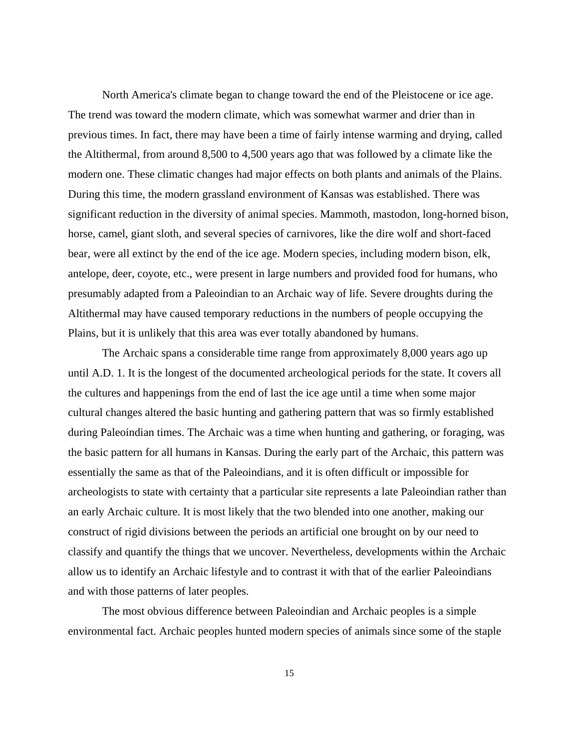North America's climate began to change toward the end of the Pleistocene or ice age. The trend was toward the modern climate, which was somewhat warmer and drier than in previous times. In fact, there may have been a time of fairly intense warming and drying, called the Altithermal, from around 8,500 to 4,500 years ago that was followed by a climate like the modern one. These climatic changes had major effects on both plants and animals of the Plains. During this time, the modern grassland environment of Kansas was established. There was significant reduction in the diversity of animal species. Mammoth, mastodon, long-horned bison, horse, camel, giant sloth, and several species of carnivores, like the dire wolf and short-faced bear, were all extinct by the end of the ice age. Modern species, including modern bison, elk, antelope, deer, coyote, etc., were present in large numbers and provided food for humans, who presumably adapted from a Paleoindian to an Archaic way of life. Severe droughts during the Altithermal may have caused temporary reductions in the numbers of people occupying the Plains, but it is unlikely that this area was ever totally abandoned by humans.

The Archaic spans a considerable time range from approximately 8,000 years ago up until A.D. 1. It is the longest of the documented archeological periods for the state. It covers all the cultures and happenings from the end of last the ice age until a time when some major cultural changes altered the basic hunting and gathering pattern that was so firmly established during Paleoindian times. The Archaic was a time when hunting and gathering, or foraging, was the basic pattern for all humans in Kansas. During the early part of the Archaic, this pattern was essentially the same as that of the Paleoindians, and it is often difficult or impossible for archeologists to state with certainty that a particular site represents a late Paleoindian rather than an early Archaic culture. It is most likely that the two blended into one another, making our construct of rigid divisions between the periods an artificial one brought on by our need to classify and quantify the things that we uncover. Nevertheless, developments within the Archaic allow us to identify an Archaic lifestyle and to contrast it with that of the earlier Paleoindians and with those patterns of later peoples.

The most obvious difference between Paleoindian and Archaic peoples is a simple environmental fact. Archaic peoples hunted modern species of animals since some of the staple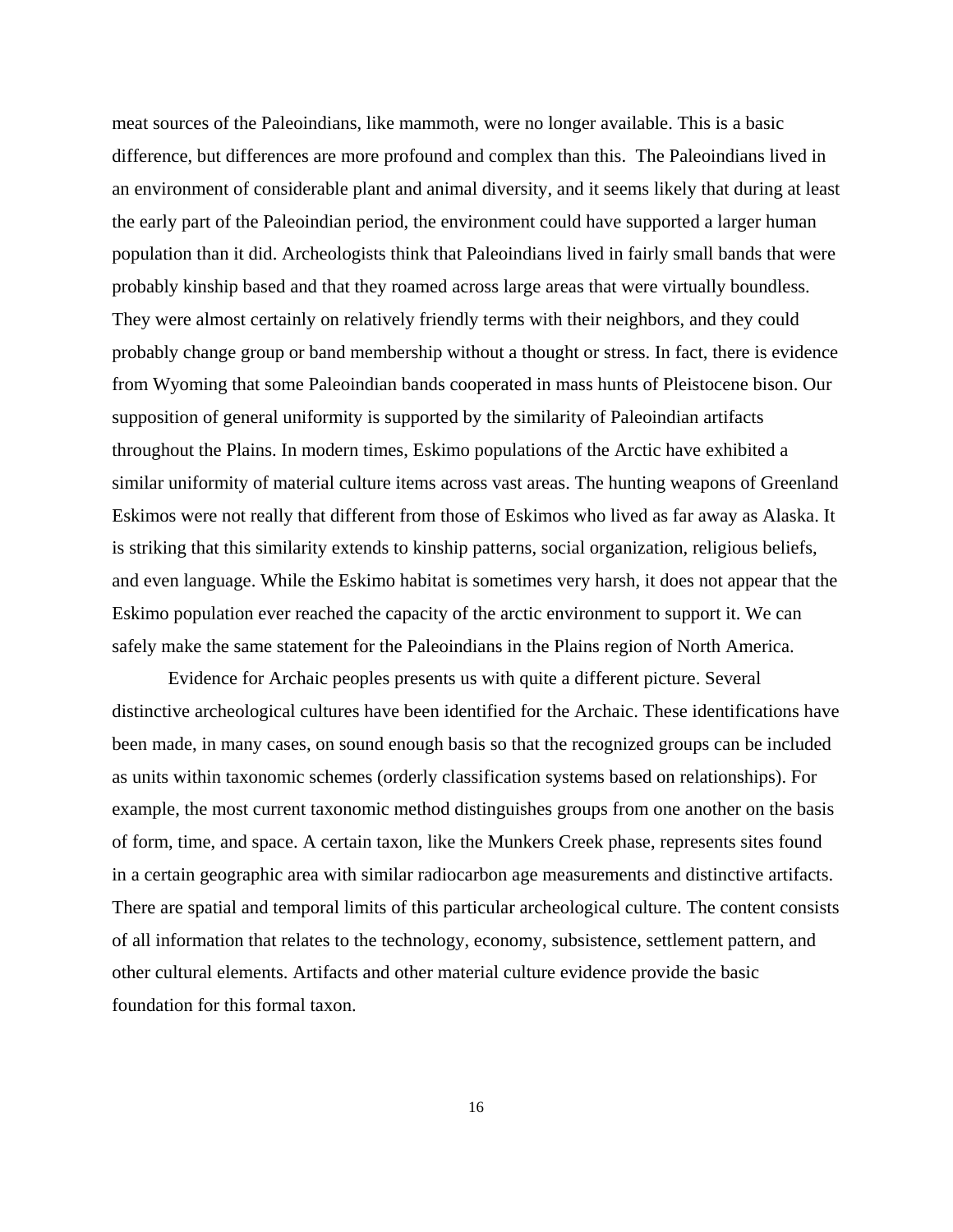meat sources of the Paleoindians, like mammoth, were no longer available. This is a basic difference, but differences are more profound and complex than this. The Paleoindians lived in an environment of considerable plant and animal diversity, and it seems likely that during at least the early part of the Paleoindian period, the environment could have supported a larger human population than it did. Archeologists think that Paleoindians lived in fairly small bands that were probably kinship based and that they roamed across large areas that were virtually boundless. They were almost certainly on relatively friendly terms with their neighbors, and they could probably change group or band membership without a thought or stress. In fact, there is evidence from Wyoming that some Paleoindian bands cooperated in mass hunts of Pleistocene bison. Our supposition of general uniformity is supported by the similarity of Paleoindian artifacts throughout the Plains. In modern times, Eskimo populations of the Arctic have exhibited a similar uniformity of material culture items across vast areas. The hunting weapons of Greenland Eskimos were not really that different from those of Eskimos who lived as far away as Alaska. It is striking that this similarity extends to kinship patterns, social organization, religious beliefs, and even language. While the Eskimo habitat is sometimes very harsh, it does not appear that the Eskimo population ever reached the capacity of the arctic environment to support it. We can safely make the same statement for the Paleoindians in the Plains region of North America.

Evidence for Archaic peoples presents us with quite a different picture. Several distinctive archeological cultures have been identified for the Archaic. These identifications have been made, in many cases, on sound enough basis so that the recognized groups can be included as units within taxonomic schemes (orderly classification systems based on relationships). For example, the most current taxonomic method distinguishes groups from one another on the basis of form, time, and space. A certain taxon, like the Munkers Creek phase, represents sites found in a certain geographic area with similar radiocarbon age measurements and distinctive artifacts. There are spatial and temporal limits of this particular archeological culture. The content consists of all information that relates to the technology, economy, subsistence, settlement pattern, and other cultural elements. Artifacts and other material culture evidence provide the basic foundation for this formal taxon.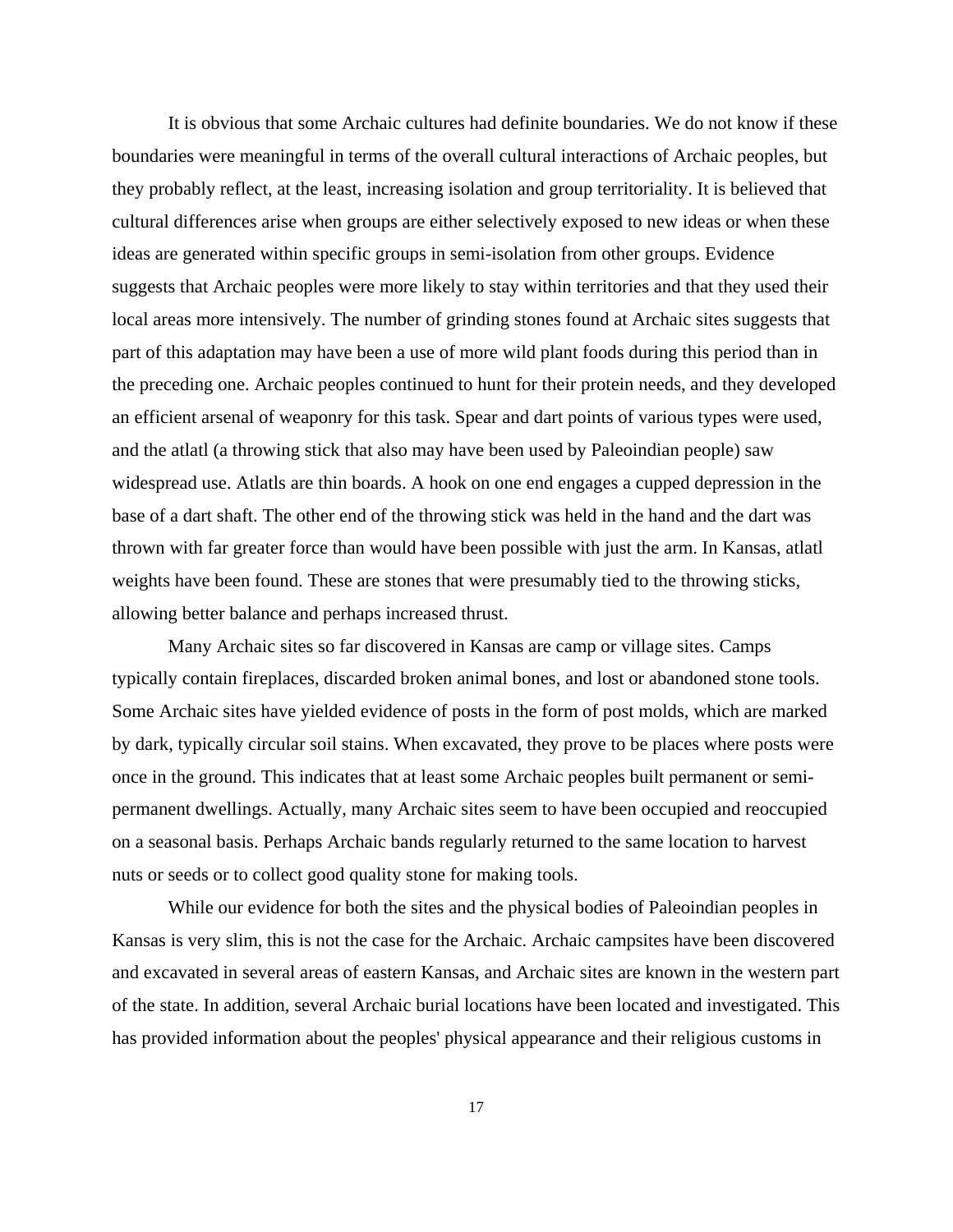It is obvious that some Archaic cultures had definite boundaries. We do not know if these boundaries were meaningful in terms of the overall cultural interactions of Archaic peoples, but they probably reflect, at the least, increasing isolation and group territoriality. It is believed that cultural differences arise when groups are either selectively exposed to new ideas or when these ideas are generated within specific groups in semi-isolation from other groups. Evidence suggests that Archaic peoples were more likely to stay within territories and that they used their local areas more intensively. The number of grinding stones found at Archaic sites suggests that part of this adaptation may have been a use of more wild plant foods during this period than in the preceding one. Archaic peoples continued to hunt for their protein needs, and they developed an efficient arsenal of weaponry for this task. Spear and dart points of various types were used, and the atlatl (a throwing stick that also may have been used by Paleoindian people) saw widespread use. Atlatls are thin boards. A hook on one end engages a cupped depression in the base of a dart shaft. The other end of the throwing stick was held in the hand and the dart was thrown with far greater force than would have been possible with just the arm. In Kansas, atlatl weights have been found. These are stones that were presumably tied to the throwing sticks, allowing better balance and perhaps increased thrust.

Many Archaic sites so far discovered in Kansas are camp or village sites. Camps typically contain fireplaces, discarded broken animal bones, and lost or abandoned stone tools. Some Archaic sites have yielded evidence of posts in the form of post molds, which are marked by dark, typically circular soil stains. When excavated, they prove to be places where posts were once in the ground. This indicates that at least some Archaic peoples built permanent or semi-permanent dwellings. Actually, many Archaic sites seem to have been occupied and reoccupied on a seasonal basis. Perhaps Archaic bands regularly returned to the same location to harvest nuts or seeds or to collect good quality stone for making tools.

While our evidence for both the sites and the physical bodies of Paleoindian peoples in Kansas is very slim, this is not the case for the Archaic. Archaic campsites have been discovered and excavated in several areas of eastern Kansas, and Archaic sites are known in the western part of the state. In addition, several Archaic burial locations have been located and investigated. This has provided information about the peoples' physical appearance and their religious customs in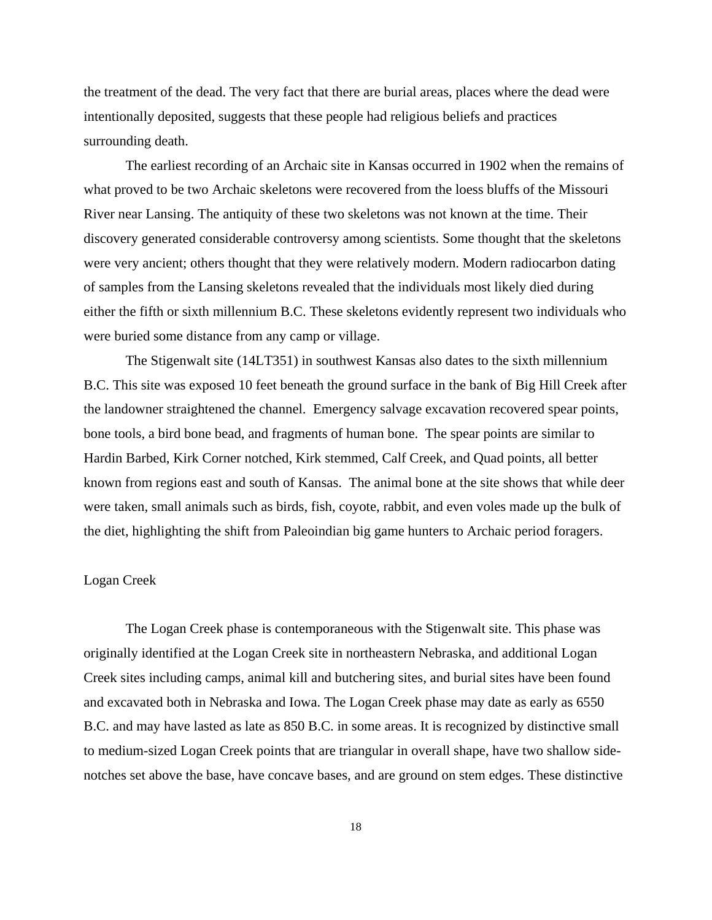the treatment of the dead. The very fact that there are burial areas, places where the dead were intentionally deposited, suggests that these people had religious beliefs and practices surrounding death.

The earliest recording of an Archaic site in Kansas occurred in 1902 when the remains of what proved to be two Archaic skeletons were recovered from the loess bluffs of the Missouri River near Lansing. The antiquity of these two skeletons was not known at the time. Their discovery generated considerable controversy among scientists. Some thought that the skeletons were very ancient; others thought that they were relatively modern. Modern radiocarbon dating of samples from the Lansing skeletons revealed that the individuals most likely died during either the fifth or sixth millennium B.C. These skeletons evidently represent two individuals who were buried some distance from any camp or village.

The Stigenwalt site (14LT351) in southwest Kansas also dates to the sixth millennium B.C. This site was exposed 10 feet beneath the ground surface in the bank of Big Hill Creek after the landowner straightened the channel. Emergency salvage excavation recovered spear points, bone tools, a bird bone bead, and fragments of human bone. The spear points are similar to Hardin Barbed, Kirk Corner notched, Kirk stemmed, Calf Creek, and Quad points, all better known from regions east and south of Kansas. The animal bone at the site shows that while deer were taken, small animals such as birds, fish, coyote, rabbit, and even voles made up the bulk of the diet, highlighting the shift from Paleoindian big game hunters to Archaic period foragers.

## Logan Creek

The Logan Creek phase is contemporaneous with the Stigenwalt site. This phase was originally identified at the Logan Creek site in northeastern Nebraska, and additional Logan Creek sites including camps, animal kill and butchering sites, and burial sites have been found and excavated both in Nebraska and Iowa. The Logan Creek phase may date as early as 6550 B.C. and may have lasted as late as 850 B.C. in some areas. It is recognized by distinctive small to medium-sized Logan Creek points that are triangular in overall shape, have two shallow side-notches set above the base, have concave bases, and are ground on stem edges. These distinctive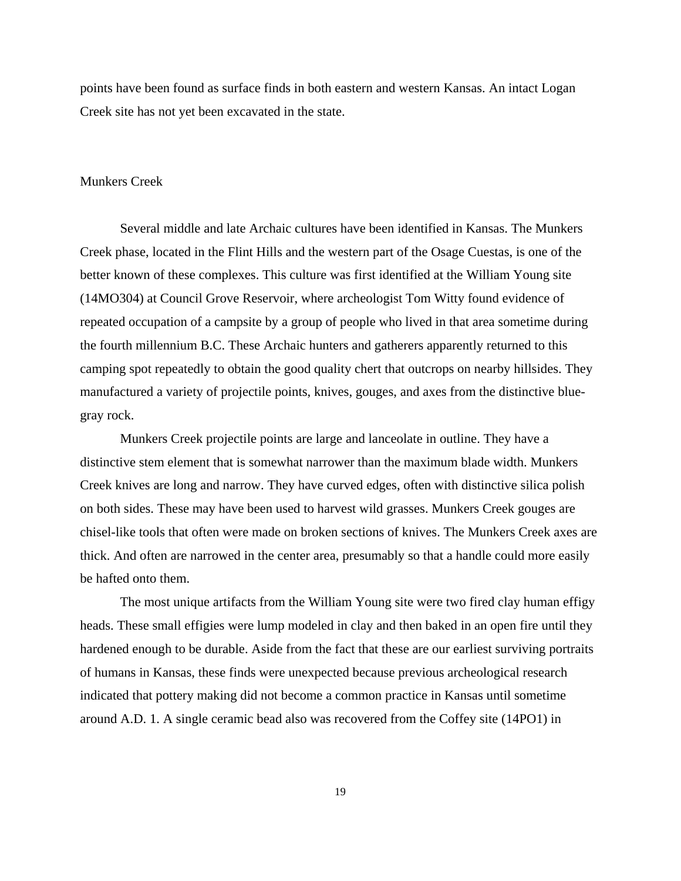points have been found as surface finds in both eastern and western Kansas. An intact Logan Creek site has not yet been excavated in the state.

## Munkers Creek

Several middle and late Archaic cultures have been identified in Kansas. The Munkers Creek phase, located in the Flint Hills and the western part of the Osage Cuestas, is one of the better known of these complexes. This culture was first identified at the William Young site (14MO304) at Council Grove Reservoir, where archeologist Tom Witty found evidence of repeated occupation of a campsite by a group of people who lived in that area sometime during the fourth millennium B.C. These Archaic hunters and gatherers apparently returned to this camping spot repeatedly to obtain the good quality chert that outcrops on nearby hillsides. They manufactured a variety of projectile points, knives, gouges, and axes from the distinctive blue-gray rock.

Munkers Creek projectile points are large and lanceolate in outline. They have a distinctive stem element that is somewhat narrower than the maximum blade width. Munkers Creek knives are long and narrow. They have curved edges, often with distinctive silica polish on both sides. These may have been used to harvest wild grasses. Munkers Creek gouges are chisel-like tools that often were made on broken sections of knives. The Munkers Creek axes are thick. And often are narrowed in the center area, presumably so that a handle could more easily be hafted onto them.

The most unique artifacts from the William Young site were two fired clay human effigy heads. These small effigies were lump modeled in clay and then baked in an open fire until they hardened enough to be durable. Aside from the fact that these are our earliest surviving portraits of humans in Kansas, these finds were unexpected because previous archeological research indicated that pottery making did not become a common practice in Kansas until sometime around A.D. 1. A single ceramic bead also was recovered from the Coffey site (14PO1) in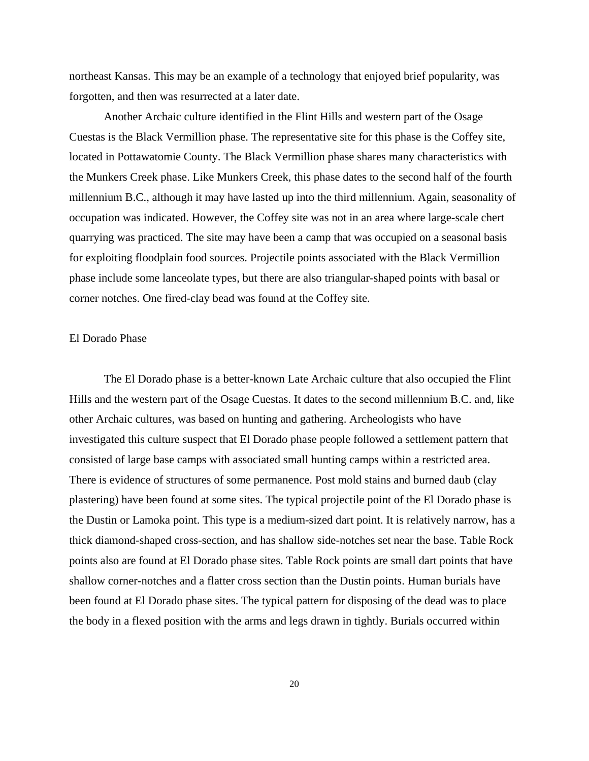northeast Kansas. This may be an example of a technology that enjoyed brief popularity, was forgotten, and then was resurrected at a later date.

Another Archaic culture identified in the Flint Hills and western part of the Osage Cuestas is the Black Vermillion phase. The representative site for this phase is the Coffey site, located in Pottawatomie County. The Black Vermillion phase shares many characteristics with the Munkers Creek phase. Like Munkers Creek, this phase dates to the second half of the fourth millennium B.C., although it may have lasted up into the third millennium. Again, seasonality of occupation was indicated. However, the Coffey site was not in an area where large-scale chert quarrying was practiced. The site may have been a camp that was occupied on a seasonal basis for exploiting floodplain food sources. Projectile points associated with the Black Vermillion phase include some lanceolate types, but there are also triangular-shaped points with basal or corner notches. One fired-clay bead was found at the Coffey site.

## El Dorado Phase

The El Dorado phase is a better-known Late Archaic culture that also occupied the Flint Hills and the western part of the Osage Cuestas. It dates to the second millennium B.C. and, like other Archaic cultures, was based on hunting and gathering. Archeologists who have investigated this culture suspect that El Dorado phase people followed a settlement pattern that consisted of large base camps with associated small hunting camps within a restricted area. There is evidence of structures of some permanence. Post mold stains and burned daub (clay plastering) have been found at some sites. The typical projectile point of the El Dorado phase is the Dustin or Lamoka point. This type is a medium-sized dart point. It is relatively narrow, has a thick diamond-shaped cross-section, and has shallow side-notches set near the base. Table Rock points also are found at El Dorado phase sites. Table Rock points are small dart points that have shallow corner-notches and a flatter cross section than the Dustin points. Human burials have been found at El Dorado phase sites. The typical pattern for disposing of the dead was to place the body in a flexed position with the arms and legs drawn in tightly. Burials occurred within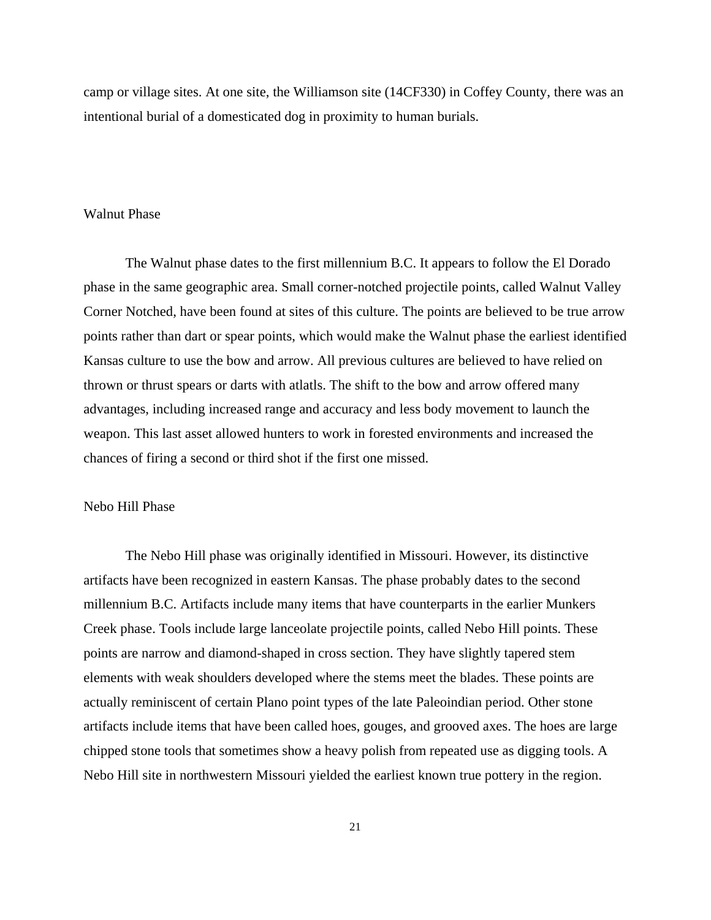camp or village sites. At one site, the Williamson site (14CF330) in Coffey County, there was an intentional burial of a domesticated dog in proximity to human burials.

### Walnut Phase

The Walnut phase dates to the first millennium B.C. It appears to follow the El Dorado phase in the same geographic area. Small corner-notched projectile points, called Walnut Valley Corner Notched, have been found at sites of this culture. The points are believed to be true arrow points rather than dart or spear points, which would make the Walnut phase the earliest identified Kansas culture to use the bow and arrow. All previous cultures are believed to have relied on thrown or thrust spears or darts with atlatls. The shift to the bow and arrow offered many advantages, including increased range and accuracy and less body movement to launch the weapon. This last asset allowed hunters to work in forested environments and increased the chances of firing a second or third shot if the first one missed.

### Nebo Hill Phase

The Nebo Hill phase was originally identified in Missouri. However, its distinctive artifacts have been recognized in eastern Kansas. The phase probably dates to the second millennium B.C. Artifacts include many items that have counterparts in the earlier Munkers Creek phase. Tools include large lanceolate projectile points, called Nebo Hill points. These points are narrow and diamond-shaped in cross section. They have slightly tapered stem elements with weak shoulders developed where the stems meet the blades. These points are actually reminiscent of certain Plano point types of the late Paleoindian period. Other stone artifacts include items that have been called hoes, gouges, and grooved axes. The hoes are large chipped stone tools that sometimes show a heavy polish from repeated use as digging tools. A Nebo Hill site in northwestern Missouri yielded the earliest known true pottery in the region.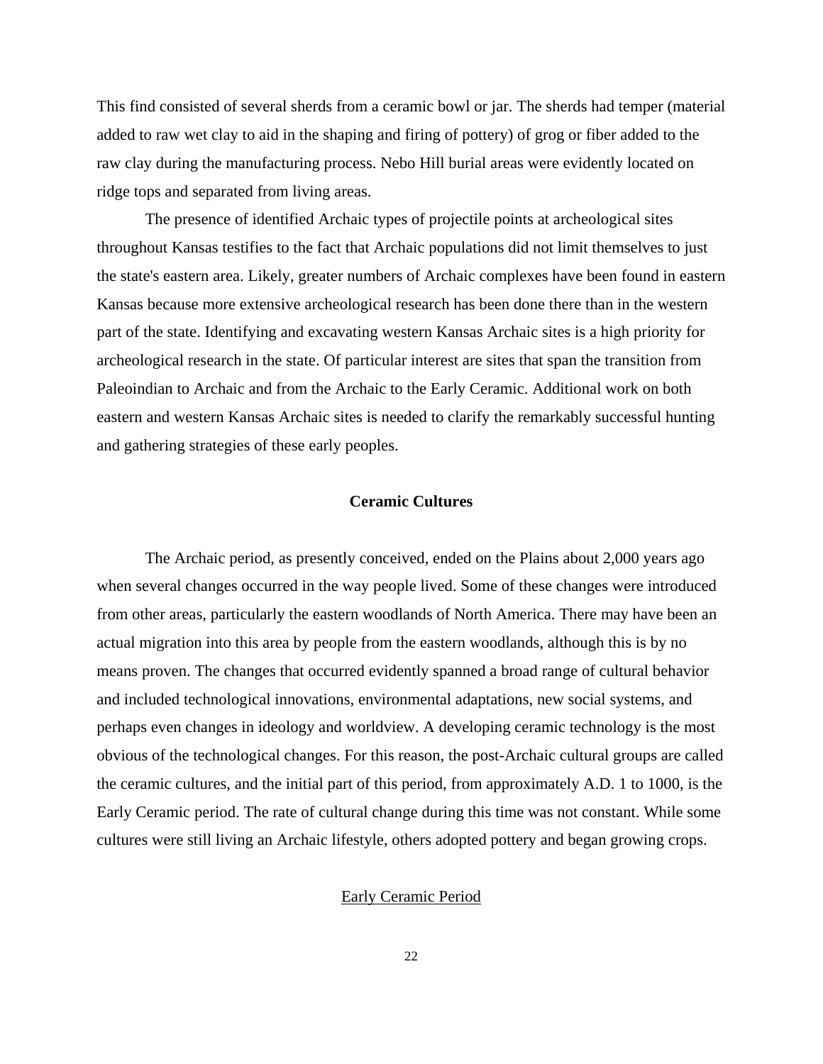This find consisted of several sherds from a ceramic bowl or jar. The sherds had temper (material added to raw wet clay to aid in the shaping and firing of pottery) of grog or fiber added to the raw clay during the manufacturing process. Nebo Hill burial areas were evidently located on ridge tops and separated from living areas.

The presence of identified Archaic types of projectile points at archeological sites throughout Kansas testifies to the fact that Archaic populations did not limit themselves to just the state's eastern area. Likely, greater numbers of Archaic complexes have been found in eastern Kansas because more extensive archeological research has been done there than in the western part of the state. Identifying and excavating western Kansas Archaic sites is a high priority for archeological research in the state. Of particular interest are sites that span the transition from Paleoindian to Archaic and from the Archaic to the Early Ceramic. Additional work on both eastern and western Kansas Archaic sites is needed to clarify the remarkably successful hunting and gathering strategies of these early peoples.

## Ceramic Cultures

The Archaic period, as presently conceived, ended on the Plains about 2,000 years ago when several changes occurred in the way people lived. Some of these changes were introduced from other areas, particularly the eastern woodlands of North America. There may have been an actual migration into this area by people from the eastern woodlands, although this is by no means proven. The changes that occurred evidently spanned a broad range of cultural behavior and included technological innovations, environmental adaptations, new social systems, and perhaps even changes in ideology and worldview. A developing ceramic technology is the most obvious of the technological changes. For this reason, the post-Archaic cultural groups are called the ceramic cultures, and the initial part of this period, from approximately A.D. 1 to 1000, is the Early Ceramic period. The rate of cultural change during this time was not constant. While some cultures were still living an Archaic lifestyle, others adopted pottery and began growing crops.

### Early Ceramic Period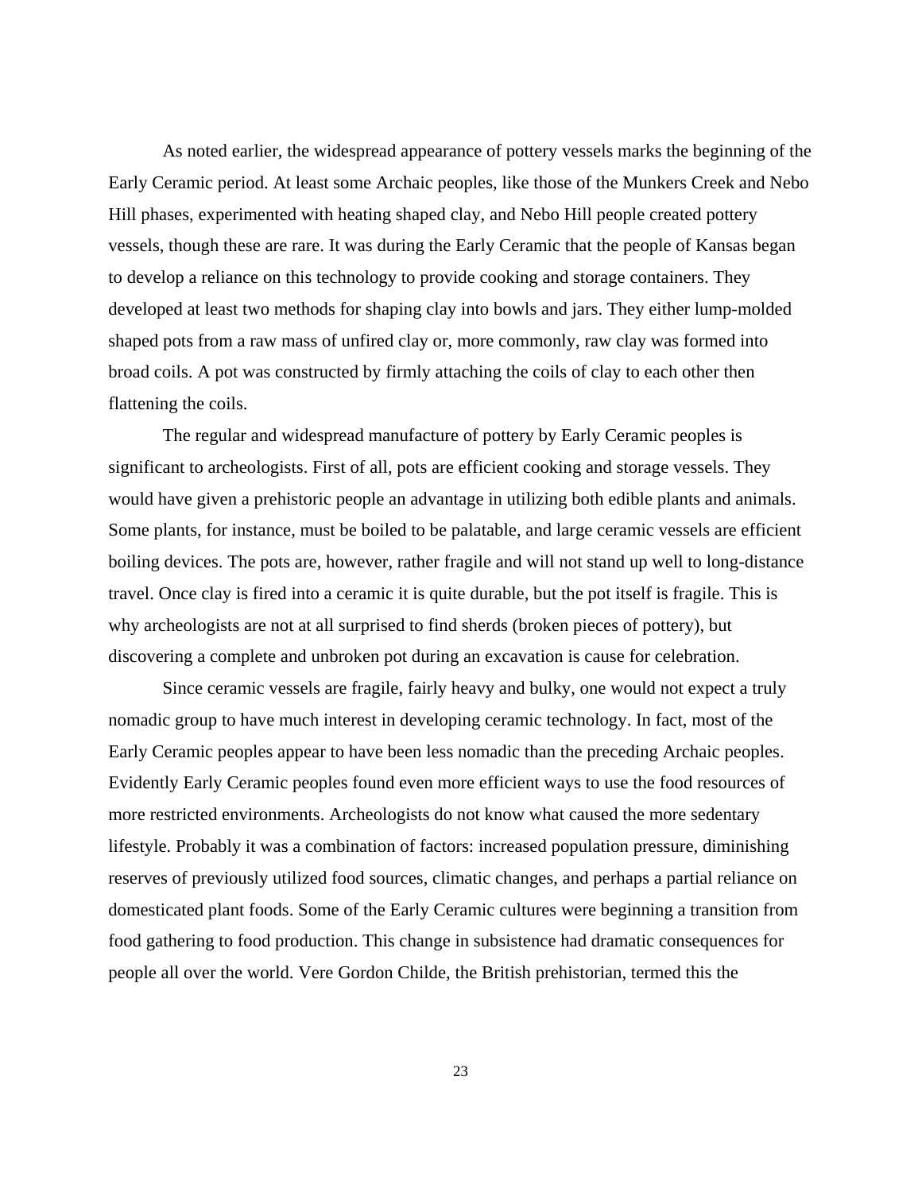As noted earlier, the widespread appearance of pottery vessels marks the beginning of the Early Ceramic period. At least some Archaic peoples, like those of the Munkers Creek and Nebo Hill phases, experimented with heating shaped clay, and Nebo Hill people created pottery vessels, though these are rare. It was during the Early Ceramic that the people of Kansas began to develop a reliance on this technology to provide cooking and storage containers. They developed at least two methods for shaping clay into bowls and jars. They either lump-molded shaped pots from a raw mass of unfired clay or, more commonly, raw clay was formed into broad coils. A pot was constructed by firmly attaching the coils of clay to each other then flattening the coils.

The regular and widespread manufacture of pottery by Early Ceramic peoples is significant to archeologists. First of all, pots are efficient cooking and storage vessels. They would have given a prehistoric people an advantage in utilizing both edible plants and animals. Some plants, for instance, must be boiled to be palatable, and large ceramic vessels are efficient boiling devices. The pots are, however, rather fragile and will not stand up well to long-distance travel. Once clay is fired into a ceramic it is quite durable, but the pot itself is fragile. This is why archeologists are not at all surprised to find sherds (broken pieces of pottery), but discovering a complete and unbroken pot during an excavation is cause for celebration.

Since ceramic vessels are fragile, fairly heavy and bulky, one would not expect a truly nomadic group to have much interest in developing ceramic technology. In fact, most of the Early Ceramic peoples appear to have been less nomadic than the preceding Archaic peoples. Evidently Early Ceramic peoples found even more efficient ways to use the food resources of more restricted environments. Archeologists do not know what caused the more sedentary lifestyle. Probably it was a combination of factors: increased population pressure, diminishing reserves of previously utilized food sources, climatic changes, and perhaps a partial reliance on domesticated plant foods. Some of the Early Ceramic cultures were beginning a transition from food gathering to food production. This change in subsistence had dramatic consequences for people all over the world. Vere Gordon Childe, the British prehistorian, termed this the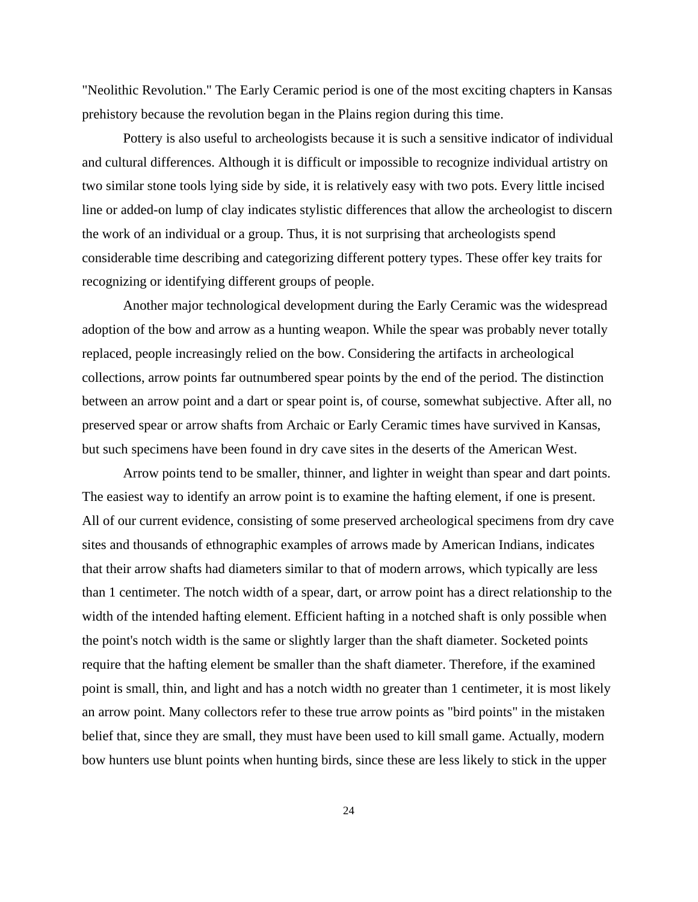"Neolithic Revolution." The Early Ceramic period is one of the most exciting chapters in Kansas prehistory because the revolution began in the Plains region during this time.

Pottery is also useful to archeologists because it is such a sensitive indicator of individual and cultural differences. Although it is difficult or impossible to recognize individual artistry on two similar stone tools lying side by side, it is relatively easy with two pots. Every little incised line or added-on lump of clay indicates stylistic differences that allow the archeologist to discern the work of an individual or a group. Thus, it is not surprising that archeologists spend considerable time describing and categorizing different pottery types. These offer key traits for recognizing or identifying different groups of people.

Another major technological development during the Early Ceramic was the widespread adoption of the bow and arrow as a hunting weapon. While the spear was probably never totally replaced, people increasingly relied on the bow. Considering the artifacts in archeological collections, arrow points far outnumbered spear points by the end of the period. The distinction between an arrow point and a dart or spear point is, of course, somewhat subjective. After all, no preserved spear or arrow shafts from Archaic or Early Ceramic times have survived in Kansas, but such specimens have been found in dry cave sites in the deserts of the American West.

Arrow points tend to be smaller, thinner, and lighter in weight than spear and dart points. The easiest way to identify an arrow point is to examine the hafting element, if one is present. All of our current evidence, consisting of some preserved archeological specimens from dry cave sites and thousands of ethnographic examples of arrows made by American Indians, indicates that their arrow shafts had diameters similar to that of modern arrows, which typically are less than 1 centimeter. The notch width of a spear, dart, or arrow point has a direct relationship to the width of the intended hafting element. Efficient hafting in a notched shaft is only possible when the point's notch width is the same or slightly larger than the shaft diameter. Socketed points require that the hafting element be smaller than the shaft diameter. Therefore, if the examined point is small, thin, and light and has a notch width no greater than 1 centimeter, it is most likely an arrow point. Many collectors refer to these true arrow points as "bird points" in the mistaken belief that, since they are small, they must have been used to kill small game. Actually, modern bow hunters use blunt points when hunting birds, since these are less likely to stick in the upper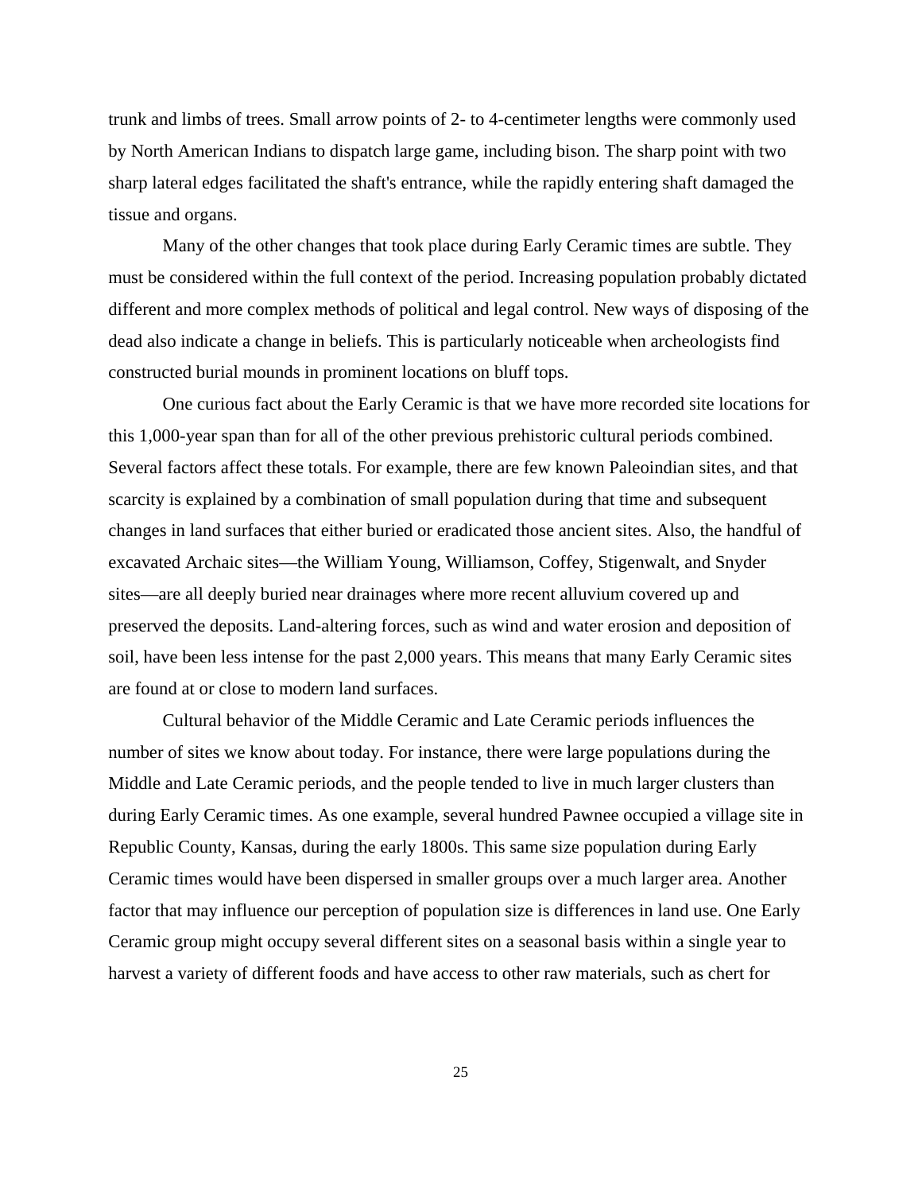trunk and limbs of trees. Small arrow points of 2- to 4-centimeter lengths were commonly used by North American Indians to dispatch large game, including bison. The sharp point with two sharp lateral edges facilitated the shaft's entrance, while the rapidly entering shaft damaged the tissue and organs.

Many of the other changes that took place during Early Ceramic times are subtle. They must be considered within the full context of the period. Increasing population probably dictated different and more complex methods of political and legal control. New ways of disposing of the dead also indicate a change in beliefs. This is particularly noticeable when archeologists find constructed burial mounds in prominent locations on bluff tops.

One curious fact about the Early Ceramic is that we have more recorded site locations for this 1,000-year span than for all of the other previous prehistoric cultural periods combined. Several factors affect these totals. For example, there are few known Paleoindian sites, and that scarcity is explained by a combination of small population during that time and subsequent changes in land surfaces that either buried or eradicated those ancient sites. Also, the handful of excavated Archaic sites—the William Young, Williamson, Coffey, Stigenwalt, and Snyder sites—are all deeply buried near drainages where more recent alluvium covered up and preserved the deposits. Land-altering forces, such as wind and water erosion and deposition of soil, have been less intense for the past 2,000 years. This means that many Early Ceramic sites are found at or close to modern land surfaces.

Cultural behavior of the Middle Ceramic and Late Ceramic periods influences the number of sites we know about today. For instance, there were large populations during the Middle and Late Ceramic periods, and the people tended to live in much larger clusters than during Early Ceramic times. As one example, several hundred Pawnee occupied a village site in Republic County, Kansas, during the early 1800s. This same size population during Early Ceramic times would have been dispersed in smaller groups over a much larger area. Another factor that may influence our perception of population size is differences in land use. One Early Ceramic group might occupy several different sites on a seasonal basis within a single year to harvest a variety of different foods and have access to other raw materials, such as chert for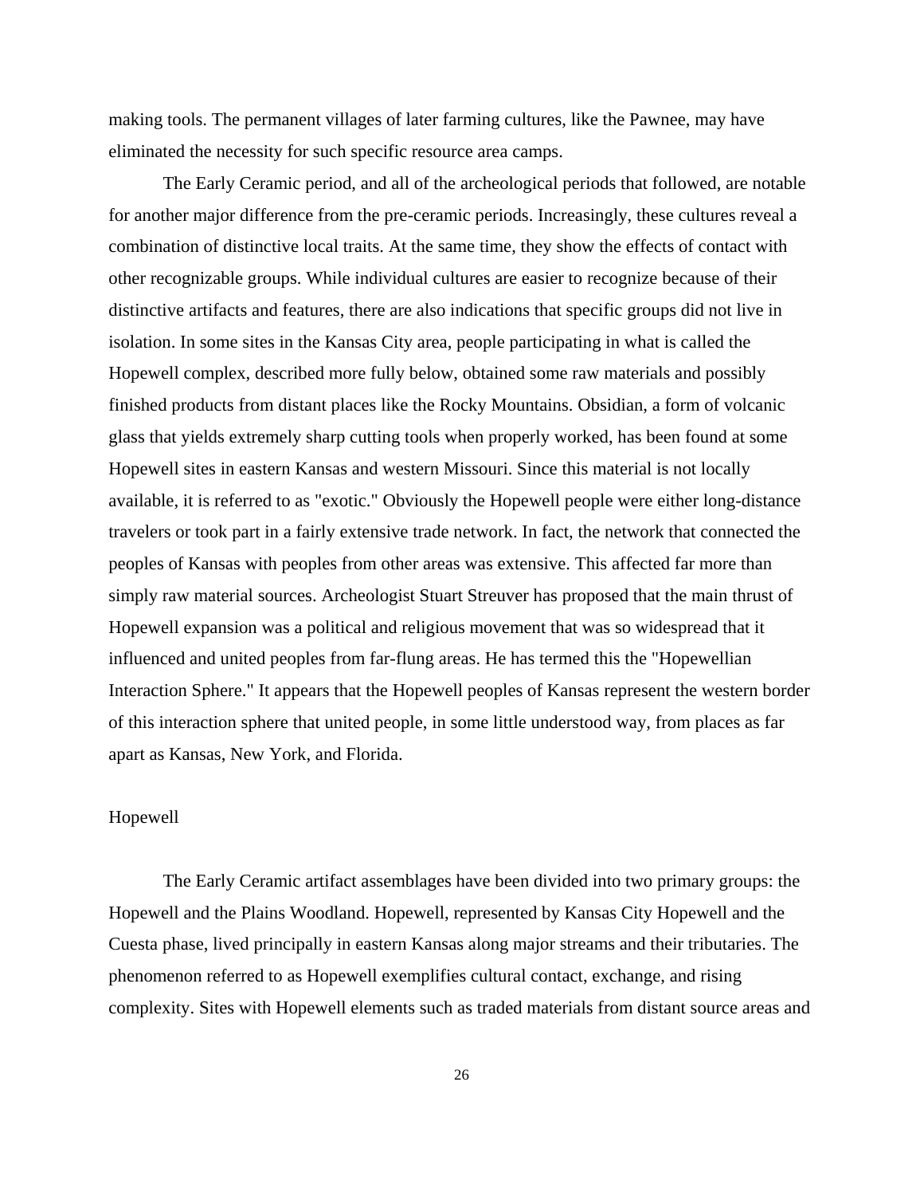making tools. The permanent villages of later farming cultures, like the Pawnee, may have eliminated the necessity for such specific resource area camps.

The Early Ceramic period, and all of the archeological periods that followed, are notable for another major difference from the pre-ceramic periods. Increasingly, these cultures reveal a combination of distinctive local traits. At the same time, they show the effects of contact with other recognizable groups. While individual cultures are easier to recognize because of their distinctive artifacts and features, there are also indications that specific groups did not live in isolation. In some sites in the Kansas City area, people participating in what is called the Hopewell complex, described more fully below, obtained some raw materials and possibly finished products from distant places like the Rocky Mountains. Obsidian, a form of volcanic glass that yields extremely sharp cutting tools when properly worked, has been found at some Hopewell sites in eastern Kansas and western Missouri. Since this material is not locally available, it is referred to as "exotic." Obviously the Hopewell people were either long-distance travelers or took part in a fairly extensive trade network. In fact, the network that connected the peoples of Kansas with peoples from other areas was extensive. This affected far more than simply raw material sources. Archeologist Stuart Streuver has proposed that the main thrust of Hopewell expansion was a political and religious movement that was so widespread that it influenced and united peoples from far-flung areas. He has termed this the "Hopewellian Interaction Sphere." It appears that the Hopewell peoples of Kansas represent the western border of this interaction sphere that united people, in some little understood way, from places as far apart as Kansas, New York, and Florida.

## Hopewell

The Early Ceramic artifact assemblages have been divided into two primary groups: the Hopewell and the Plains Woodland. Hopewell, represented by Kansas City Hopewell and the Cuesta phase, lived principally in eastern Kansas along major streams and their tributaries. The phenomenon referred to as Hopewell exemplifies cultural contact, exchange, and rising complexity. Sites with Hopewell elements such as traded materials from distant source areas and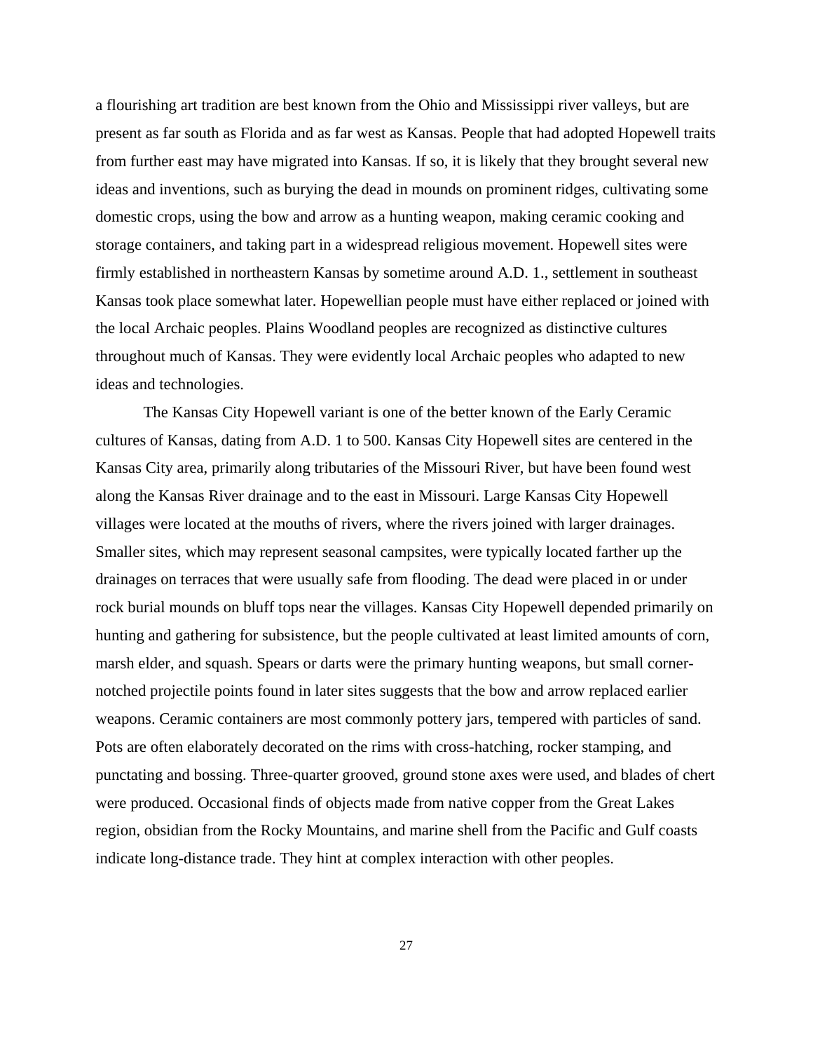a flourishing art tradition are best known from the Ohio and Mississippi river valleys, but are present as far south as Florida and as far west as Kansas. People that had adopted Hopewell traits from further east may have migrated into Kansas. If so, it is likely that they brought several new ideas and inventions, such as burying the dead in mounds on prominent ridges, cultivating some domestic crops, using the bow and arrow as a hunting weapon, making ceramic cooking and storage containers, and taking part in a widespread religious movement. Hopewell sites were firmly established in northeastern Kansas by sometime around A.D. 1., settlement in southeast Kansas took place somewhat later. Hopewellian people must have either replaced or joined with the local Archaic peoples. Plains Woodland peoples are recognized as distinctive cultures throughout much of Kansas. They were evidently local Archaic peoples who adapted to new ideas and technologies.

The Kansas City Hopewell variant is one of the better known of the Early Ceramic cultures of Kansas, dating from A.D. 1 to 500. Kansas City Hopewell sites are centered in the Kansas City area, primarily along tributaries of the Missouri River, but have been found west along the Kansas River drainage and to the east in Missouri. Large Kansas City Hopewell villages were located at the mouths of rivers, where the rivers joined with larger drainages. Smaller sites, which may represent seasonal campsites, were typically located farther up the drainages on terraces that were usually safe from flooding. The dead were placed in or under rock burial mounds on bluff tops near the villages. Kansas City Hopewell depended primarily on hunting and gathering for subsistence, but the people cultivated at least limited amounts of corn, marsh elder, and squash. Spears or darts were the primary hunting weapons, but small corner-notched projectile points found in later sites suggests that the bow and arrow replaced earlier weapons. Ceramic containers are most commonly pottery jars, tempered with particles of sand. Pots are often elaborately decorated on the rims with cross-hatching, rocker stamping, and punctating and bossing. Three-quarter grooved, ground stone axes were used, and blades of chert were produced. Occasional finds of objects made from native copper from the Great Lakes region, obsidian from the Rocky Mountains, and marine shell from the Pacific and Gulf coasts indicate long-distance trade. They hint at complex interaction with other peoples.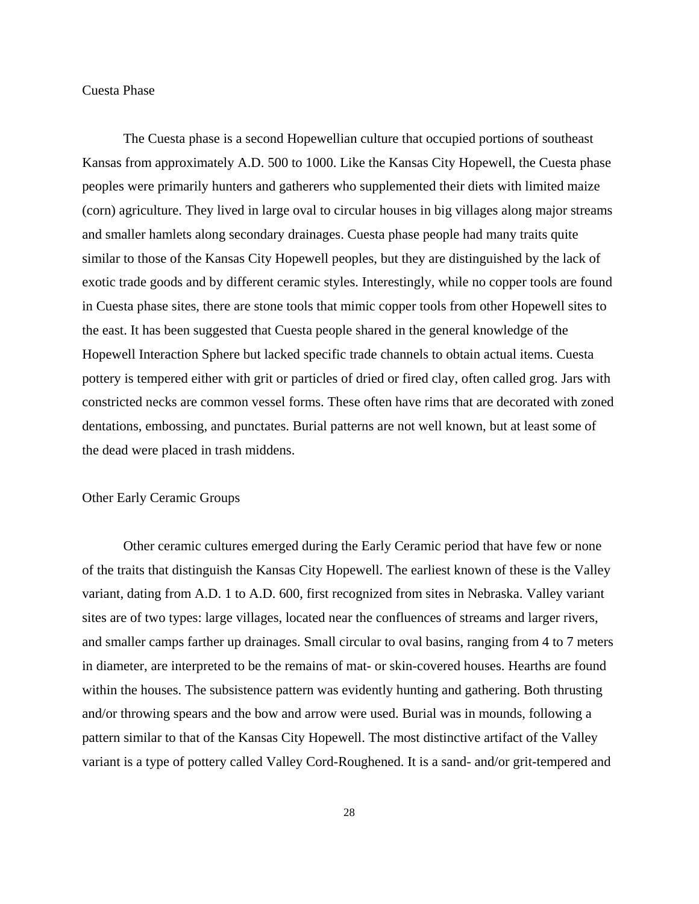## Cuesta Phase

The Cuesta phase is a second Hopewellian culture that occupied portions of southeast Kansas from approximately A.D. 500 to 1000. Like the Kansas City Hopewell, the Cuesta phase peoples were primarily hunters and gatherers who supplemented their diets with limited maize (corn) agriculture. They lived in large oval to circular houses in big villages along major streams and smaller hamlets along secondary drainages. Cuesta phase people had many traits quite similar to those of the Kansas City Hopewell peoples, but they are distinguished by the lack of exotic trade goods and by different ceramic styles. Interestingly, while no copper tools are found in Cuesta phase sites, there are stone tools that mimic copper tools from other Hopewell sites to the east. It has been suggested that Cuesta people shared in the general knowledge of the Hopewell Interaction Sphere but lacked specific trade channels to obtain actual items. Cuesta pottery is tempered either with grit or particles of dried or fired clay, often called grog. Jars with constricted necks are common vessel forms. These often have rims that are decorated with zoned dentations, embossing, and punctates. Burial patterns are not well known, but at least some of the dead were placed in trash middens.

## Other Early Ceramic Groups

Other ceramic cultures emerged during the Early Ceramic period that have few or none of the traits that distinguish the Kansas City Hopewell. The earliest known of these is the Valley variant, dating from A.D. 1 to A.D. 600, first recognized from sites in Nebraska. Valley variant sites are of two types: large villages, located near the confluences of streams and larger rivers, and smaller camps farther up drainages. Small circular to oval basins, ranging from 4 to 7 meters in diameter, are interpreted to be the remains of mat- or skin-covered houses. Hearths are found within the houses. The subsistence pattern was evidently hunting and gathering. Both thrusting and/or throwing spears and the bow and arrow were used. Burial was in mounds, following a pattern similar to that of the Kansas City Hopewell. The most distinctive artifact of the Valley variant is a type of pottery called Valley Cord-Roughened. It is a sand- and/or grit-tempered and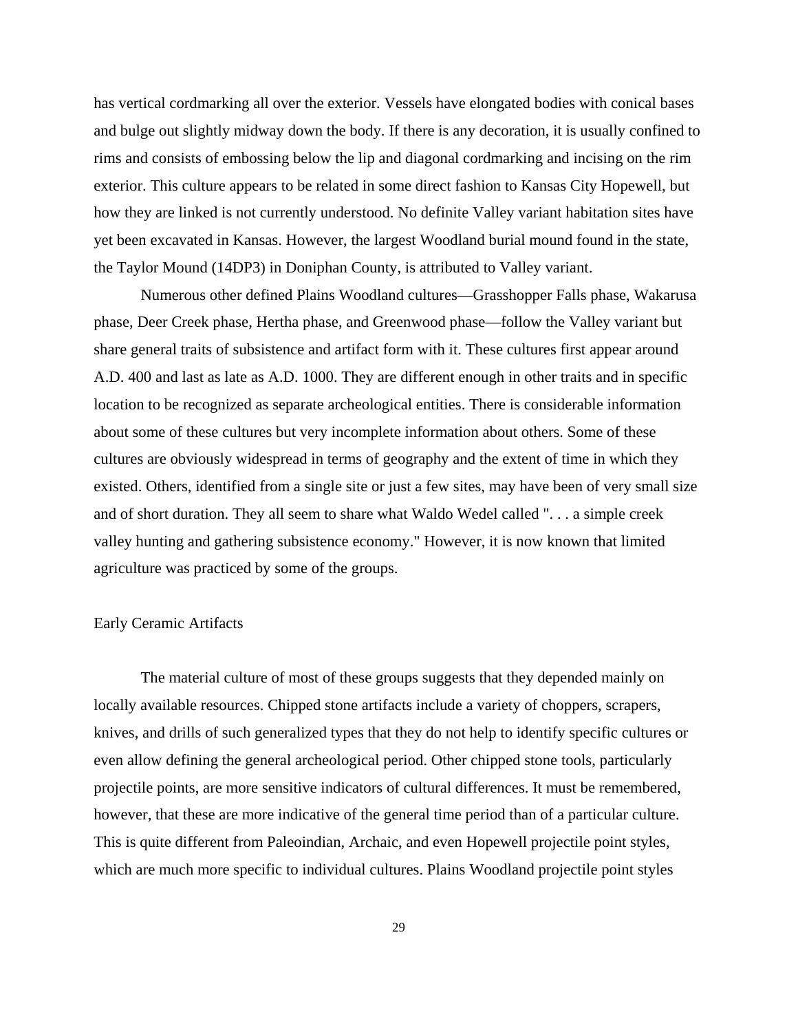has vertical cordmarking all over the exterior. Vessels have elongated bodies with conical bases and bulge out slightly midway down the body. If there is any decoration, it is usually confined to rims and consists of embossing below the lip and diagonal cordmarking and incising on the rim exterior. This culture appears to be related in some direct fashion to Kansas City Hopewell, but how they are linked is not currently understood. No definite Valley variant habitation sites have yet been excavated in Kansas. However, the largest Woodland burial mound found in the state, the Taylor Mound (14DP3) in Doniphan County, is attributed to Valley variant.

Numerous other defined Plains Woodland cultures—Grasshopper Falls phase, Wakarusa phase, Deer Creek phase, Hertha phase, and Greenwood phase—follow the Valley variant but share general traits of subsistence and artifact form with it. These cultures first appear around A.D. 400 and last as late as A.D. 1000. They are different enough in other traits and in specific location to be recognized as separate archeological entities. There is considerable information about some of these cultures but very incomplete information about others. Some of these cultures are obviously widespread in terms of geography and the extent of time in which they existed. Others, identified from a single site or just a few sites, may have been of very small size and of short duration. They all seem to share what Waldo Wedel called ". . . a simple creek valley hunting and gathering subsistence economy." However, it is now known that limited agriculture was practiced by some of the groups.

## Early Ceramic Artifacts

The material culture of most of these groups suggests that they depended mainly on locally available resources. Chipped stone artifacts include a variety of choppers, scrapers, knives, and drills of such generalized types that they do not help to identify specific cultures or even allow defining the general archeological period. Other chipped stone tools, particularly projectile points, are more sensitive indicators of cultural differences. It must be remembered, however, that these are more indicative of the general time period than of a particular culture. This is quite different from Paleoindian, Archaic, and even Hopewell projectile point styles, which are much more specific to individual cultures. Plains Woodland projectile point styles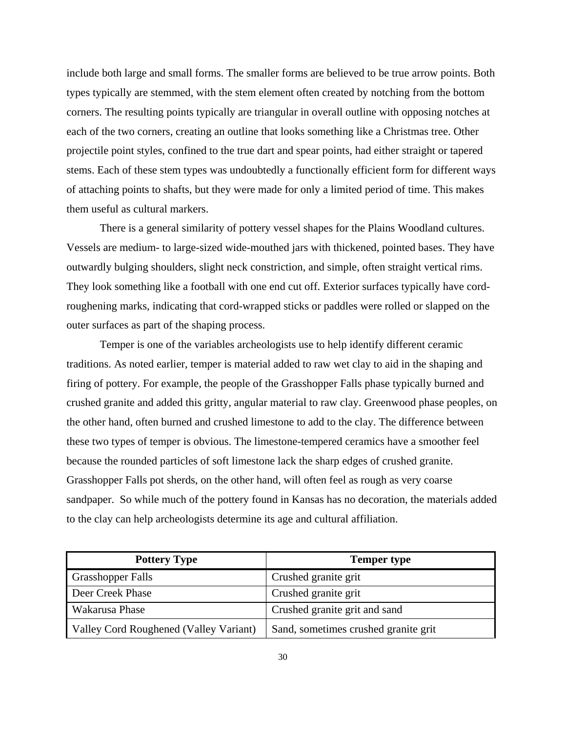include both large and small forms. The smaller forms are believed to be true arrow points. Both types typically are stemmed, with the stem element often created by notching from the bottom corners. The resulting points typically are triangular in overall outline with opposing notches at each of the two corners, creating an outline that looks something like a Christmas tree. Other projectile point styles, confined to the true dart and spear points, had either straight or tapered stems. Each of these stem types was undoubtedly a functionally efficient form for different ways of attaching points to shafts, but they were made for only a limited period of time. This makes them useful as cultural markers.

There is a general similarity of pottery vessel shapes for the Plains Woodland cultures. Vessels are medium- to large-sized wide-mouthed jars with thickened, pointed bases. They have outwardly bulging shoulders, slight neck constriction, and simple, often straight vertical rims. They look something like a football with one end cut off. Exterior surfaces typically have cord-roughening marks, indicating that cord-wrapped sticks or paddles were rolled or slapped on the outer surfaces as part of the shaping process.

Temper is one of the variables archeologists use to help identify different ceramic traditions. As noted earlier, temper is material added to raw wet clay to aid in the shaping and firing of pottery. For example, the people of the Grasshopper Falls phase typically burned and crushed granite and added this gritty, angular material to raw clay. Greenwood phase peoples, on the other hand, often burned and crushed limestone to add to the clay. The difference between these two types of temper is obvious. The limestone-tempered ceramics have a smoother feel because the rounded particles of soft limestone lack the sharp edges of crushed granite. Grasshopper Falls pot sherds, on the other hand, will often feel as rough as very coarse sandpaper. So while much of the pottery found in Kansas has no decoration, the materials added to the clay can help archeologists determine its age and cultural affiliation.

| Pottery Type | Temper type |
|---|---|
| Grasshopper Falls | Crushed granite grit |
| Deer Creek Phase | Crushed granite grit |
| Wakarusa Phase | Crushed granite grit and sand |
| Valley Cord Roughened (Valley Variant) | Sand, sometimes crushed granite grit |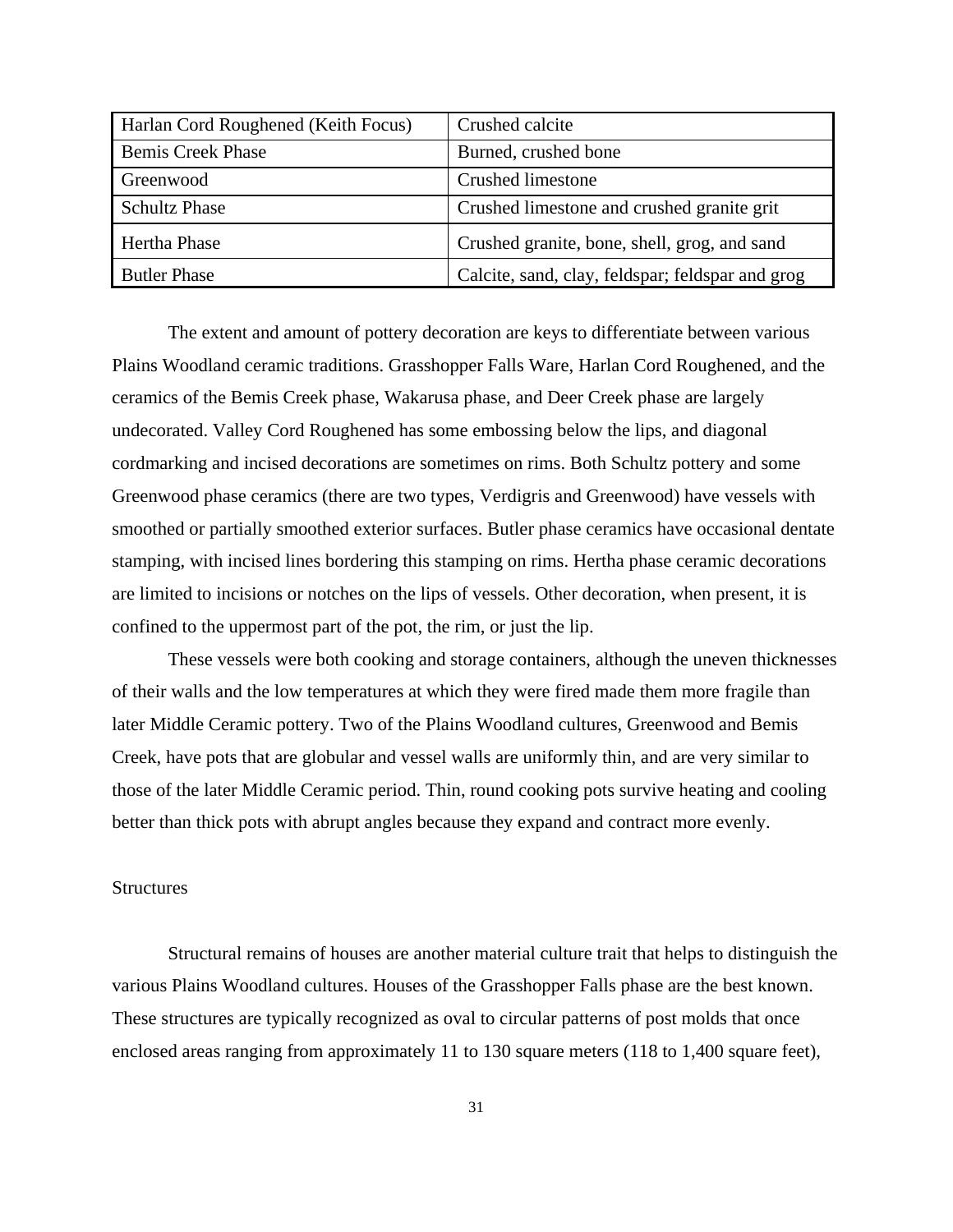| Harlan Cord Roughened (Keith Focus) | Crushed calcite |
|---|---|
| Bemis Creek Phase | Burned, crushed bone |
| Greenwood | Crushed limestone |
| Schultz Phase | Crushed limestone and crushed granite grit |
| Hertha Phase | Crushed granite, bone, shell, grog, and sand |
| Butler Phase | Calcite, sand, clay, feldspar; feldspar and grog |

The extent and amount of pottery decoration are keys to differentiate between various Plains Woodland ceramic traditions. Grasshopper Falls Ware, Harlan Cord Roughened, and the ceramics of the Bemis Creek phase, Wakarusa phase, and Deer Creek phase are largely undecorated. Valley Cord Roughened has some embossing below the lips, and diagonal cordmarking and incised decorations are sometimes on rims. Both Schultz pottery and some Greenwood phase ceramics (there are two types, Verdigris and Greenwood) have vessels with smoothed or partially smoothed exterior surfaces. Butler phase ceramics have occasional dentate stamping, with incised lines bordering this stamping on rims. Hertha phase ceramic decorations are limited to incisions or notches on the lips of vessels. Other decoration, when present, it is confined to the uppermost part of the pot, the rim, or just the lip.

These vessels were both cooking and storage containers, although the uneven thicknesses of their walls and the low temperatures at which they were fired made them more fragile than later Middle Ceramic pottery. Two of the Plains Woodland cultures, Greenwood and Bemis Creek, have pots that are globular and vessel walls are uniformly thin, and are very similar to those of the later Middle Ceramic period. Thin, round cooking pots survive heating and cooling better than thick pots with abrupt angles because they expand and contract more evenly.

Structures

Structural remains of houses are another material culture trait that helps to distinguish the various Plains Woodland cultures. Houses of the Grasshopper Falls phase are the best known. These structures are typically recognized as oval to circular patterns of post molds that once enclosed areas ranging from approximately 11 to 130 square meters (118 to 1,400 square feet),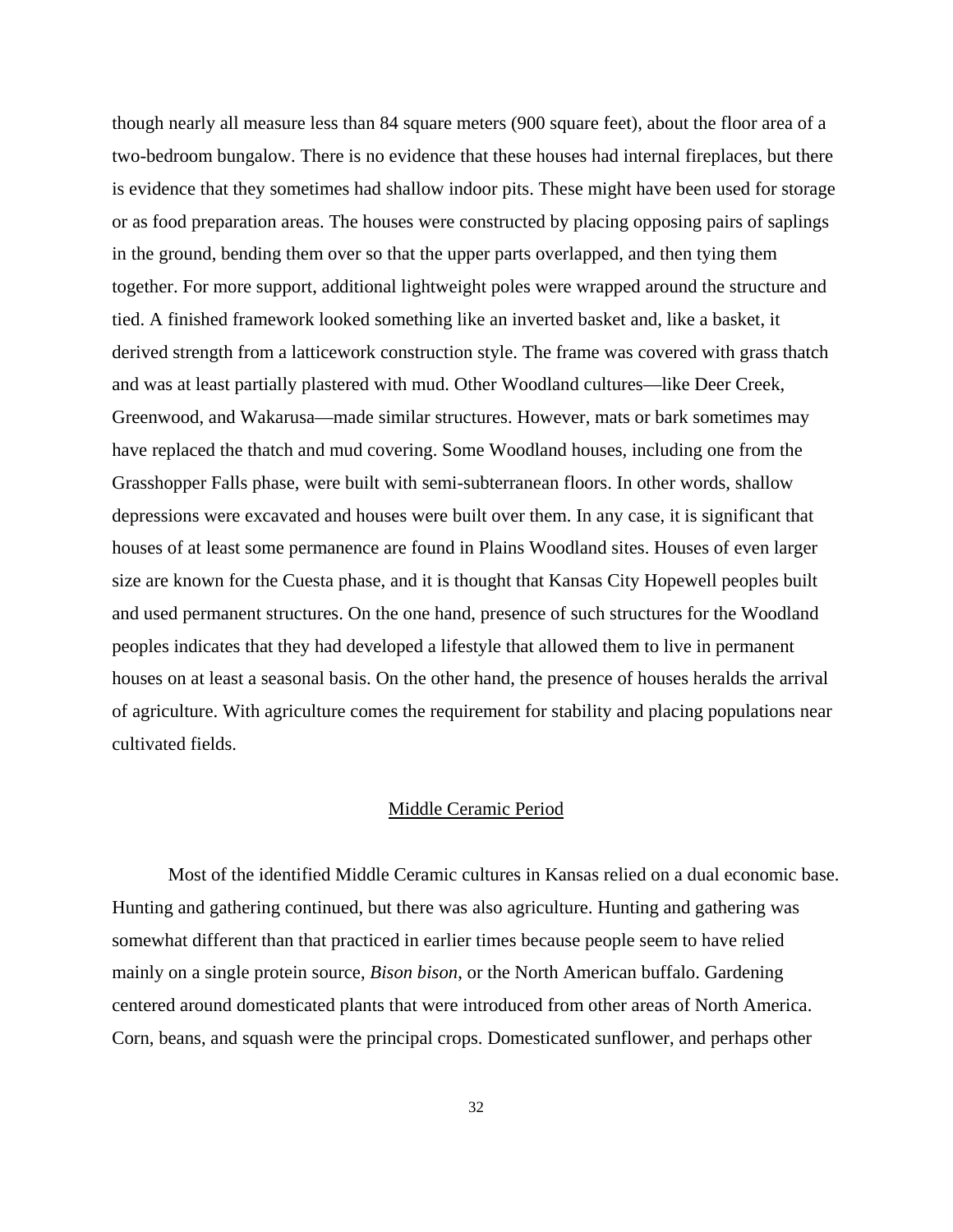though nearly all measure less than 84 square meters (900 square feet), about the floor area of a two-bedroom bungalow. There is no evidence that these houses had internal fireplaces, but there is evidence that they sometimes had shallow indoor pits. These might have been used for storage or as food preparation areas. The houses were constructed by placing opposing pairs of saplings in the ground, bending them over so that the upper parts overlapped, and then tying them together. For more support, additional lightweight poles were wrapped around the structure and tied. A finished framework looked something like an inverted basket and, like a basket, it derived strength from a latticework construction style. The frame was covered with grass thatch and was at least partially plastered with mud. Other Woodland cultures—like Deer Creek, Greenwood, and Wakarusa—made similar structures. However, mats or bark sometimes may have replaced the thatch and mud covering. Some Woodland houses, including one from the Grasshopper Falls phase, were built with semi-subterranean floors. In other words, shallow depressions were excavated and houses were built over them. In any case, it is significant that houses of at least some permanence are found in Plains Woodland sites. Houses of even larger size are known for the Cuesta phase, and it is thought that Kansas City Hopewell peoples built and used permanent structures. On the one hand, presence of such structures for the Woodland peoples indicates that they had developed a lifestyle that allowed them to live in permanent houses on at least a seasonal basis. On the other hand, the presence of houses heralds the arrival of agriculture. With agriculture comes the requirement for stability and placing populations near cultivated fields.

## Middle Ceramic Period

Most of the identified Middle Ceramic cultures in Kansas relied on a dual economic base. Hunting and gathering continued, but there was also agriculture. Hunting and gathering was somewhat different than that practiced in earlier times because people seem to have relied mainly on a single protein source, *Bison bison*, or the North American buffalo. Gardening centered around domesticated plants that were introduced from other areas of North America. Corn, beans, and squash were the principal crops. Domesticated sunflower, and perhaps other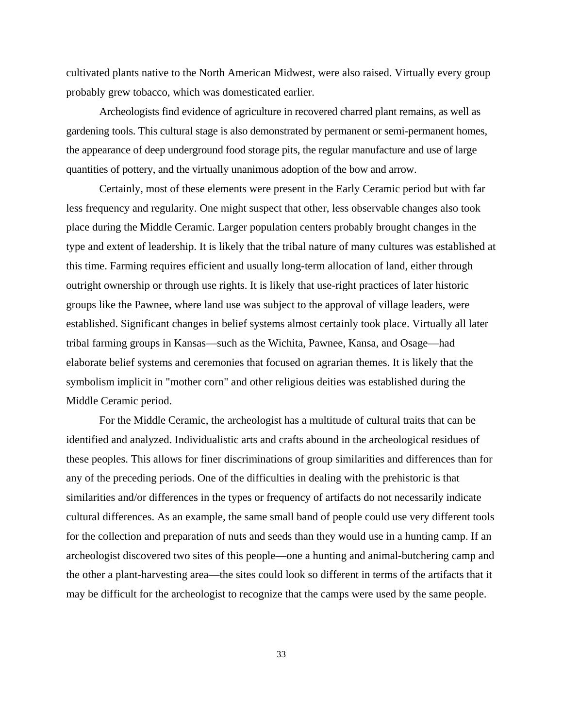cultivated plants native to the North American Midwest, were also raised. Virtually every group probably grew tobacco, which was domesticated earlier.

Archeologists find evidence of agriculture in recovered charred plant remains, as well as gardening tools. This cultural stage is also demonstrated by permanent or semi-permanent homes, the appearance of deep underground food storage pits, the regular manufacture and use of large quantities of pottery, and the virtually unanimous adoption of the bow and arrow.

Certainly, most of these elements were present in the Early Ceramic period but with far less frequency and regularity. One might suspect that other, less observable changes also took place during the Middle Ceramic. Larger population centers probably brought changes in the type and extent of leadership. It is likely that the tribal nature of many cultures was established at this time. Farming requires efficient and usually long-term allocation of land, either through outright ownership or through use rights. It is likely that use-right practices of later historic groups like the Pawnee, where land use was subject to the approval of village leaders, were established. Significant changes in belief systems almost certainly took place. Virtually all later tribal farming groups in Kansas—such as the Wichita, Pawnee, Kansa, and Osage—had elaborate belief systems and ceremonies that focused on agrarian themes. It is likely that the symbolism implicit in "mother corn" and other religious deities was established during the Middle Ceramic period.

For the Middle Ceramic, the archeologist has a multitude of cultural traits that can be identified and analyzed. Individualistic arts and crafts abound in the archeological residues of these peoples. This allows for finer discriminations of group similarities and differences than for any of the preceding periods. One of the difficulties in dealing with the prehistoric is that similarities and/or differences in the types or frequency of artifacts do not necessarily indicate cultural differences. As an example, the same small band of people could use very different tools for the collection and preparation of nuts and seeds than they would use in a hunting camp. If an archeologist discovered two sites of this people—one a hunting and animal-butchering camp and the other a plant-harvesting area—the sites could look so different in terms of the artifacts that it may be difficult for the archeologist to recognize that the camps were used by the same people.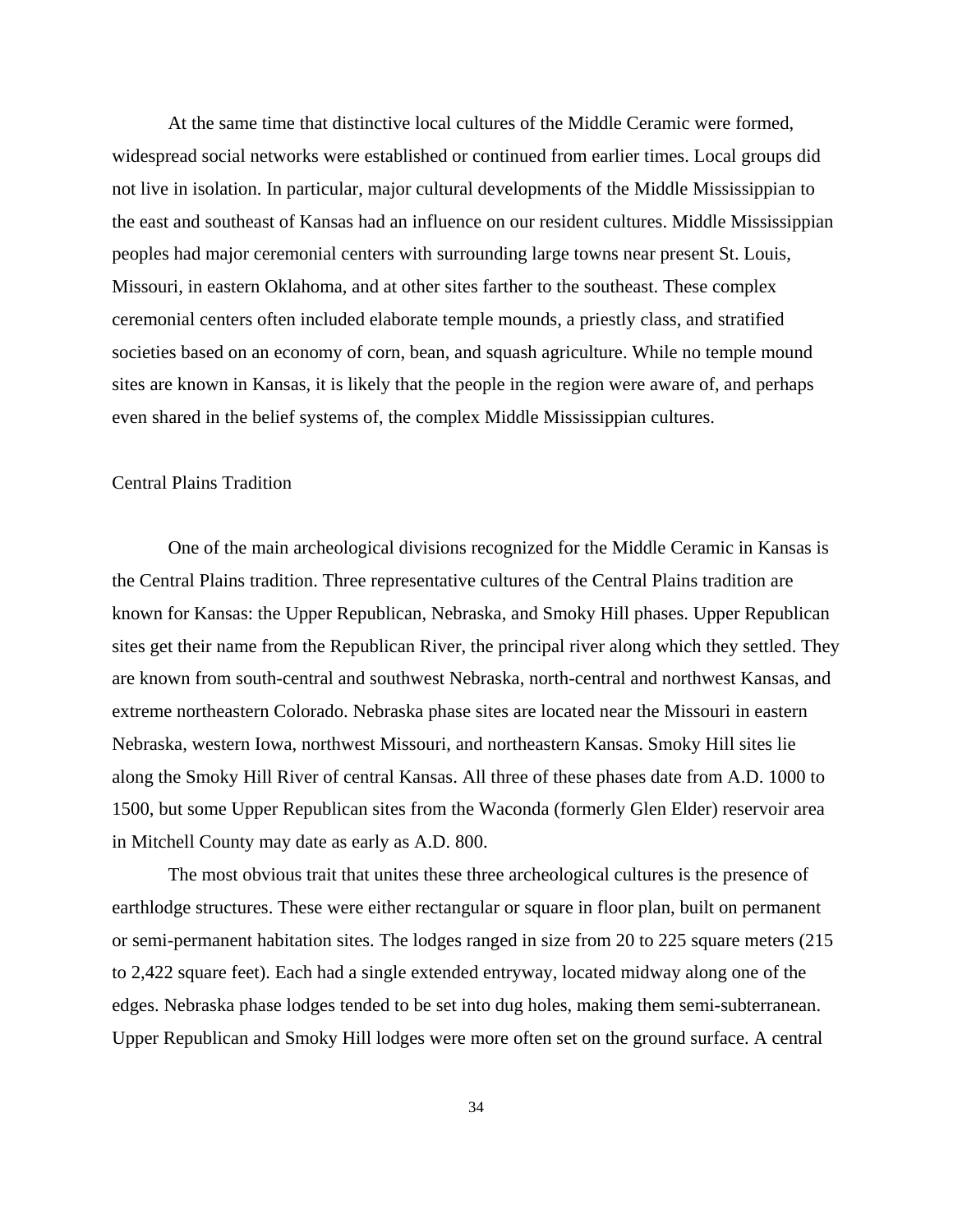At the same time that distinctive local cultures of the Middle Ceramic were formed, widespread social networks were established or continued from earlier times. Local groups did not live in isolation. In particular, major cultural developments of the Middle Mississippian to the east and southeast of Kansas had an influence on our resident cultures. Middle Mississippian peoples had major ceremonial centers with surrounding large towns near present St. Louis, Missouri, in eastern Oklahoma, and at other sites farther to the southeast. These complex ceremonial centers often included elaborate temple mounds, a priestly class, and stratified societies based on an economy of corn, bean, and squash agriculture. While no temple mound sites are known in Kansas, it is likely that the people in the region were aware of, and perhaps even shared in the belief systems of, the complex Middle Mississippian cultures.

## Central Plains Tradition

One of the main archeological divisions recognized for the Middle Ceramic in Kansas is the Central Plains tradition. Three representative cultures of the Central Plains tradition are known for Kansas: the Upper Republican, Nebraska, and Smoky Hill phases. Upper Republican sites get their name from the Republican River, the principal river along which they settled. They are known from south-central and southwest Nebraska, north-central and northwest Kansas, and extreme northeastern Colorado. Nebraska phase sites are located near the Missouri in eastern Nebraska, western Iowa, northwest Missouri, and northeastern Kansas. Smoky Hill sites lie along the Smoky Hill River of central Kansas. All three of these phases date from A.D. 1000 to 1500, but some Upper Republican sites from the Waconda (formerly Glen Elder) reservoir area in Mitchell County may date as early as A.D. 800.

The most obvious trait that unites these three archeological cultures is the presence of earthlodge structures. These were either rectangular or square in floor plan, built on permanent or semi-permanent habitation sites. The lodges ranged in size from 20 to 225 square meters (215 to 2,422 square feet). Each had a single extended entryway, located midway along one of the edges. Nebraska phase lodges tended to be set into dug holes, making them semi-subterranean. Upper Republican and Smoky Hill lodges were more often set on the ground surface. A central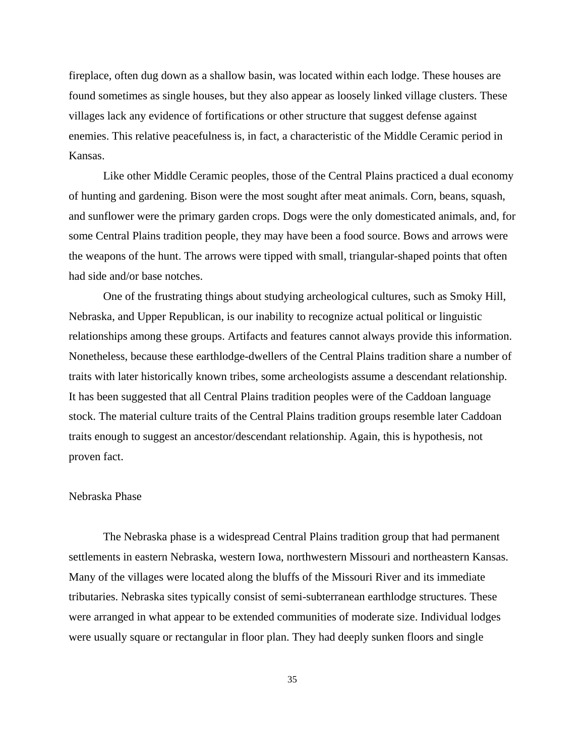fireplace, often dug down as a shallow basin, was located within each lodge. These houses are found sometimes as single houses, but they also appear as loosely linked village clusters. These villages lack any evidence of fortifications or other structure that suggest defense against enemies. This relative peacefulness is, in fact, a characteristic of the Middle Ceramic period in Kansas.

Like other Middle Ceramic peoples, those of the Central Plains practiced a dual economy of hunting and gardening. Bison were the most sought after meat animals. Corn, beans, squash, and sunflower were the primary garden crops. Dogs were the only domesticated animals, and, for some Central Plains tradition people, they may have been a food source. Bows and arrows were the weapons of the hunt. The arrows were tipped with small, triangular-shaped points that often had side and/or base notches.

One of the frustrating things about studying archeological cultures, such as Smoky Hill, Nebraska, and Upper Republican, is our inability to recognize actual political or linguistic relationships among these groups. Artifacts and features cannot always provide this information. Nonetheless, because these earthlodge-dwellers of the Central Plains tradition share a number of traits with later historically known tribes, some archeologists assume a descendant relationship. It has been suggested that all Central Plains tradition peoples were of the Caddoan language stock. The material culture traits of the Central Plains tradition groups resemble later Caddoan traits enough to suggest an ancestor/descendant relationship. Again, this is hypothesis, not proven fact.

## Nebraska Phase

The Nebraska phase is a widespread Central Plains tradition group that had permanent settlements in eastern Nebraska, western Iowa, northwestern Missouri and northeastern Kansas. Many of the villages were located along the bluffs of the Missouri River and its immediate tributaries. Nebraska sites typically consist of semi-subterranean earthlodge structures. These were arranged in what appear to be extended communities of moderate size. Individual lodges were usually square or rectangular in floor plan. They had deeply sunken floors and single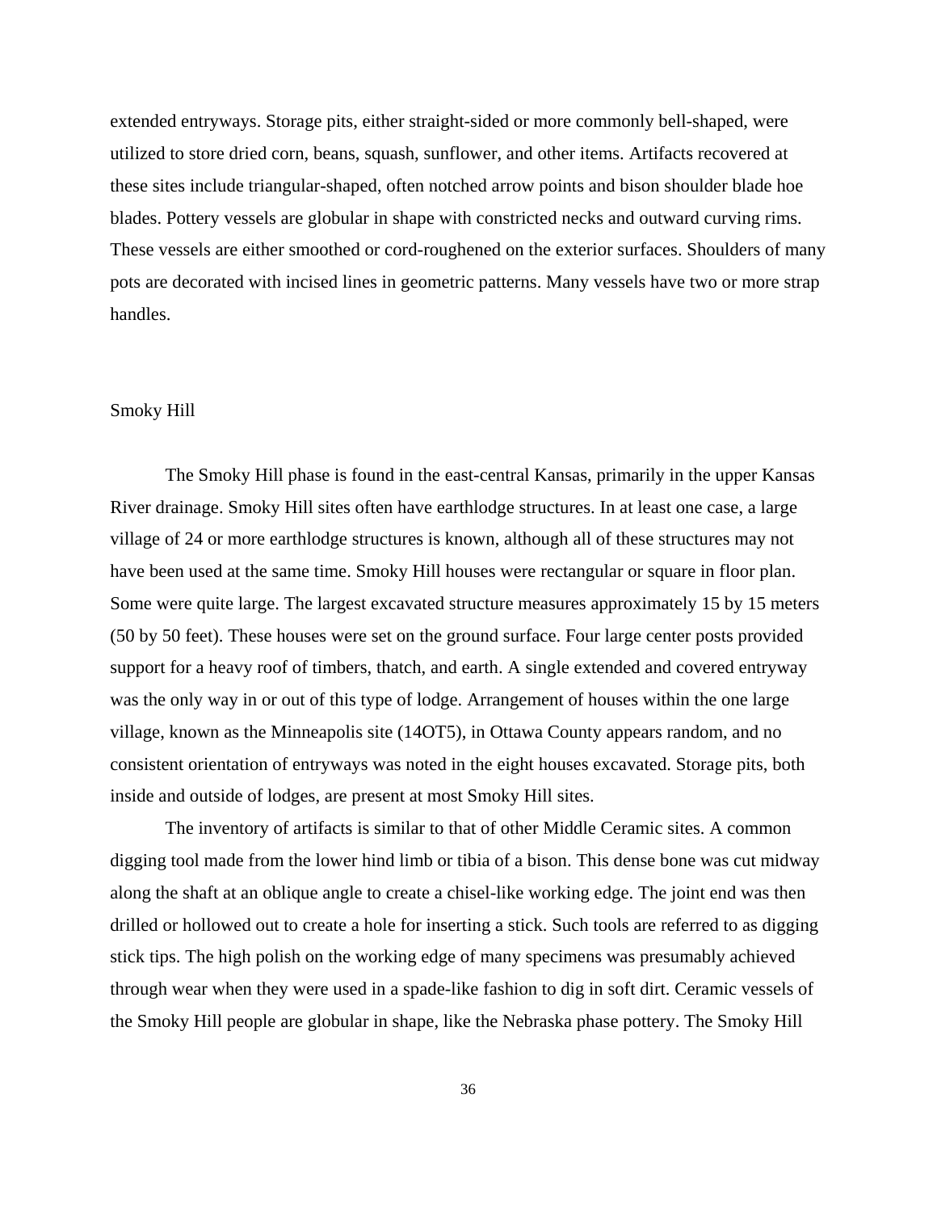extended entryways. Storage pits, either straight-sided or more commonly bell-shaped, were utilized to store dried corn, beans, squash, sunflower, and other items. Artifacts recovered at these sites include triangular-shaped, often notched arrow points and bison shoulder blade hoe blades. Pottery vessels are globular in shape with constricted necks and outward curving rims. These vessels are either smoothed or cord-roughened on the exterior surfaces. Shoulders of many pots are decorated with incised lines in geometric patterns. Many vessels have two or more strap handles.

## Smoky Hill

The Smoky Hill phase is found in the east-central Kansas, primarily in the upper Kansas River drainage. Smoky Hill sites often have earthlodge structures. In at least one case, a large village of 24 or more earthlodge structures is known, although all of these structures may not have been used at the same time. Smoky Hill houses were rectangular or square in floor plan. Some were quite large. The largest excavated structure measures approximately 15 by 15 meters (50 by 50 feet). These houses were set on the ground surface. Four large center posts provided support for a heavy roof of timbers, thatch, and earth. A single extended and covered entryway was the only way in or out of this type of lodge. Arrangement of houses within the one large village, known as the Minneapolis site (14OT5), in Ottawa County appears random, and no consistent orientation of entryways was noted in the eight houses excavated. Storage pits, both inside and outside of lodges, are present at most Smoky Hill sites.

The inventory of artifacts is similar to that of other Middle Ceramic sites. A common digging tool made from the lower hind limb or tibia of a bison. This dense bone was cut midway along the shaft at an oblique angle to create a chisel-like working edge. The joint end was then drilled or hollowed out to create a hole for inserting a stick. Such tools are referred to as digging stick tips. The high polish on the working edge of many specimens was presumably achieved through wear when they were used in a spade-like fashion to dig in soft dirt. Ceramic vessels of the Smoky Hill people are globular in shape, like the Nebraska phase pottery. The Smoky Hill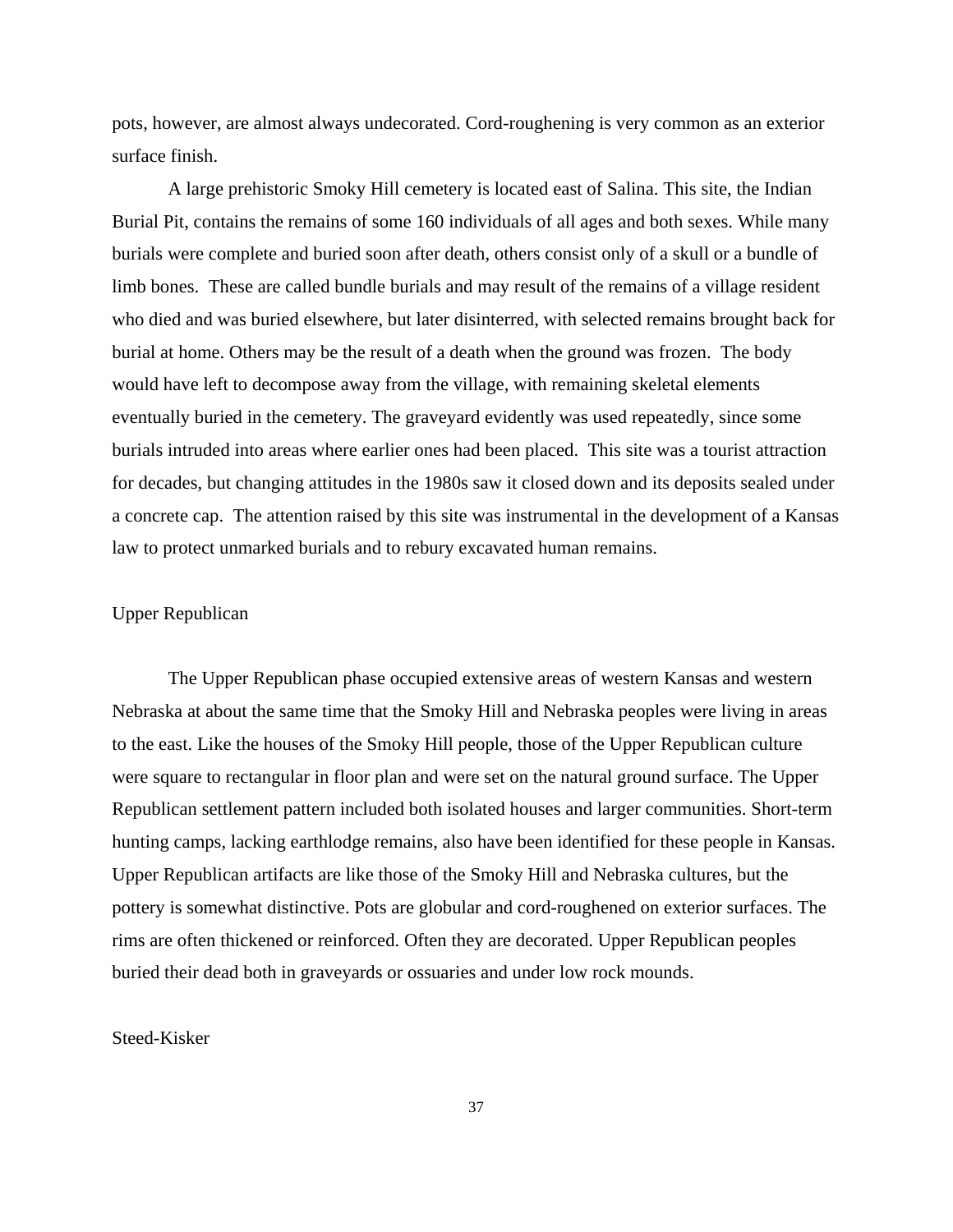pots, however, are almost always undecorated. Cord-roughening is very common as an exterior surface finish.

A large prehistoric Smoky Hill cemetery is located east of Salina. This site, the Indian Burial Pit, contains the remains of some 160 individuals of all ages and both sexes. While many burials were complete and buried soon after death, others consist only of a skull or a bundle of limb bones. These are called bundle burials and may result of the remains of a village resident who died and was buried elsewhere, but later disinterred, with selected remains brought back for burial at home. Others may be the result of a death when the ground was frozen. The body would have left to decompose away from the village, with remaining skeletal elements eventually buried in the cemetery. The graveyard evidently was used repeatedly, since some burials intruded into areas where earlier ones had been placed. This site was a tourist attraction for decades, but changing attitudes in the 1980s saw it closed down and its deposits sealed under a concrete cap. The attention raised by this site was instrumental in the development of a Kansas law to protect unmarked burials and to rebury excavated human remains.

## Upper Republican

The Upper Republican phase occupied extensive areas of western Kansas and western Nebraska at about the same time that the Smoky Hill and Nebraska peoples were living in areas to the east. Like the houses of the Smoky Hill people, those of the Upper Republican culture were square to rectangular in floor plan and were set on the natural ground surface. The Upper Republican settlement pattern included both isolated houses and larger communities. Short-term hunting camps, lacking earthlodge remains, also have been identified for these people in Kansas. Upper Republican artifacts are like those of the Smoky Hill and Nebraska cultures, but the pottery is somewhat distinctive. Pots are globular and cord-roughened on exterior surfaces. The rims are often thickened or reinforced. Often they are decorated. Upper Republican peoples buried their dead both in graveyards or ossuaries and under low rock mounds.

## Steed-Kisker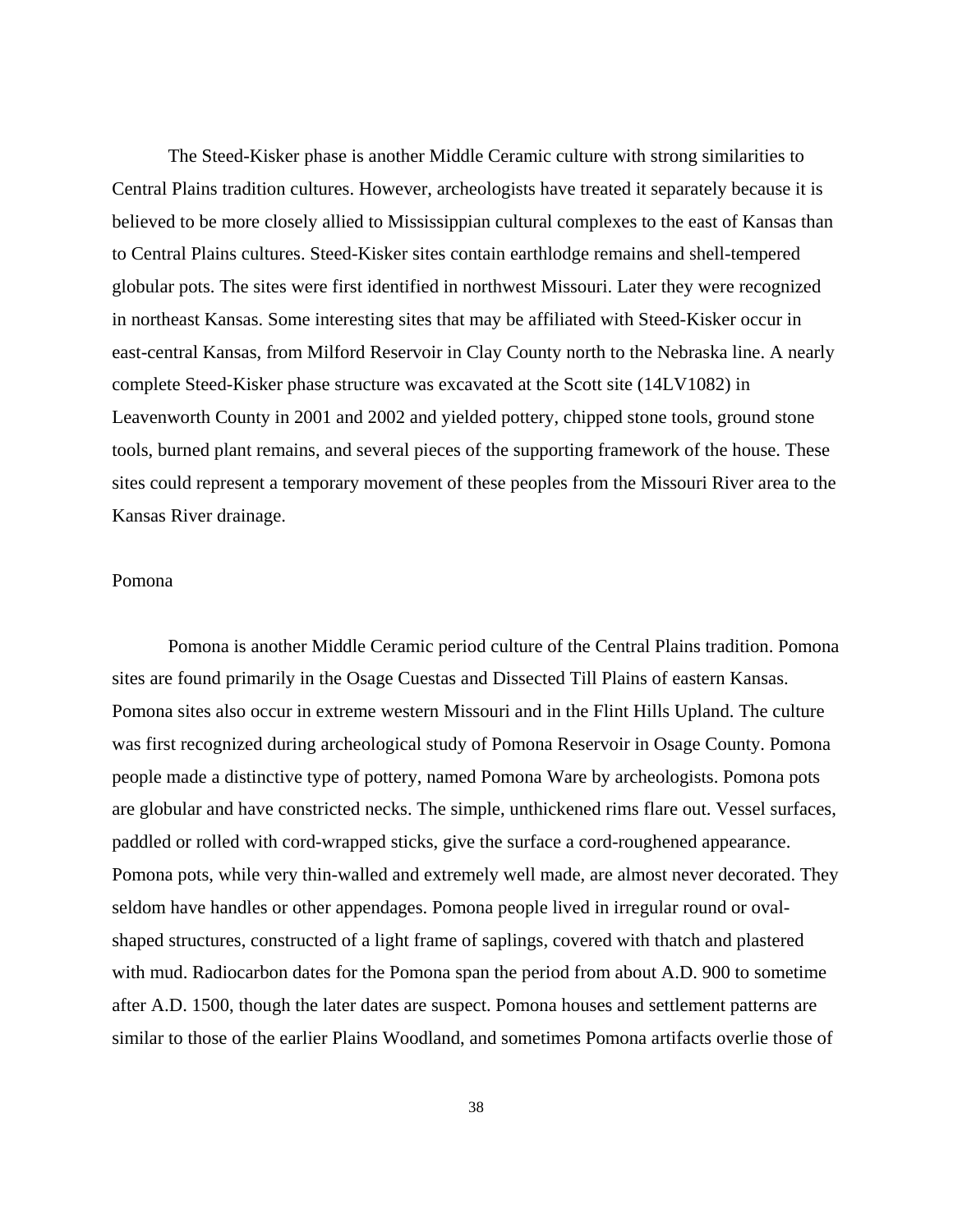The Steed-Kisker phase is another Middle Ceramic culture with strong similarities to Central Plains tradition cultures. However, archeologists have treated it separately because it is believed to be more closely allied to Mississippian cultural complexes to the east of Kansas than to Central Plains cultures. Steed-Kisker sites contain earthlodge remains and shell-tempered globular pots. The sites were first identified in northwest Missouri. Later they were recognized in northeast Kansas. Some interesting sites that may be affiliated with Steed-Kisker occur in east-central Kansas, from Milford Reservoir in Clay County north to the Nebraska line. A nearly complete Steed-Kisker phase structure was excavated at the Scott site (14LV1082) in Leavenworth County in 2001 and 2002 and yielded pottery, chipped stone tools, ground stone tools, burned plant remains, and several pieces of the supporting framework of the house. These sites could represent a temporary movement of these peoples from the Missouri River area to the Kansas River drainage.

## Pomona

Pomona is another Middle Ceramic period culture of the Central Plains tradition. Pomona sites are found primarily in the Osage Cuestas and Dissected Till Plains of eastern Kansas. Pomona sites also occur in extreme western Missouri and in the Flint Hills Upland. The culture was first recognized during archeological study of Pomona Reservoir in Osage County. Pomona people made a distinctive type of pottery, named Pomona Ware by archeologists. Pomona pots are globular and have constricted necks. The simple, unthickened rims flare out. Vessel surfaces, paddled or rolled with cord-wrapped sticks, give the surface a cord-roughened appearance. Pomona pots, while very thin-walled and extremely well made, are almost never decorated. They seldom have handles or other appendages. Pomona people lived in irregular round or oval-shaped structures, constructed of a light frame of saplings, covered with thatch and plastered with mud. Radiocarbon dates for the Pomona span the period from about A.D. 900 to sometime after A.D. 1500, though the later dates are suspect. Pomona houses and settlement patterns are similar to those of the earlier Plains Woodland, and sometimes Pomona artifacts overlie those of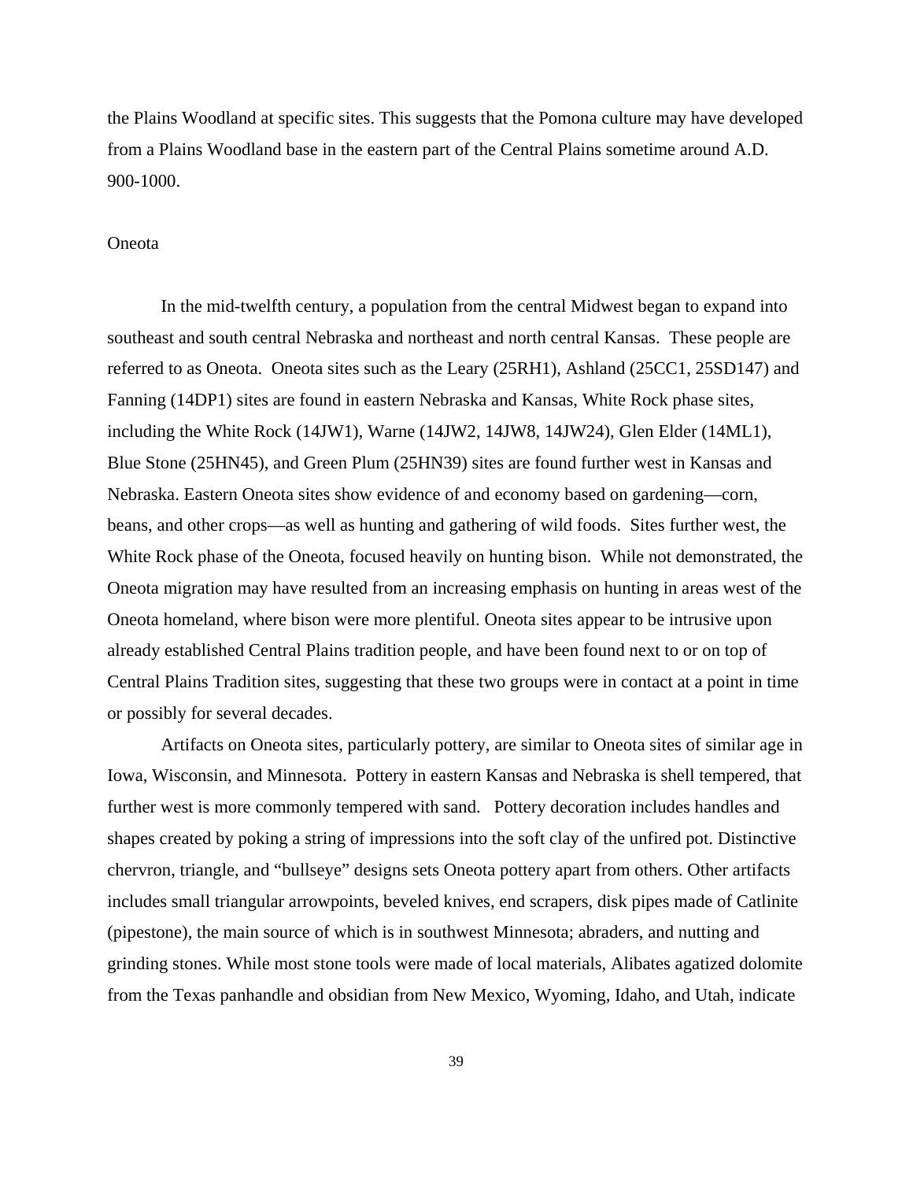the Plains Woodland at specific sites. This suggests that the Pomona culture may have developed from a Plains Woodland base in the eastern part of the Central Plains sometime around A.D. 900-1000.

## Oneota

In the mid-twelfth century, a population from the central Midwest began to expand into southeast and south central Nebraska and northeast and north central Kansas. These people are referred to as Oneota. Oneota sites such as the Leary (25RH1), Ashland (25CC1, 25SD147) and Fanning (14DP1) sites are found in eastern Nebraska and Kansas, White Rock phase sites, including the White Rock (14JW1), Warne (14JW2, 14JW8, 14JW24), Glen Elder (14ML1), Blue Stone (25HN45), and Green Plum (25HN39) sites are found further west in Kansas and Nebraska. Eastern Oneota sites show evidence of and economy based on gardening—corn, beans, and other crops—as well as hunting and gathering of wild foods. Sites further west, the White Rock phase of the Oneota, focused heavily on hunting bison. While not demonstrated, the Oneota migration may have resulted from an increasing emphasis on hunting in areas west of the Oneota homeland, where bison were more plentiful. Oneota sites appear to be intrusive upon already established Central Plains tradition people, and have been found next to or on top of Central Plains Tradition sites, suggesting that these two groups were in contact at a point in time or possibly for several decades.

Artifacts on Oneota sites, particularly pottery, are similar to Oneota sites of similar age in Iowa, Wisconsin, and Minnesota. Pottery in eastern Kansas and Nebraska is shell tempered, that further west is more commonly tempered with sand. Pottery decoration includes handles and shapes created by poking a string of impressions into the soft clay of the unfired pot. Distinctive chervron, triangle, and "bullseye" designs sets Oneota pottery apart from others. Other artifacts includes small triangular arrowpoints, beveled knives, end scrapers, disk pipes made of Catlinite (pipestone), the main source of which is in southwest Minnesota; abraders, and nutting and grinding stones. While most stone tools were made of local materials, Alibates agatized dolomite from the Texas panhandle and obsidian from New Mexico, Wyoming, Idaho, and Utah, indicate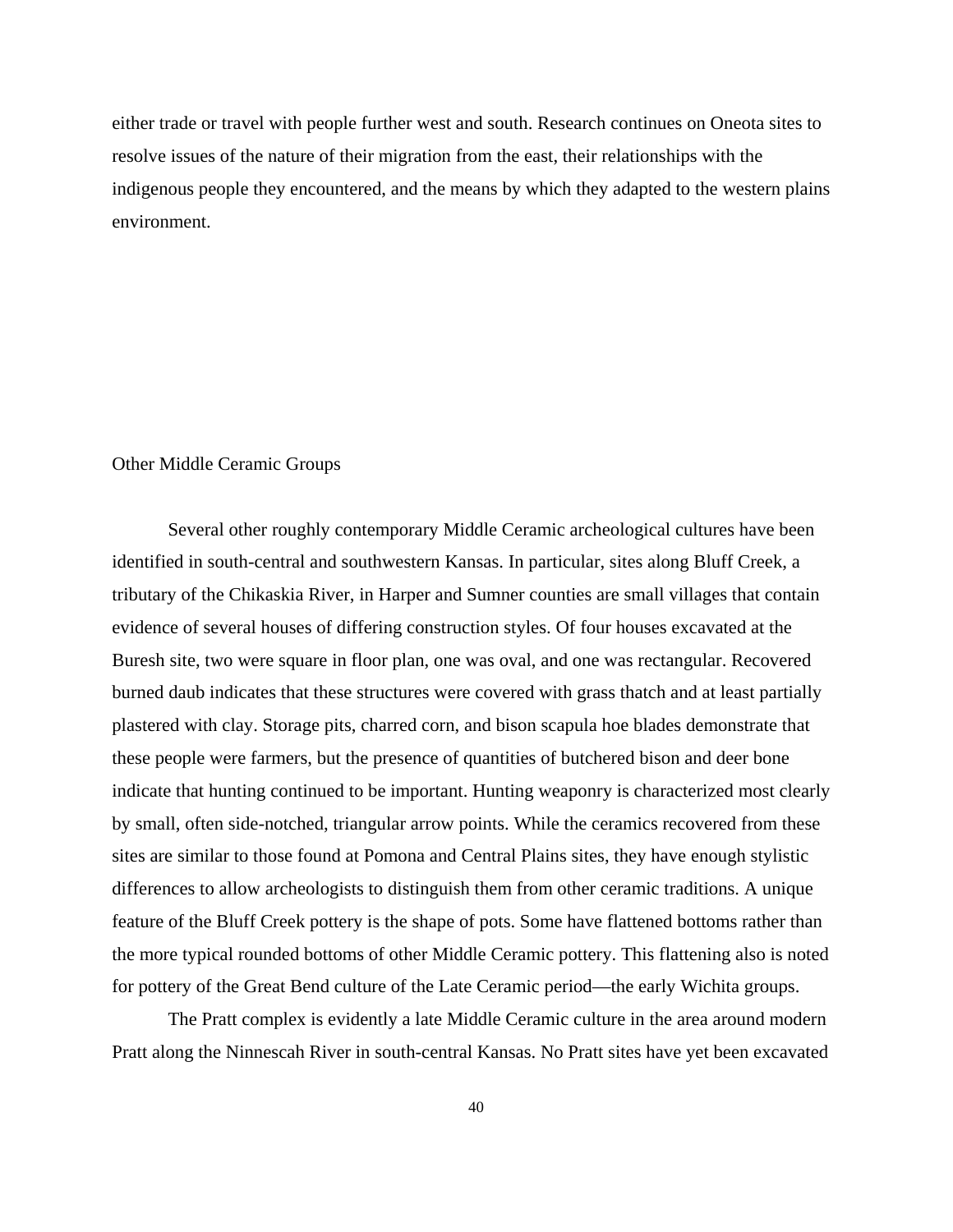either trade or travel with people further west and south. Research continues on Oneota sites to resolve issues of the nature of their migration from the east, their relationships with the indigenous people they encountered, and the means by which they adapted to the western plains environment.

## Other Middle Ceramic Groups

Several other roughly contemporary Middle Ceramic archeological cultures have been identified in south-central and southwestern Kansas. In particular, sites along Bluff Creek, a tributary of the Chikaskia River, in Harper and Sumner counties are small villages that contain evidence of several houses of differing construction styles. Of four houses excavated at the Buresh site, two were square in floor plan, one was oval, and one was rectangular. Recovered burned daub indicates that these structures were covered with grass thatch and at least partially plastered with clay. Storage pits, charred corn, and bison scapula hoe blades demonstrate that these people were farmers, but the presence of quantities of butchered bison and deer bone indicate that hunting continued to be important. Hunting weaponry is characterized most clearly by small, often side-notched, triangular arrow points. While the ceramics recovered from these sites are similar to those found at Pomona and Central Plains sites, they have enough stylistic differences to allow archeologists to distinguish them from other ceramic traditions. A unique feature of the Bluff Creek pottery is the shape of pots. Some have flattened bottoms rather than the more typical rounded bottoms of other Middle Ceramic pottery. This flattening also is noted for pottery of the Great Bend culture of the Late Ceramic period—the early Wichita groups.

The Pratt complex is evidently a late Middle Ceramic culture in the area around modern Pratt along the Ninnescah River in south-central Kansas. No Pratt sites have yet been excavated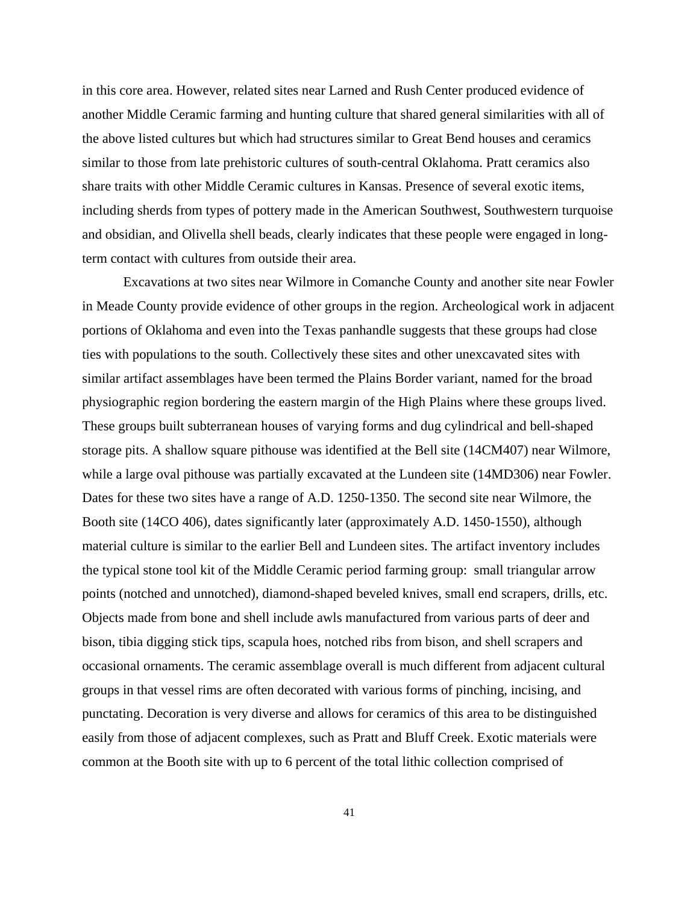in this core area. However, related sites near Larned and Rush Center produced evidence of another Middle Ceramic farming and hunting culture that shared general similarities with all of the above listed cultures but which had structures similar to Great Bend houses and ceramics similar to those from late prehistoric cultures of south-central Oklahoma. Pratt ceramics also share traits with other Middle Ceramic cultures in Kansas. Presence of several exotic items, including sherds from types of pottery made in the American Southwest, Southwestern turquoise and obsidian, and Olivella shell beads, clearly indicates that these people were engaged in long-term contact with cultures from outside their area.

Excavations at two sites near Wilmore in Comanche County and another site near Fowler in Meade County provide evidence of other groups in the region. Archeological work in adjacent portions of Oklahoma and even into the Texas panhandle suggests that these groups had close ties with populations to the south. Collectively these sites and other unexcavated sites with similar artifact assemblages have been termed the Plains Border variant, named for the broad physiographic region bordering the eastern margin of the High Plains where these groups lived. These groups built subterranean houses of varying forms and dug cylindrical and bell-shaped storage pits. A shallow square pithouse was identified at the Bell site (14CM407) near Wilmore, while a large oval pithouse was partially excavated at the Lundeen site (14MD306) near Fowler. Dates for these two sites have a range of A.D. 1250-1350. The second site near Wilmore, the Booth site (14CO 406), dates significantly later (approximately A.D. 1450-1550), although material culture is similar to the earlier Bell and Lundeen sites. The artifact inventory includes the typical stone tool kit of the Middle Ceramic period farming group: small triangular arrow points (notched and unnotched), diamond-shaped beveled knives, small end scrapers, drills, etc. Objects made from bone and shell include awls manufactured from various parts of deer and bison, tibia digging stick tips, scapula hoes, notched ribs from bison, and shell scrapers and occasional ornaments. The ceramic assemblage overall is much different from adjacent cultural groups in that vessel rims are often decorated with various forms of pinching, incising, and punctating. Decoration is very diverse and allows for ceramics of this area to be distinguished easily from those of adjacent complexes, such as Pratt and Bluff Creek. Exotic materials were common at the Booth site with up to 6 percent of the total lithic collection comprised of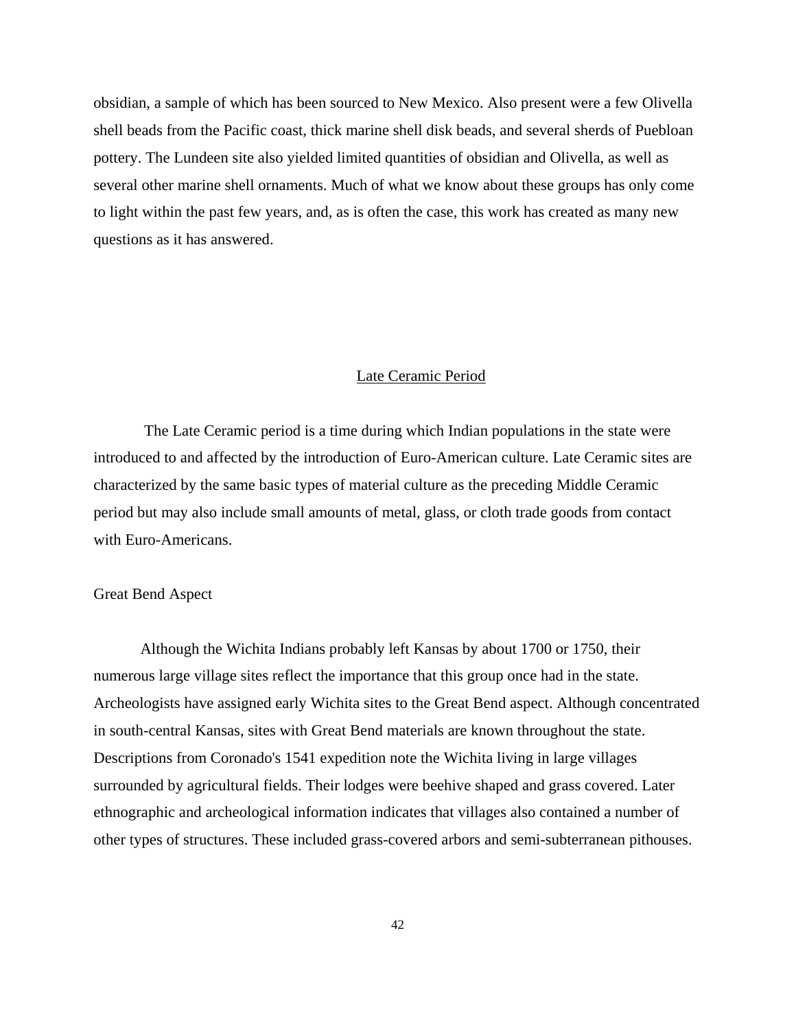obsidian, a sample of which has been sourced to New Mexico. Also present were a few Olivella shell beads from the Pacific coast, thick marine shell disk beads, and several sherds of Puebloan pottery. The Lundeen site also yielded limited quantities of obsidian and Olivella, as well as several other marine shell ornaments. Much of what we know about these groups has only come to light within the past few years, and, as is often the case, this work has created as many new questions as it has answered.

## Late Ceramic Period

The Late Ceramic period is a time during which Indian populations in the state were introduced to and affected by the introduction of Euro-American culture. Late Ceramic sites are characterized by the same basic types of material culture as the preceding Middle Ceramic period but may also include small amounts of metal, glass, or cloth trade goods from contact with Euro-Americans.

### Great Bend Aspect

Although the Wichita Indians probably left Kansas by about 1700 or 1750, their numerous large village sites reflect the importance that this group once had in the state. Archeologists have assigned early Wichita sites to the Great Bend aspect. Although concentrated in south-central Kansas, sites with Great Bend materials are known throughout the state. Descriptions from Coronado's 1541 expedition note the Wichita living in large villages surrounded by agricultural fields. Their lodges were beehive shaped and grass covered. Later ethnographic and archeological information indicates that villages also contained a number of other types of structures. These included grass-covered arbors and semi-subterranean pithouses.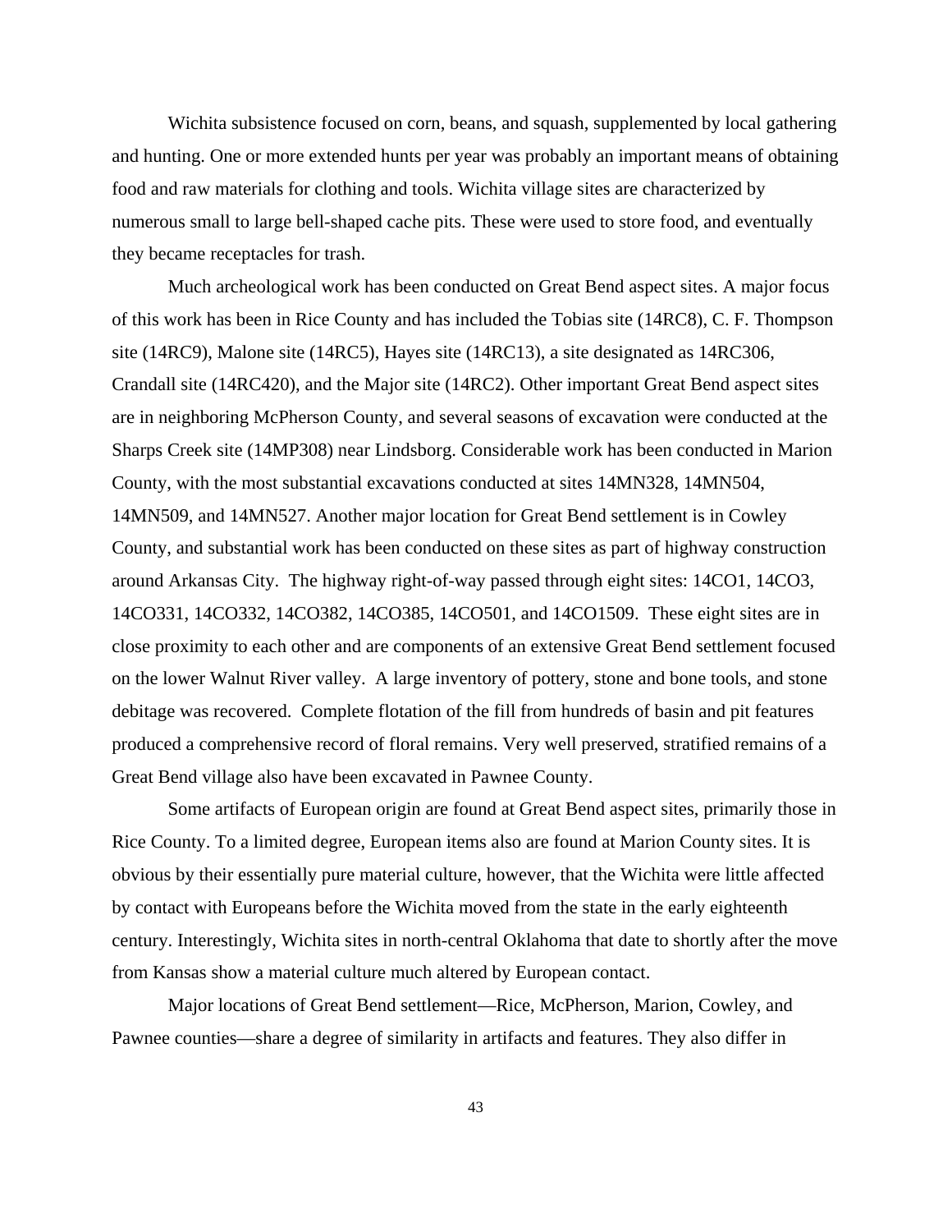Wichita subsistence focused on corn, beans, and squash, supplemented by local gathering and hunting. One or more extended hunts per year was probably an important means of obtaining food and raw materials for clothing and tools. Wichita village sites are characterized by numerous small to large bell-shaped cache pits. These were used to store food, and eventually they became receptacles for trash.

Much archeological work has been conducted on Great Bend aspect sites. A major focus of this work has been in Rice County and has included the Tobias site (14RC8), C. F. Thompson site (14RC9), Malone site (14RC5), Hayes site (14RC13), a site designated as 14RC306, Crandall site (14RC420), and the Major site (14RC2). Other important Great Bend aspect sites are in neighboring McPherson County, and several seasons of excavation were conducted at the Sharps Creek site (14MP308) near Lindsborg. Considerable work has been conducted in Marion County, with the most substantial excavations conducted at sites 14MN328, 14MN504, 14MN509, and 14MN527. Another major location for Great Bend settlement is in Cowley County, and substantial work has been conducted on these sites as part of highway construction around Arkansas City. The highway right-of-way passed through eight sites: 14CO1, 14CO3, 14CO331, 14CO332, 14CO382, 14CO385, 14CO501, and 14CO1509. These eight sites are in close proximity to each other and are components of an extensive Great Bend settlement focused on the lower Walnut River valley. A large inventory of pottery, stone and bone tools, and stone debitage was recovered. Complete flotation of the fill from hundreds of basin and pit features produced a comprehensive record of floral remains. Very well preserved, stratified remains of a Great Bend village also have been excavated in Pawnee County.

Some artifacts of European origin are found at Great Bend aspect sites, primarily those in Rice County. To a limited degree, European items also are found at Marion County sites. It is obvious by their essentially pure material culture, however, that the Wichita were little affected by contact with Europeans before the Wichita moved from the state in the early eighteenth century. Interestingly, Wichita sites in north-central Oklahoma that date to shortly after the move from Kansas show a material culture much altered by European contact.

Major locations of Great Bend settlement—Rice, McPherson, Marion, Cowley, and Pawnee counties—share a degree of similarity in artifacts and features. They also differ in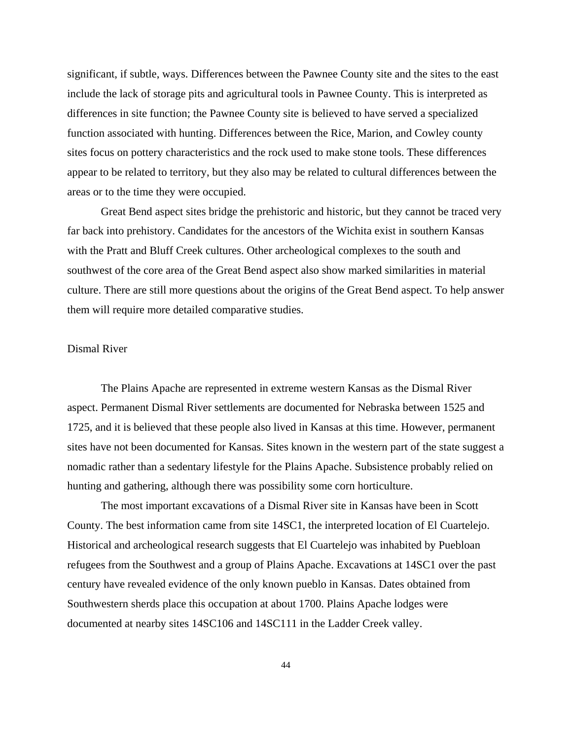significant, if subtle, ways. Differences between the Pawnee County site and the sites to the east include the lack of storage pits and agricultural tools in Pawnee County. This is interpreted as differences in site function; the Pawnee County site is believed to have served a specialized function associated with hunting. Differences between the Rice, Marion, and Cowley county sites focus on pottery characteristics and the rock used to make stone tools. These differences appear to be related to territory, but they also may be related to cultural differences between the areas or to the time they were occupied.

Great Bend aspect sites bridge the prehistoric and historic, but they cannot be traced very far back into prehistory. Candidates for the ancestors of the Wichita exist in southern Kansas with the Pratt and Bluff Creek cultures. Other archeological complexes to the south and southwest of the core area of the Great Bend aspect also show marked similarities in material culture. There are still more questions about the origins of the Great Bend aspect. To help answer them will require more detailed comparative studies.

## Dismal River

The Plains Apache are represented in extreme western Kansas as the Dismal River aspect. Permanent Dismal River settlements are documented for Nebraska between 1525 and 1725, and it is believed that these people also lived in Kansas at this time. However, permanent sites have not been documented for Kansas. Sites known in the western part of the state suggest a nomadic rather than a sedentary lifestyle for the Plains Apache. Subsistence probably relied on hunting and gathering, although there was possibility some corn horticulture.

The most important excavations of a Dismal River site in Kansas have been in Scott County. The best information came from site 14SC1, the interpreted location of El Cuartelejo. Historical and archeological research suggests that El Cuartelejo was inhabited by Puebloan refugees from the Southwest and a group of Plains Apache. Excavations at 14SC1 over the past century have revealed evidence of the only known pueblo in Kansas. Dates obtained from Southwestern sherds place this occupation at about 1700. Plains Apache lodges were documented at nearby sites 14SC106 and 14SC111 in the Ladder Creek valley.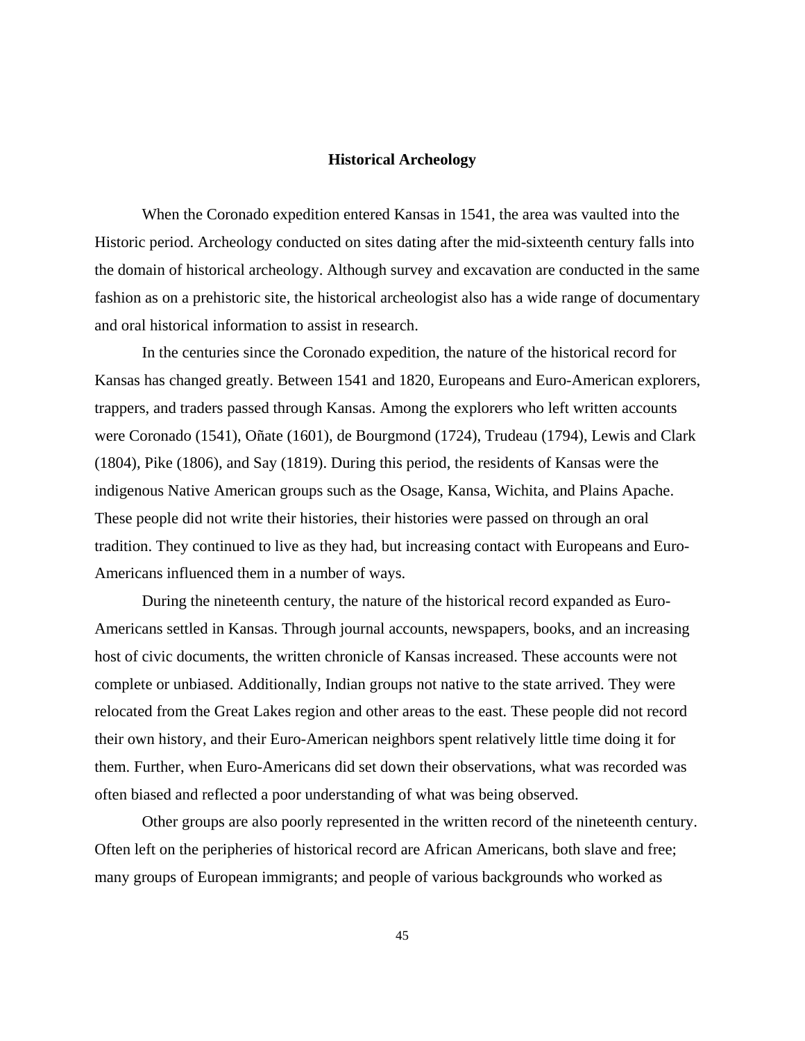## Historical Archeology

When the Coronado expedition entered Kansas in 1541, the area was vaulted into the Historic period. Archeology conducted on sites dating after the mid-sixteenth century falls into the domain of historical archeology. Although survey and excavation are conducted in the same fashion as on a prehistoric site, the historical archeologist also has a wide range of documentary and oral historical information to assist in research.

In the centuries since the Coronado expedition, the nature of the historical record for Kansas has changed greatly. Between 1541 and 1820, Europeans and Euro-American explorers, trappers, and traders passed through Kansas. Among the explorers who left written accounts were Coronado (1541), Oñate (1601), de Bourgmond (1724), Trudeau (1794), Lewis and Clark (1804), Pike (1806), and Say (1819). During this period, the residents of Kansas were the indigenous Native American groups such as the Osage, Kansa, Wichita, and Plains Apache. These people did not write their histories, their histories were passed on through an oral tradition. They continued to live as they had, but increasing contact with Europeans and Euro-Americans influenced them in a number of ways.

During the nineteenth century, the nature of the historical record expanded as Euro-Americans settled in Kansas. Through journal accounts, newspapers, books, and an increasing host of civic documents, the written chronicle of Kansas increased. These accounts were not complete or unbiased. Additionally, Indian groups not native to the state arrived. They were relocated from the Great Lakes region and other areas to the east. These people did not record their own history, and their Euro-American neighbors spent relatively little time doing it for them. Further, when Euro-Americans did set down their observations, what was recorded was often biased and reflected a poor understanding of what was being observed.

Other groups are also poorly represented in the written record of the nineteenth century. Often left on the peripheries of historical record are African Americans, both slave and free; many groups of European immigrants; and people of various backgrounds who worked as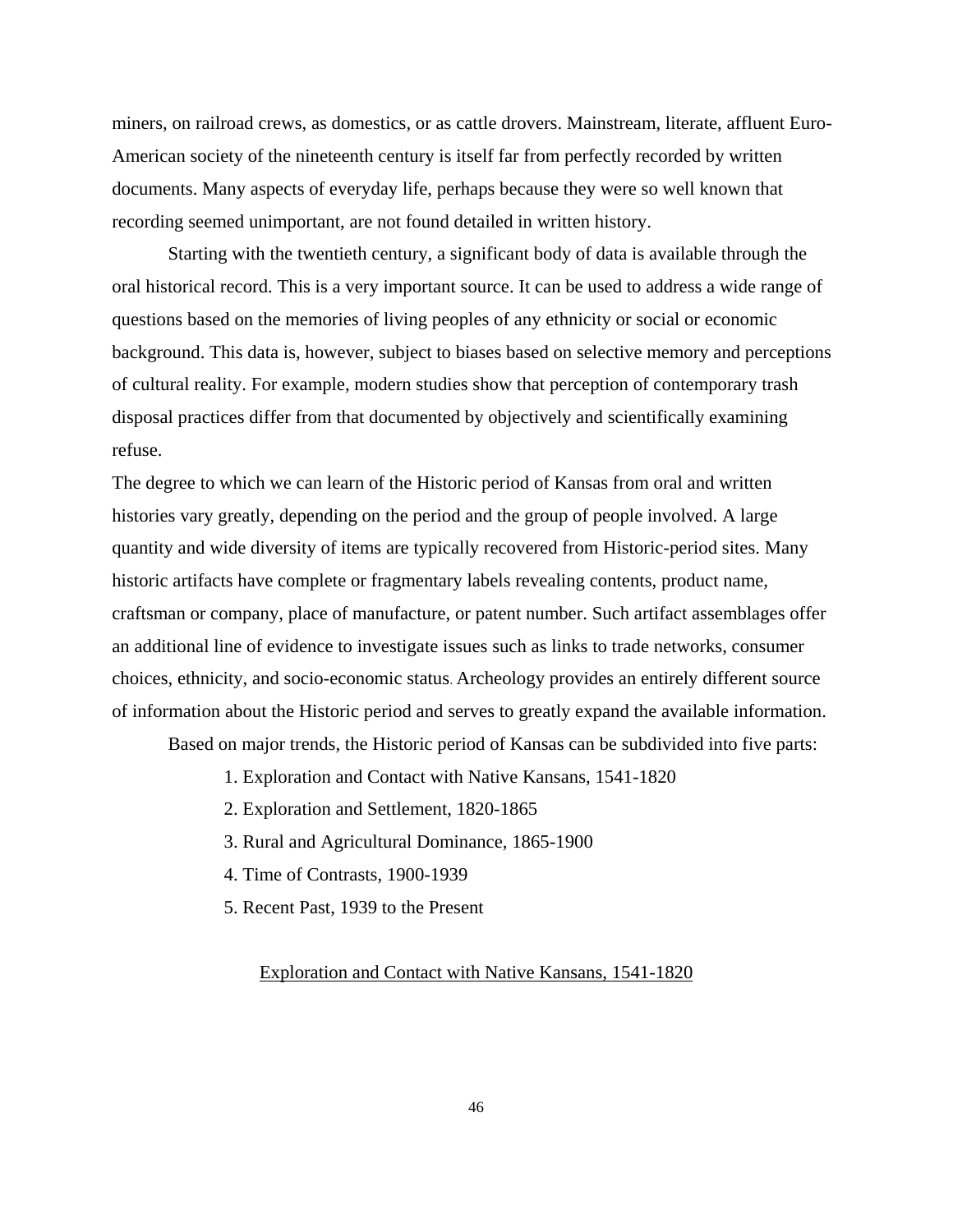miners, on railroad crews, as domestics, or as cattle drovers. Mainstream, literate, affluent Euro-American society of the nineteenth century is itself far from perfectly recorded by written documents. Many aspects of everyday life, perhaps because they were so well known that recording seemed unimportant, are not found detailed in written history.

Starting with the twentieth century, a significant body of data is available through the oral historical record. This is a very important source. It can be used to address a wide range of questions based on the memories of living peoples of any ethnicity or social or economic background. This data is, however, subject to biases based on selective memory and perceptions of cultural reality. For example, modern studies show that perception of contemporary trash disposal practices differ from that documented by objectively and scientifically examining refuse.

The degree to which we can learn of the Historic period of Kansas from oral and written histories vary greatly, depending on the period and the group of people involved. A large quantity and wide diversity of items are typically recovered from Historic-period sites. Many historic artifacts have complete or fragmentary labels revealing contents, product name, craftsman or company, place of manufacture, or patent number. Such artifact assemblages offer an additional line of evidence to investigate issues such as links to trade networks, consumer choices, ethnicity, and socio-economic status. Archeology provides an entirely different source of information about the Historic period and serves to greatly expand the available information.

Based on major trends, the Historic period of Kansas can be subdivided into five parts:

1. Exploration and Contact with Native Kansans, 1541-1820
2. Exploration and Settlement, 1820-1865
3. Rural and Agricultural Dominance, 1865-1900
4. Time of Contrasts, 1900-1939
5. Recent Past, 1939 to the Present

## Exploration and Contact with Native Kansans, 1541-1820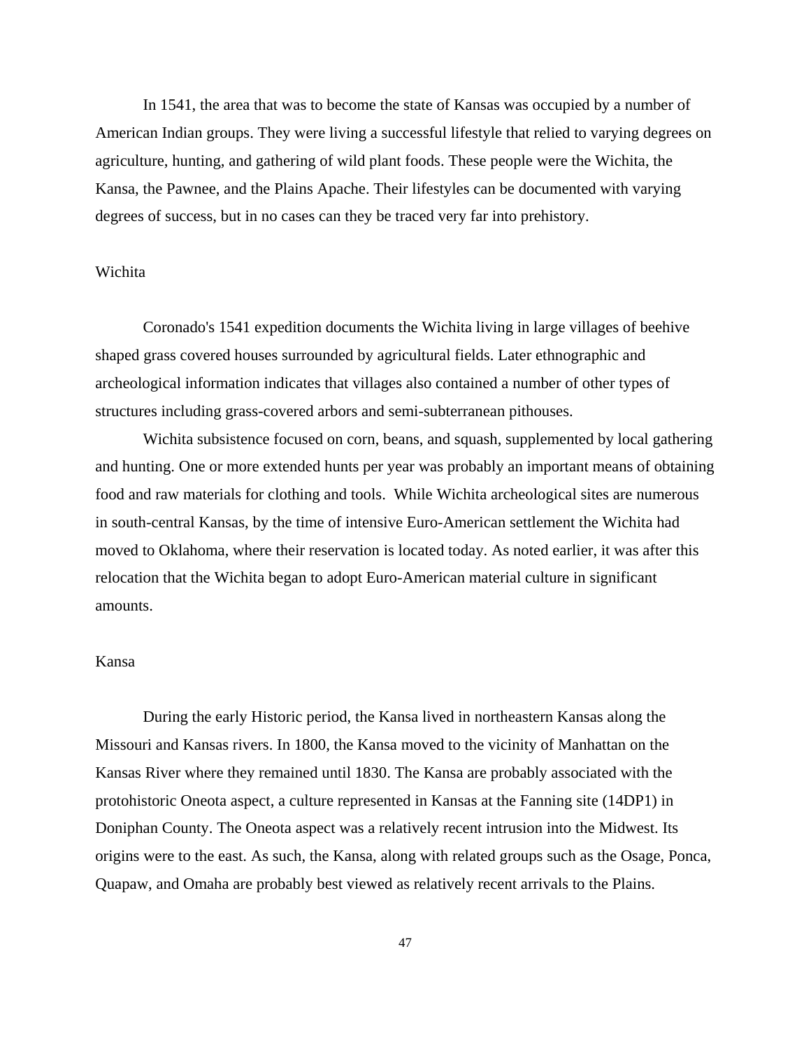In 1541, the area that was to become the state of Kansas was occupied by a number of American Indian groups. They were living a successful lifestyle that relied to varying degrees on agriculture, hunting, and gathering of wild plant foods. These people were the Wichita, the Kansa, the Pawnee, and the Plains Apache. Their lifestyles can be documented with varying degrees of success, but in no cases can they be traced very far into prehistory.

## Wichita

Coronado's 1541 expedition documents the Wichita living in large villages of beehive shaped grass covered houses surrounded by agricultural fields. Later ethnographic and archeological information indicates that villages also contained a number of other types of structures including grass-covered arbors and semi-subterranean pithouses.

Wichita subsistence focused on corn, beans, and squash, supplemented by local gathering and hunting. One or more extended hunts per year was probably an important means of obtaining food and raw materials for clothing and tools. While Wichita archeological sites are numerous in south-central Kansas, by the time of intensive Euro-American settlement the Wichita had moved to Oklahoma, where their reservation is located today. As noted earlier, it was after this relocation that the Wichita began to adopt Euro-American material culture in significant amounts.

## Kansa

During the early Historic period, the Kansa lived in northeastern Kansas along the Missouri and Kansas rivers. In 1800, the Kansa moved to the vicinity of Manhattan on the Kansas River where they remained until 1830. The Kansa are probably associated with the protohistoric Oneota aspect, a culture represented in Kansas at the Fanning site (14DP1) in Doniphan County. The Oneota aspect was a relatively recent intrusion into the Midwest. Its origins were to the east. As such, the Kansa, along with related groups such as the Osage, Ponca, Quapaw, and Omaha are probably best viewed as relatively recent arrivals to the Plains.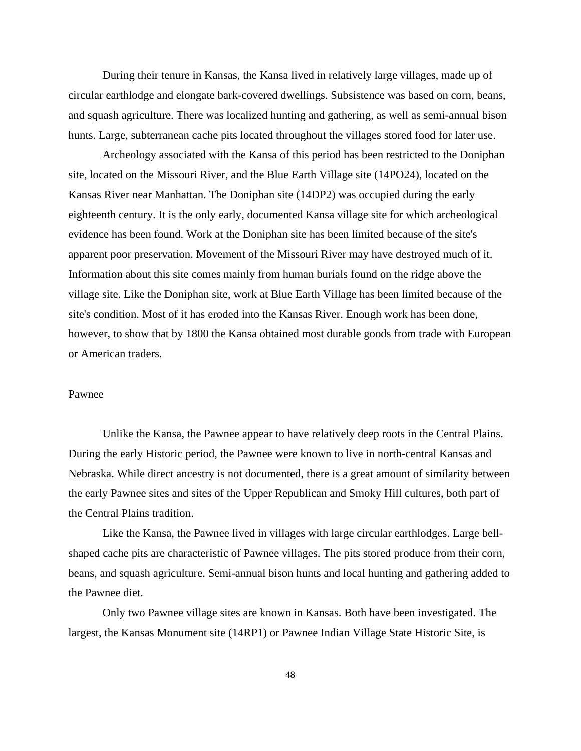During their tenure in Kansas, the Kansa lived in relatively large villages, made up of circular earthlodge and elongate bark-covered dwellings. Subsistence was based on corn, beans, and squash agriculture. There was localized hunting and gathering, as well as semi-annual bison hunts. Large, subterranean cache pits located throughout the villages stored food for later use.

Archeology associated with the Kansa of this period has been restricted to the Doniphan site, located on the Missouri River, and the Blue Earth Village site (14PO24), located on the Kansas River near Manhattan. The Doniphan site (14DP2) was occupied during the early eighteenth century. It is the only early, documented Kansa village site for which archeological evidence has been found. Work at the Doniphan site has been limited because of the site's apparent poor preservation. Movement of the Missouri River may have destroyed much of it. Information about this site comes mainly from human burials found on the ridge above the village site. Like the Doniphan site, work at Blue Earth Village has been limited because of the site's condition. Most of it has eroded into the Kansas River. Enough work has been done, however, to show that by 1800 the Kansa obtained most durable goods from trade with European or American traders.

## Pawnee

Unlike the Kansa, the Pawnee appear to have relatively deep roots in the Central Plains. During the early Historic period, the Pawnee were known to live in north-central Kansas and Nebraska. While direct ancestry is not documented, there is a great amount of similarity between the early Pawnee sites and sites of the Upper Republican and Smoky Hill cultures, both part of the Central Plains tradition.

Like the Kansa, the Pawnee lived in villages with large circular earthlodges. Large bell-shaped cache pits are characteristic of Pawnee villages. The pits stored produce from their corn, beans, and squash agriculture. Semi-annual bison hunts and local hunting and gathering added to the Pawnee diet.

Only two Pawnee village sites are known in Kansas. Both have been investigated. The largest, the Kansas Monument site (14RP1) or Pawnee Indian Village State Historic Site, is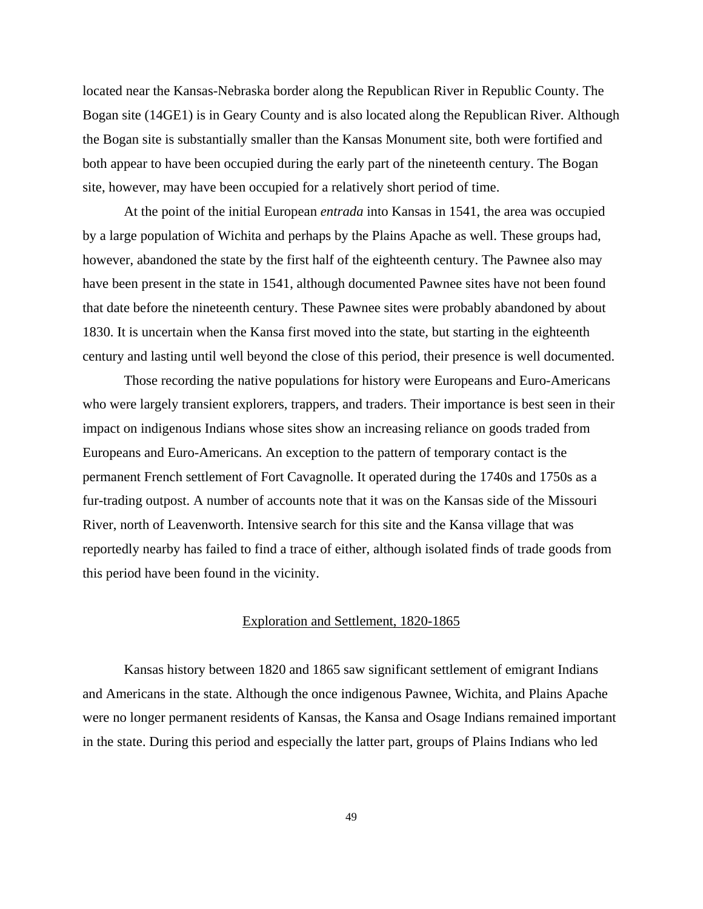located near the Kansas-Nebraska border along the Republican River in Republic County. The Bogan site (14GE1) is in Geary County and is also located along the Republican River. Although the Bogan site is substantially smaller than the Kansas Monument site, both were fortified and both appear to have been occupied during the early part of the nineteenth century. The Bogan site, however, may have been occupied for a relatively short period of time.

At the point of the initial European *entrada* into Kansas in 1541, the area was occupied by a large population of Wichita and perhaps by the Plains Apache as well. These groups had, however, abandoned the state by the first half of the eighteenth century. The Pawnee also may have been present in the state in 1541, although documented Pawnee sites have not been found that date before the nineteenth century. These Pawnee sites were probably abandoned by about 1830. It is uncertain when the Kansa first moved into the state, but starting in the eighteenth century and lasting until well beyond the close of this period, their presence is well documented.

Those recording the native populations for history were Europeans and Euro-Americans who were largely transient explorers, trappers, and traders. Their importance is best seen in their impact on indigenous Indians whose sites show an increasing reliance on goods traded from Europeans and Euro-Americans. An exception to the pattern of temporary contact is the permanent French settlement of Fort Cavagnolle. It operated during the 1740s and 1750s as a fur-trading outpost. A number of accounts note that it was on the Kansas side of the Missouri River, north of Leavenworth. Intensive search for this site and the Kansa village that was reportedly nearby has failed to find a trace of either, although isolated finds of trade goods from this period have been found in the vicinity.

## Exploration and Settlement, 1820-1865

Kansas history between 1820 and 1865 saw significant settlement of emigrant Indians and Americans in the state. Although the once indigenous Pawnee, Wichita, and Plains Apache were no longer permanent residents of Kansas, the Kansa and Osage Indians remained important in the state. During this period and especially the latter part, groups of Plains Indians who led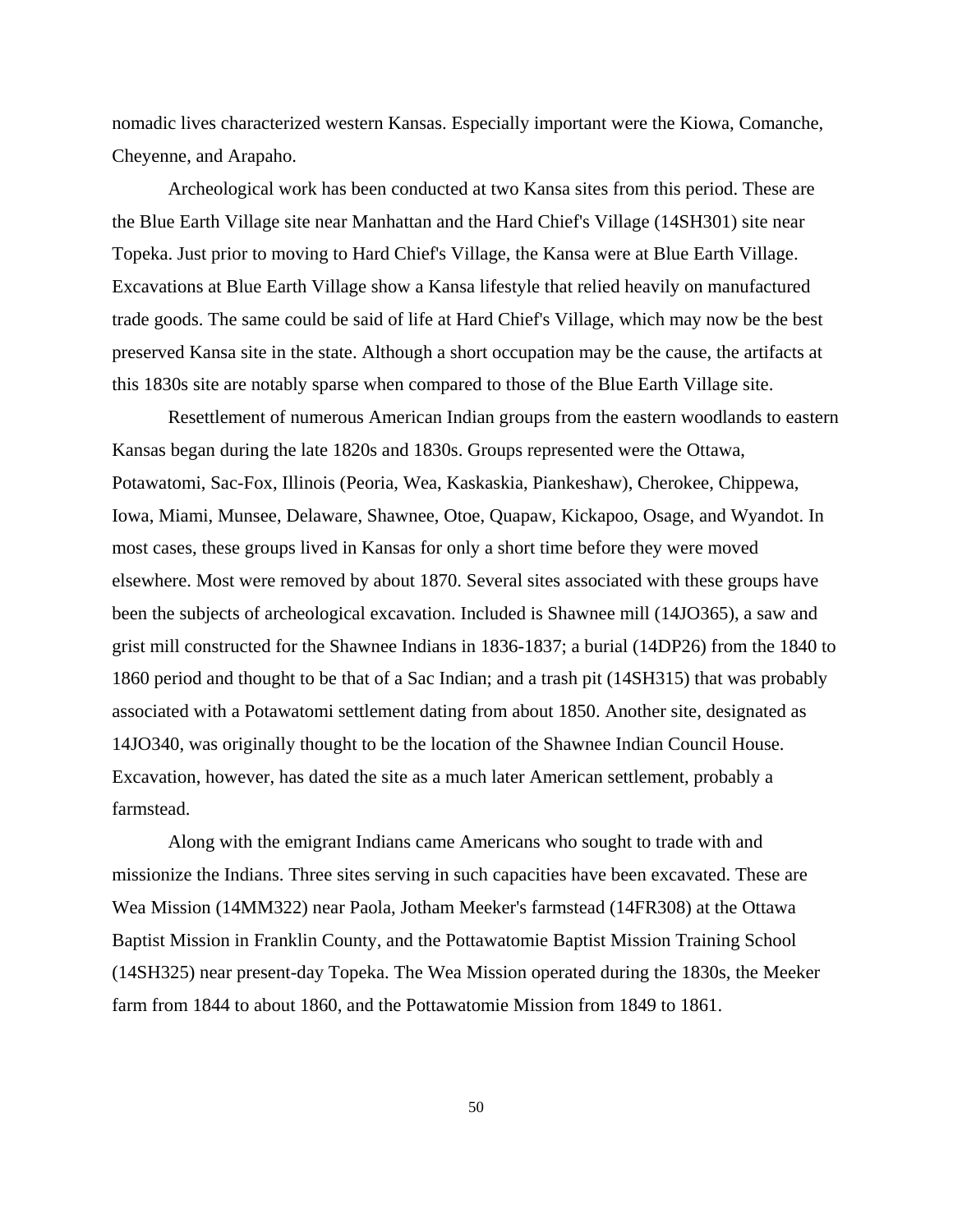nomadic lives characterized western Kansas. Especially important were the Kiowa, Comanche, Cheyenne, and Arapaho.

Archeological work has been conducted at two Kansa sites from this period. These are the Blue Earth Village site near Manhattan and the Hard Chief's Village (14SH301) site near Topeka. Just prior to moving to Hard Chief's Village, the Kansa were at Blue Earth Village. Excavations at Blue Earth Village show a Kansa lifestyle that relied heavily on manufactured trade goods. The same could be said of life at Hard Chief's Village, which may now be the best preserved Kansa site in the state. Although a short occupation may be the cause, the artifacts at this 1830s site are notably sparse when compared to those of the Blue Earth Village site.

Resettlement of numerous American Indian groups from the eastern woodlands to eastern Kansas began during the late 1820s and 1830s. Groups represented were the Ottawa, Potawatomi, Sac-Fox, Illinois (Peoria, Wea, Kaskaskia, Piankeshaw), Cherokee, Chippewa, Iowa, Miami, Munsee, Delaware, Shawnee, Otoe, Quapaw, Kickapoo, Osage, and Wyandot. In most cases, these groups lived in Kansas for only a short time before they were moved elsewhere. Most were removed by about 1870. Several sites associated with these groups have been the subjects of archeological excavation. Included is Shawnee mill (14JO365), a saw and grist mill constructed for the Shawnee Indians in 1836-1837; a burial (14DP26) from the 1840 to 1860 period and thought to be that of a Sac Indian; and a trash pit (14SH315) that was probably associated with a Potawatomi settlement dating from about 1850. Another site, designated as 14JO340, was originally thought to be the location of the Shawnee Indian Council House. Excavation, however, has dated the site as a much later American settlement, probably a farmstead.

Along with the emigrant Indians came Americans who sought to trade with and missionize the Indians. Three sites serving in such capacities have been excavated. These are Wea Mission (14MM322) near Paola, Jotham Meeker's farmstead (14FR308) at the Ottawa Baptist Mission in Franklin County, and the Pottawatomie Baptist Mission Training School (14SH325) near present-day Topeka. The Wea Mission operated during the 1830s, the Meeker farm from 1844 to about 1860, and the Pottawatomie Mission from 1849 to 1861.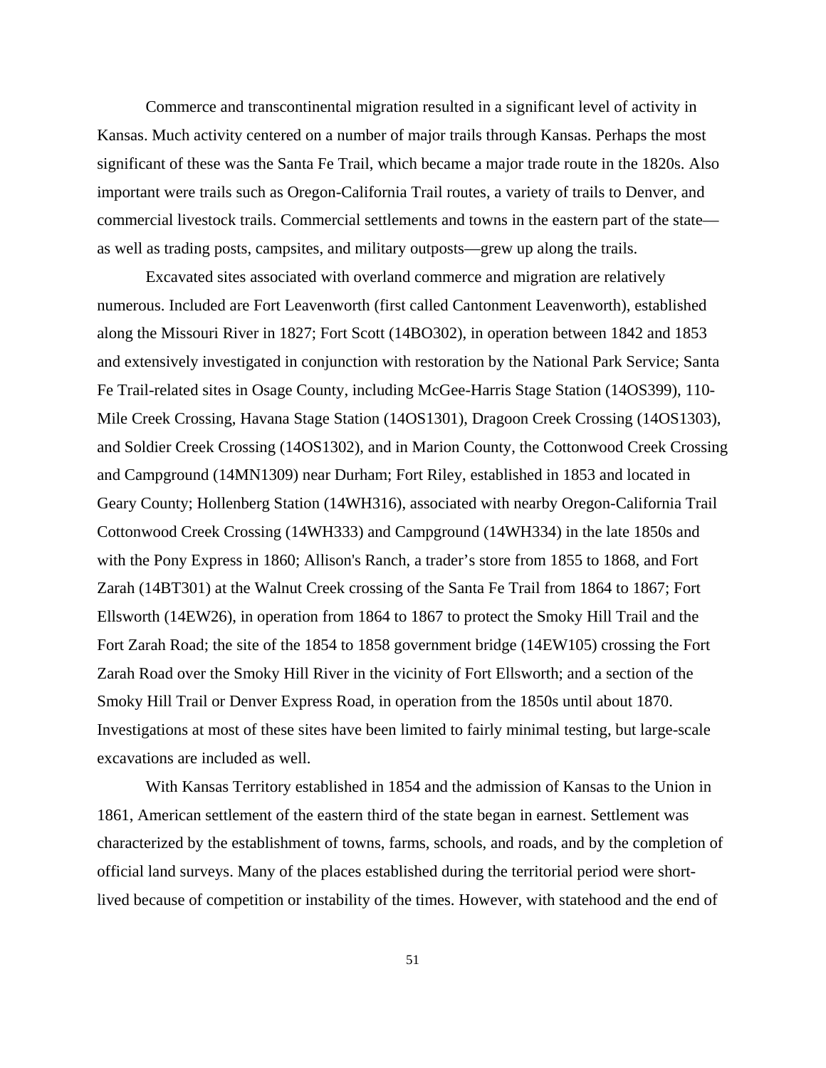Commerce and transcontinental migration resulted in a significant level of activity in Kansas. Much activity centered on a number of major trails through Kansas. Perhaps the most significant of these was the Santa Fe Trail, which became a major trade route in the 1820s. Also important were trails such as Oregon-California Trail routes, a variety of trails to Denver, and commercial livestock trails. Commercial settlements and towns in the eastern part of the state—as well as trading posts, campsites, and military outposts—grew up along the trails.

Excavated sites associated with overland commerce and migration are relatively numerous. Included are Fort Leavenworth (first called Cantonment Leavenworth), established along the Missouri River in 1827; Fort Scott (14BO302), in operation between 1842 and 1853 and extensively investigated in conjunction with restoration by the National Park Service; Santa Fe Trail-related sites in Osage County, including McGee-Harris Stage Station (14OS399), 110-Mile Creek Crossing, Havana Stage Station (14OS1301), Dragoon Creek Crossing (14OS1303), and Soldier Creek Crossing (14OS1302), and in Marion County, the Cottonwood Creek Crossing and Campground (14MN1309) near Durham; Fort Riley, established in 1853 and located in Geary County; Hollenberg Station (14WH316), associated with nearby Oregon-California Trail Cottonwood Creek Crossing (14WH333) and Campground (14WH334) in the late 1850s and with the Pony Express in 1860; Allison's Ranch, a trader's store from 1855 to 1868, and Fort Zarah (14BT301) at the Walnut Creek crossing of the Santa Fe Trail from 1864 to 1867; Fort Ellsworth (14EW26), in operation from 1864 to 1867 to protect the Smoky Hill Trail and the Fort Zarah Road; the site of the 1854 to 1858 government bridge (14EW105) crossing the Fort Zarah Road over the Smoky Hill River in the vicinity of Fort Ellsworth; and a section of the Smoky Hill Trail or Denver Express Road, in operation from the 1850s until about 1870. Investigations at most of these sites have been limited to fairly minimal testing, but large-scale excavations are included as well.

With Kansas Territory established in 1854 and the admission of Kansas to the Union in 1861, American settlement of the eastern third of the state began in earnest. Settlement was characterized by the establishment of towns, farms, schools, and roads, and by the completion of official land surveys. Many of the places established during the territorial period were short-lived because of competition or instability of the times. However, with statehood and the end of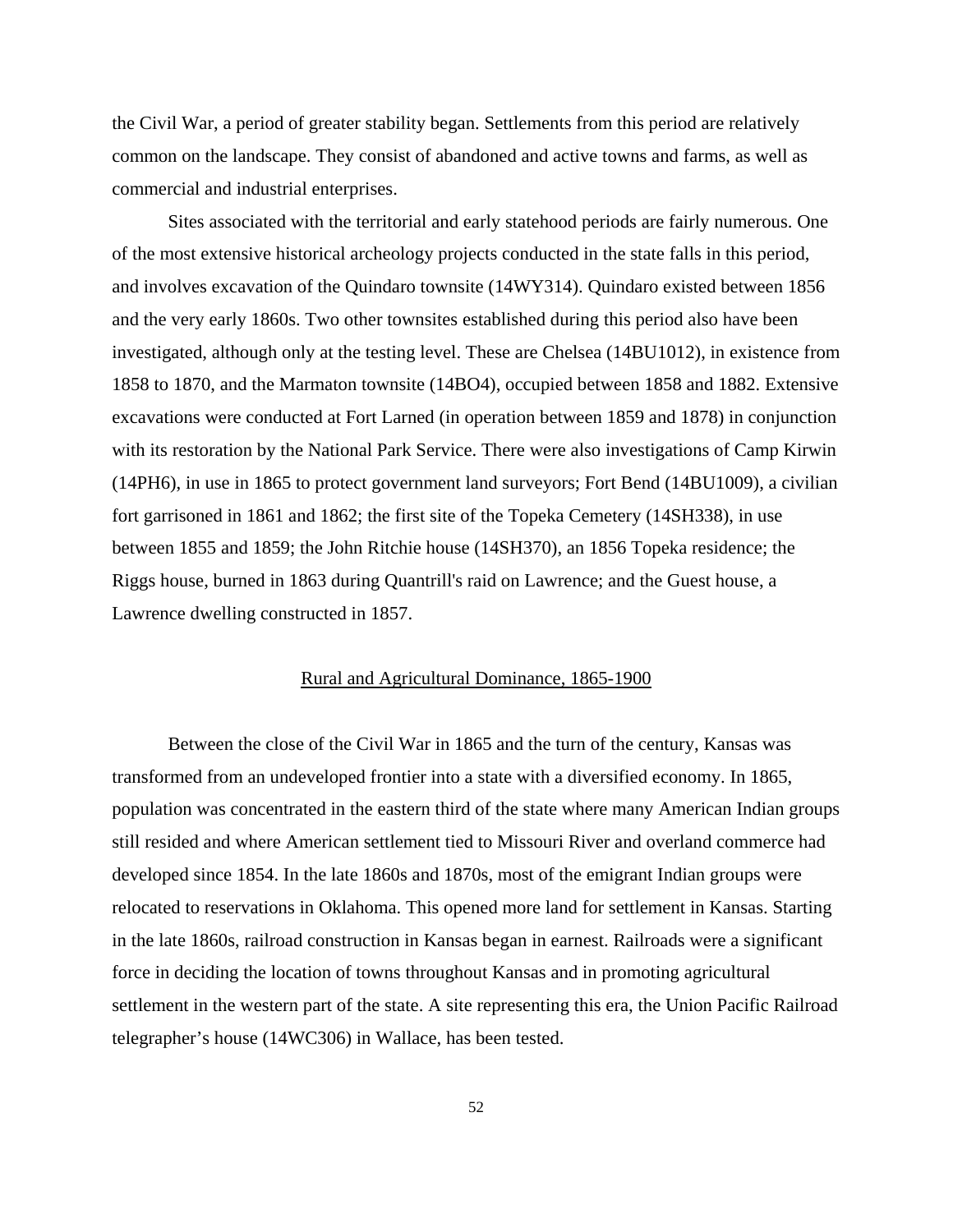the Civil War, a period of greater stability began. Settlements from this period are relatively common on the landscape. They consist of abandoned and active towns and farms, as well as commercial and industrial enterprises.

Sites associated with the territorial and early statehood periods are fairly numerous. One of the most extensive historical archeology projects conducted in the state falls in this period, and involves excavation of the Quindaro townsite (14WY314). Quindaro existed between 1856 and the very early 1860s. Two other townsites established during this period also have been investigated, although only at the testing level. These are Chelsea (14BU1012), in existence from 1858 to 1870, and the Marmaton townsite (14BO4), occupied between 1858 and 1882. Extensive excavations were conducted at Fort Larned (in operation between 1859 and 1878) in conjunction with its restoration by the National Park Service. There were also investigations of Camp Kirwin (14PH6), in use in 1865 to protect government land surveyors; Fort Bend (14BU1009), a civilian fort garrisoned in 1861 and 1862; the first site of the Topeka Cemetery (14SH338), in use between 1855 and 1859; the John Ritchie house (14SH370), an 1856 Topeka residence; the Riggs house, burned in 1863 during Quantrill's raid on Lawrence; and the Guest house, a Lawrence dwelling constructed in 1857.

## Rural and Agricultural Dominance, 1865-1900

Between the close of the Civil War in 1865 and the turn of the century, Kansas was transformed from an undeveloped frontier into a state with a diversified economy. In 1865, population was concentrated in the eastern third of the state where many American Indian groups still resided and where American settlement tied to Missouri River and overland commerce had developed since 1854. In the late 1860s and 1870s, most of the emigrant Indian groups were relocated to reservations in Oklahoma. This opened more land for settlement in Kansas. Starting in the late 1860s, railroad construction in Kansas began in earnest. Railroads were a significant force in deciding the location of towns throughout Kansas and in promoting agricultural settlement in the western part of the state. A site representing this era, the Union Pacific Railroad telegrapher's house (14WC306) in Wallace, has been tested.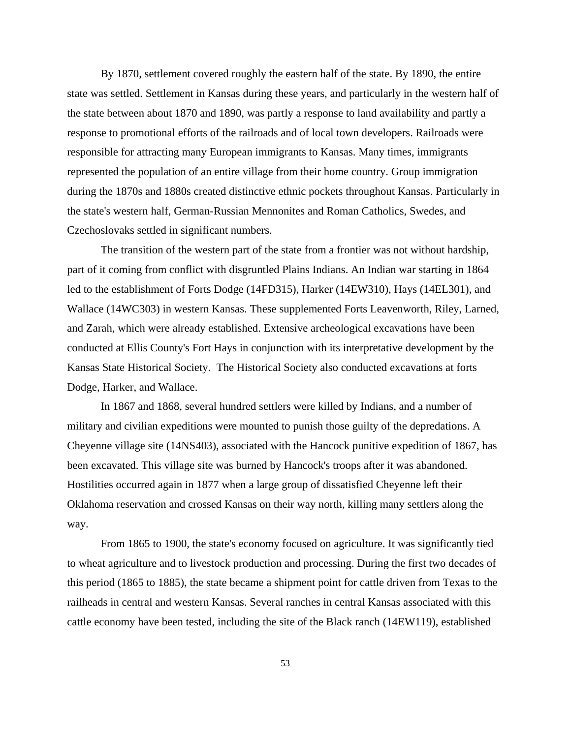By 1870, settlement covered roughly the eastern half of the state. By 1890, the entire state was settled. Settlement in Kansas during these years, and particularly in the western half of the state between about 1870 and 1890, was partly a response to land availability and partly a response to promotional efforts of the railroads and of local town developers. Railroads were responsible for attracting many European immigrants to Kansas. Many times, immigrants represented the population of an entire village from their home country. Group immigration during the 1870s and 1880s created distinctive ethnic pockets throughout Kansas. Particularly in the state's western half, German-Russian Mennonites and Roman Catholics, Swedes, and Czechoslovaks settled in significant numbers.

The transition of the western part of the state from a frontier was not without hardship, part of it coming from conflict with disgruntled Plains Indians. An Indian war starting in 1864 led to the establishment of Forts Dodge (14FD315), Harker (14EW310), Hays (14EL301), and Wallace (14WC303) in western Kansas. These supplemented Forts Leavenworth, Riley, Larned, and Zarah, which were already established. Extensive archeological excavations have been conducted at Ellis County's Fort Hays in conjunction with its interpretative development by the Kansas State Historical Society. The Historical Society also conducted excavations at forts Dodge, Harker, and Wallace.

In 1867 and 1868, several hundred settlers were killed by Indians, and a number of military and civilian expeditions were mounted to punish those guilty of the depredations. A Cheyenne village site (14NS403), associated with the Hancock punitive expedition of 1867, has been excavated. This village site was burned by Hancock's troops after it was abandoned. Hostilities occurred again in 1877 when a large group of dissatisfied Cheyenne left their Oklahoma reservation and crossed Kansas on their way north, killing many settlers along the way.

From 1865 to 1900, the state's economy focused on agriculture. It was significantly tied to wheat agriculture and to livestock production and processing. During the first two decades of this period (1865 to 1885), the state became a shipment point for cattle driven from Texas to the railheads in central and western Kansas. Several ranches in central Kansas associated with this cattle economy have been tested, including the site of the Black ranch (14EW119), established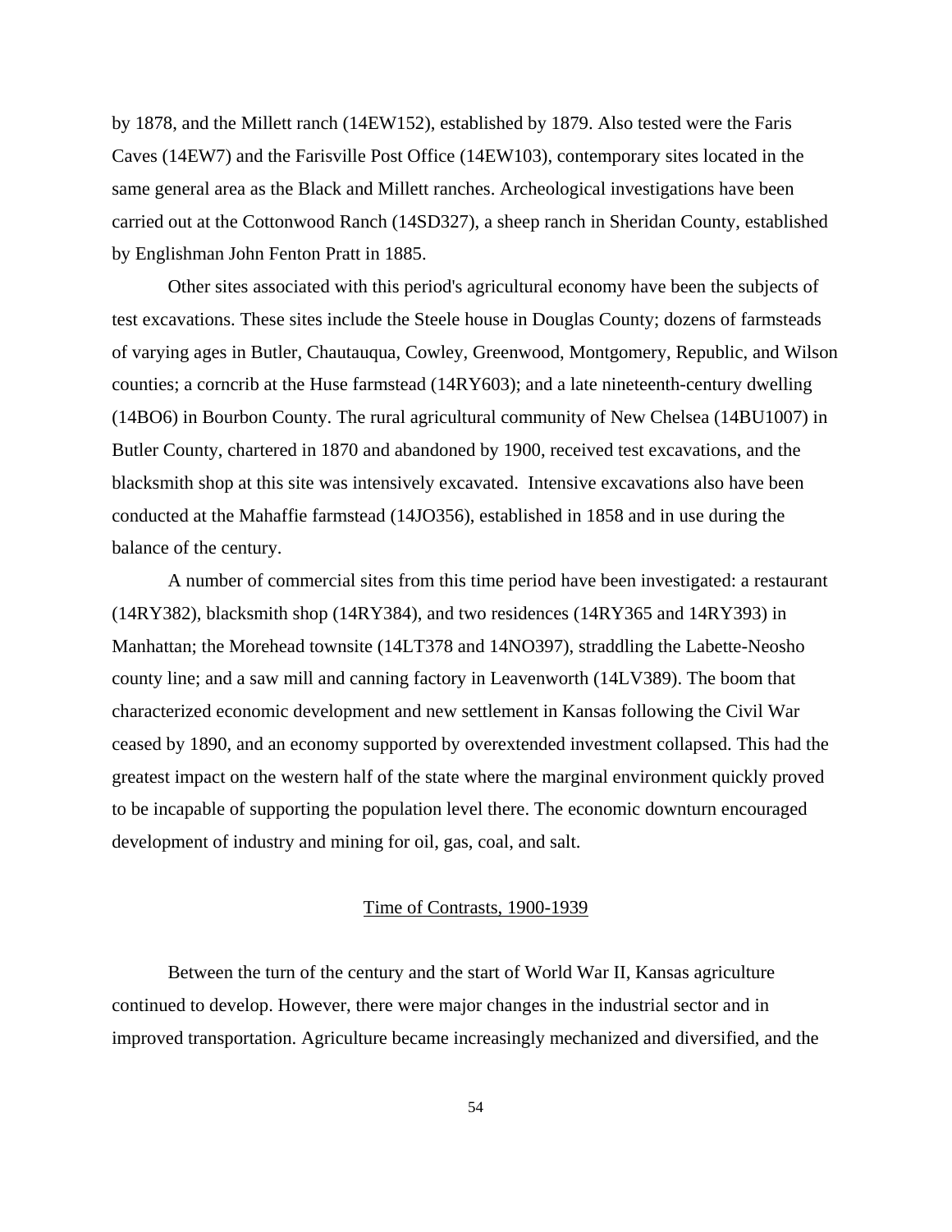by 1878, and the Millett ranch (14EW152), established by 1879. Also tested were the Faris Caves (14EW7) and the Farisville Post Office (14EW103), contemporary sites located in the same general area as the Black and Millett ranches. Archeological investigations have been carried out at the Cottonwood Ranch (14SD327), a sheep ranch in Sheridan County, established by Englishman John Fenton Pratt in 1885.

Other sites associated with this period's agricultural economy have been the subjects of test excavations. These sites include the Steele house in Douglas County; dozens of farmsteads of varying ages in Butler, Chautauqua, Cowley, Greenwood, Montgomery, Republic, and Wilson counties; a corncrib at the Huse farmstead (14RY603); and a late nineteenth-century dwelling (14BO6) in Bourbon County. The rural agricultural community of New Chelsea (14BU1007) in Butler County, chartered in 1870 and abandoned by 1900, received test excavations, and the blacksmith shop at this site was intensively excavated. Intensive excavations also have been conducted at the Mahaffie farmstead (14JO356), established in 1858 and in use during the balance of the century.

A number of commercial sites from this time period have been investigated: a restaurant (14RY382), blacksmith shop (14RY384), and two residences (14RY365 and 14RY393) in Manhattan; the Morehead townsite (14LT378 and 14NO397), straddling the Labette-Neosho county line; and a saw mill and canning factory in Leavenworth (14LV389). The boom that characterized economic development and new settlement in Kansas following the Civil War ceased by 1890, and an economy supported by overextended investment collapsed. This had the greatest impact on the western half of the state where the marginal environment quickly proved to be incapable of supporting the population level there. The economic downturn encouraged development of industry and mining for oil, gas, coal, and salt.

## Time of Contrasts, 1900-1939

Between the turn of the century and the start of World War II, Kansas agriculture continued to develop. However, there were major changes in the industrial sector and in improved transportation. Agriculture became increasingly mechanized and diversified, and the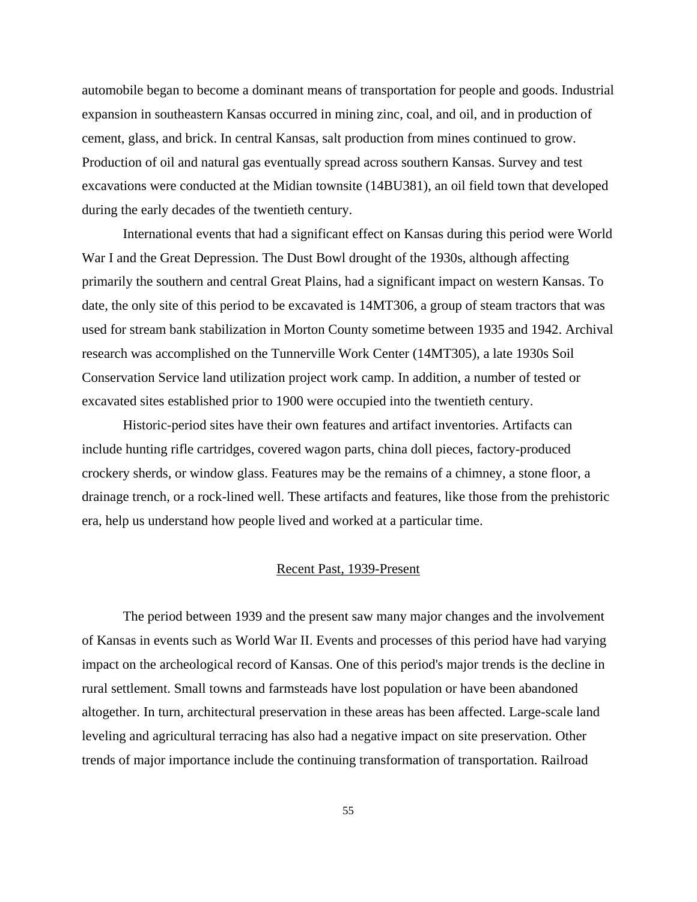automobile began to become a dominant means of transportation for people and goods. Industrial expansion in southeastern Kansas occurred in mining zinc, coal, and oil, and in production of cement, glass, and brick. In central Kansas, salt production from mines continued to grow. Production of oil and natural gas eventually spread across southern Kansas. Survey and test excavations were conducted at the Midian townsite (14BU381), an oil field town that developed during the early decades of the twentieth century.

International events that had a significant effect on Kansas during this period were World War I and the Great Depression. The Dust Bowl drought of the 1930s, although affecting primarily the southern and central Great Plains, had a significant impact on western Kansas. To date, the only site of this period to be excavated is 14MT306, a group of steam tractors that was used for stream bank stabilization in Morton County sometime between 1935 and 1942. Archival research was accomplished on the Tunnerville Work Center (14MT305), a late 1930s Soil Conservation Service land utilization project work camp. In addition, a number of tested or excavated sites established prior to 1900 were occupied into the twentieth century.

Historic-period sites have their own features and artifact inventories. Artifacts can include hunting rifle cartridges, covered wagon parts, china doll pieces, factory-produced crockery sherds, or window glass. Features may be the remains of a chimney, a stone floor, a drainage trench, or a rock-lined well. These artifacts and features, like those from the prehistoric era, help us understand how people lived and worked at a particular time.

## Recent Past, 1939-Present

The period between 1939 and the present saw many major changes and the involvement of Kansas in events such as World War II. Events and processes of this period have had varying impact on the archeological record of Kansas. One of this period's major trends is the decline in rural settlement. Small towns and farmsteads have lost population or have been abandoned altogether. In turn, architectural preservation in these areas has been affected. Large-scale land leveling and agricultural terracing has also had a negative impact on site preservation. Other trends of major importance include the continuing transformation of transportation. Railroad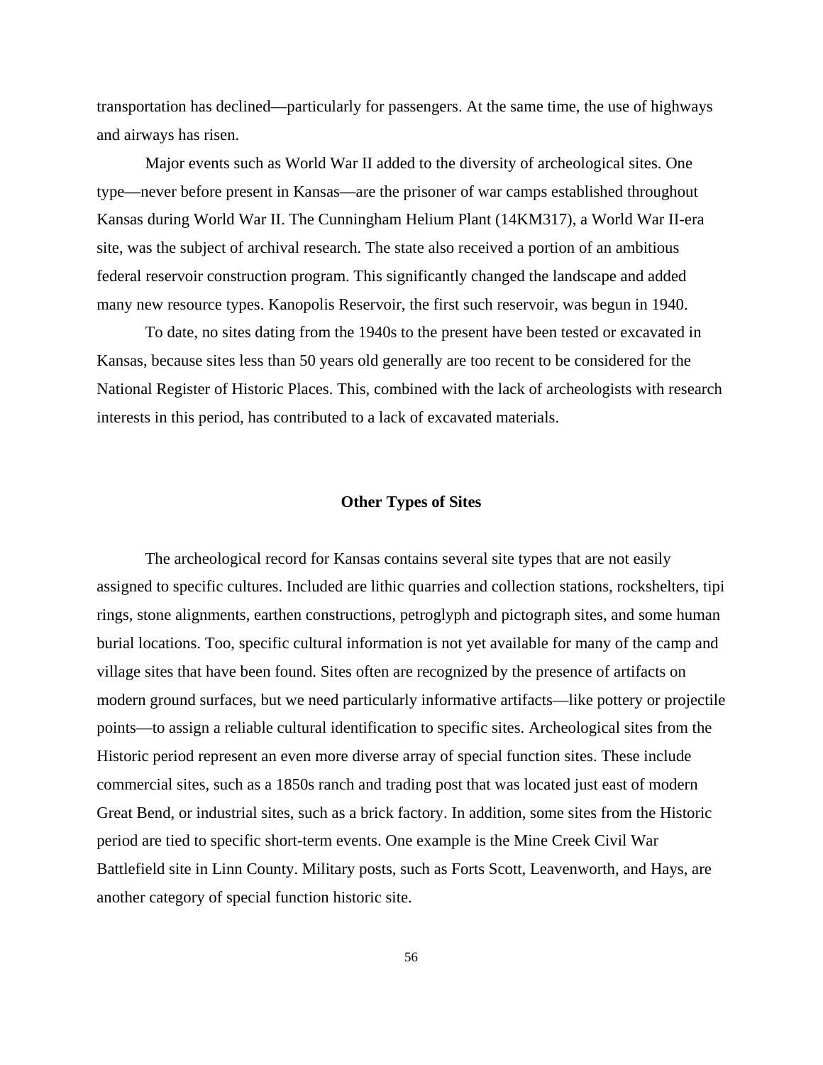transportation has declined—particularly for passengers. At the same time, the use of highways and airways has risen.

Major events such as World War II added to the diversity of archeological sites. One type—never before present in Kansas—are the prisoner of war camps established throughout Kansas during World War II. The Cunningham Helium Plant (14KM317), a World War II-era site, was the subject of archival research. The state also received a portion of an ambitious federal reservoir construction program. This significantly changed the landscape and added many new resource types. Kanopolis Reservoir, the first such reservoir, was begun in 1940.

To date, no sites dating from the 1940s to the present have been tested or excavated in Kansas, because sites less than 50 years old generally are too recent to be considered for the National Register of Historic Places. This, combined with the lack of archeologists with research interests in this period, has contributed to a lack of excavated materials.

## Other Types of Sites

The archeological record for Kansas contains several site types that are not easily assigned to specific cultures. Included are lithic quarries and collection stations, rockshelters, tipi rings, stone alignments, earthen constructions, petroglyph and pictograph sites, and some human burial locations. Too, specific cultural information is not yet available for many of the camp and village sites that have been found. Sites often are recognized by the presence of artifacts on modern ground surfaces, but we need particularly informative artifacts—like pottery or projectile points—to assign a reliable cultural identification to specific sites. Archeological sites from the Historic period represent an even more diverse array of special function sites. These include commercial sites, such as a 1850s ranch and trading post that was located just east of modern Great Bend, or industrial sites, such as a brick factory. In addition, some sites from the Historic period are tied to specific short-term events. One example is the Mine Creek Civil War Battlefield site in Linn County. Military posts, such as Forts Scott, Leavenworth, and Hays, are another category of special function historic site.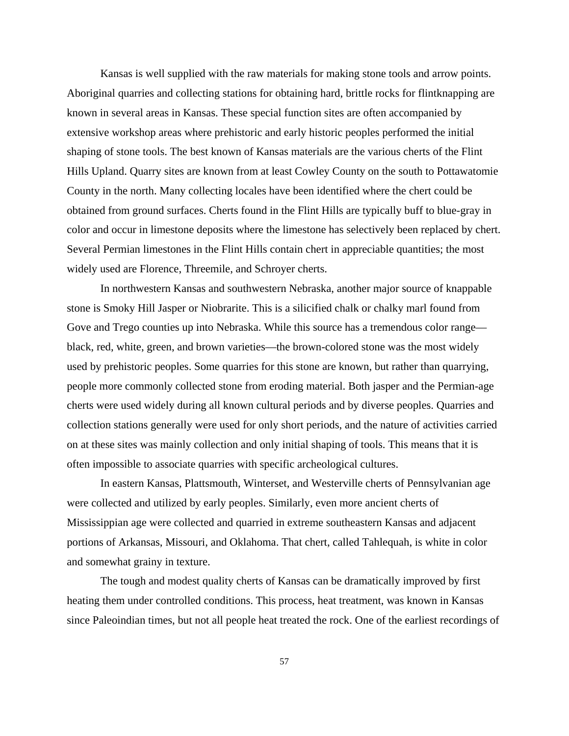Kansas is well supplied with the raw materials for making stone tools and arrow points. Aboriginal quarries and collecting stations for obtaining hard, brittle rocks for flintknapping are known in several areas in Kansas. These special function sites are often accompanied by extensive workshop areas where prehistoric and early historic peoples performed the initial shaping of stone tools. The best known of Kansas materials are the various cherts of the Flint Hills Upland. Quarry sites are known from at least Cowley County on the south to Pottawatomie County in the north. Many collecting locales have been identified where the chert could be obtained from ground surfaces. Cherts found in the Flint Hills are typically buff to blue-gray in color and occur in limestone deposits where the limestone has selectively been replaced by chert. Several Permian limestones in the Flint Hills contain chert in appreciable quantities; the most widely used are Florence, Threemile, and Schroyer cherts.

In northwestern Kansas and southwestern Nebraska, another major source of knappable stone is Smoky Hill Jasper or Niobrarite. This is a silicified chalk or chalky marl found from Gove and Trego counties up into Nebraska. While this source has a tremendous color range—black, red, white, green, and brown varieties—the brown-colored stone was the most widely used by prehistoric peoples. Some quarries for this stone are known, but rather than quarrying, people more commonly collected stone from eroding material. Both jasper and the Permian-age cherts were used widely during all known cultural periods and by diverse peoples. Quarries and collection stations generally were used for only short periods, and the nature of activities carried on at these sites was mainly collection and only initial shaping of tools. This means that it is often impossible to associate quarries with specific archeological cultures.

In eastern Kansas, Plattsmouth, Winterset, and Westerville cherts of Pennsylvanian age were collected and utilized by early peoples. Similarly, even more ancient cherts of Mississippian age were collected and quarried in extreme southeastern Kansas and adjacent portions of Arkansas, Missouri, and Oklahoma. That chert, called Tahlequah, is white in color and somewhat grainy in texture.

The tough and modest quality cherts of Kansas can be dramatically improved by first heating them under controlled conditions. This process, heat treatment, was known in Kansas since Paleoindian times, but not all people heat treated the rock. One of the earliest recordings of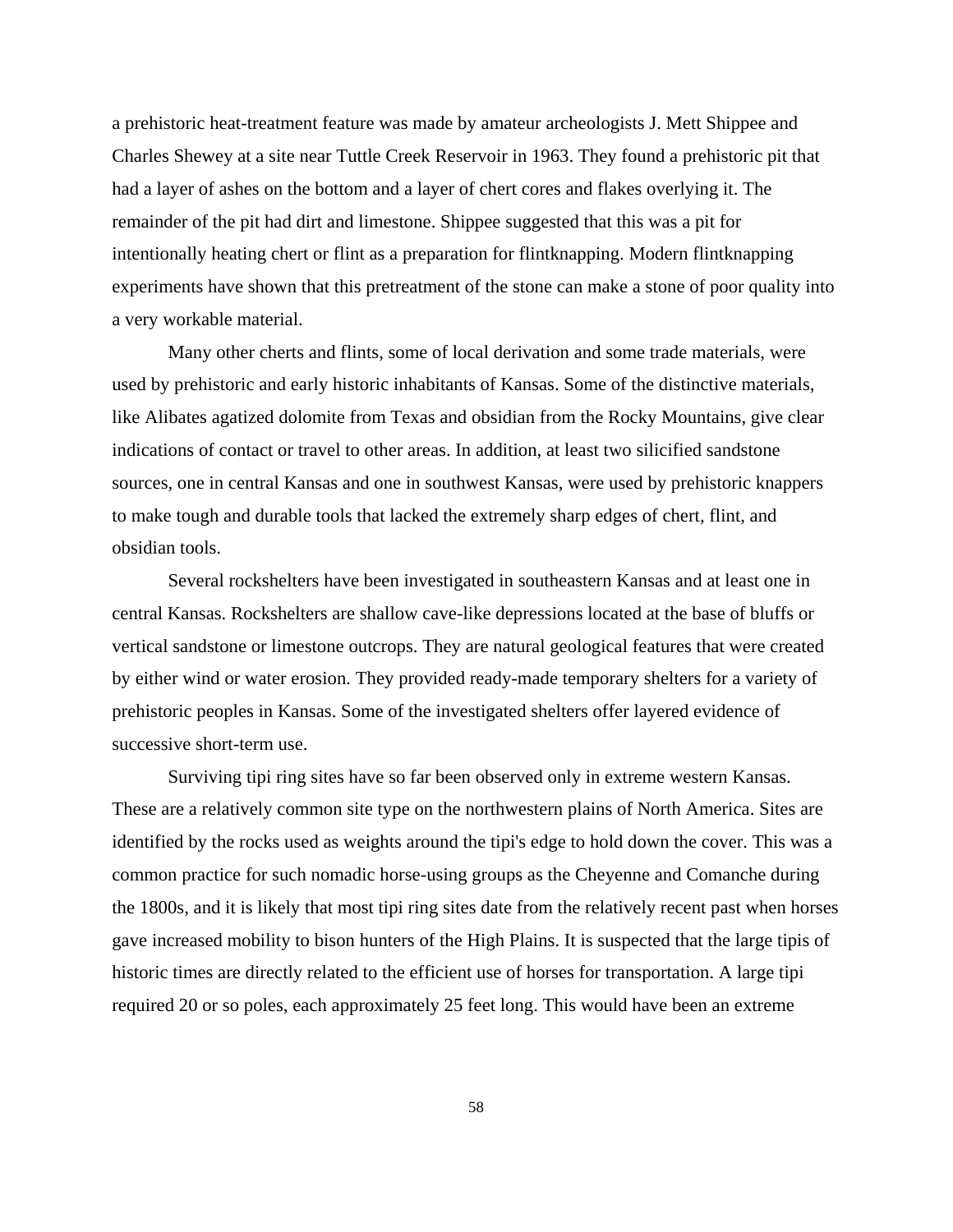a prehistoric heat-treatment feature was made by amateur archeologists J. Mett Shippee and Charles Shewey at a site near Tuttle Creek Reservoir in 1963. They found a prehistoric pit that had a layer of ashes on the bottom and a layer of chert cores and flakes overlying it. The remainder of the pit had dirt and limestone. Shippee suggested that this was a pit for intentionally heating chert or flint as a preparation for flintknapping. Modern flintknapping experiments have shown that this pretreatment of the stone can make a stone of poor quality into a very workable material.

Many other cherts and flints, some of local derivation and some trade materials, were used by prehistoric and early historic inhabitants of Kansas. Some of the distinctive materials, like Alibates agatized dolomite from Texas and obsidian from the Rocky Mountains, give clear indications of contact or travel to other areas. In addition, at least two silicified sandstone sources, one in central Kansas and one in southwest Kansas, were used by prehistoric knappers to make tough and durable tools that lacked the extremely sharp edges of chert, flint, and obsidian tools.

Several rockshelters have been investigated in southeastern Kansas and at least one in central Kansas. Rockshelters are shallow cave-like depressions located at the base of bluffs or vertical sandstone or limestone outcrops. They are natural geological features that were created by either wind or water erosion. They provided ready-made temporary shelters for a variety of prehistoric peoples in Kansas. Some of the investigated shelters offer layered evidence of successive short-term use.

Surviving tipi ring sites have so far been observed only in extreme western Kansas. These are a relatively common site type on the northwestern plains of North America. Sites are identified by the rocks used as weights around the tipi's edge to hold down the cover. This was a common practice for such nomadic horse-using groups as the Cheyenne and Comanche during the 1800s, and it is likely that most tipi ring sites date from the relatively recent past when horses gave increased mobility to bison hunters of the High Plains. It is suspected that the large tipis of historic times are directly related to the efficient use of horses for transportation. A large tipi required 20 or so poles, each approximately 25 feet long. This would have been an extreme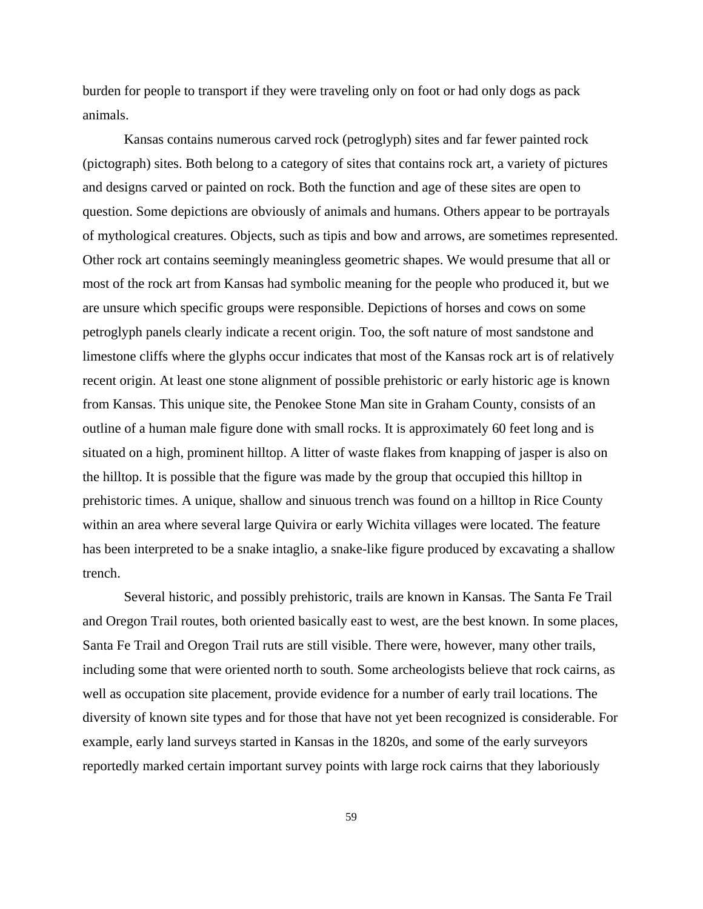burden for people to transport if they were traveling only on foot or had only dogs as pack animals.

Kansas contains numerous carved rock (petroglyph) sites and far fewer painted rock (pictograph) sites. Both belong to a category of sites that contains rock art, a variety of pictures and designs carved or painted on rock. Both the function and age of these sites are open to question. Some depictions are obviously of animals and humans. Others appear to be portrayals of mythological creatures. Objects, such as tipis and bow and arrows, are sometimes represented. Other rock art contains seemingly meaningless geometric shapes. We would presume that all or most of the rock art from Kansas had symbolic meaning for the people who produced it, but we are unsure which specific groups were responsible. Depictions of horses and cows on some petroglyph panels clearly indicate a recent origin. Too, the soft nature of most sandstone and limestone cliffs where the glyphs occur indicates that most of the Kansas rock art is of relatively recent origin. At least one stone alignment of possible prehistoric or early historic age is known from Kansas. This unique site, the Penokee Stone Man site in Graham County, consists of an outline of a human male figure done with small rocks. It is approximately 60 feet long and is situated on a high, prominent hilltop. A litter of waste flakes from knapping of jasper is also on the hilltop. It is possible that the figure was made by the group that occupied this hilltop in prehistoric times. A unique, shallow and sinuous trench was found on a hilltop in Rice County within an area where several large Quivira or early Wichita villages were located. The feature has been interpreted to be a snake intaglio, a snake-like figure produced by excavating a shallow trench.

Several historic, and possibly prehistoric, trails are known in Kansas. The Santa Fe Trail and Oregon Trail routes, both oriented basically east to west, are the best known. In some places, Santa Fe Trail and Oregon Trail ruts are still visible. There were, however, many other trails, including some that were oriented north to south. Some archeologists believe that rock cairns, as well as occupation site placement, provide evidence for a number of early trail locations. The diversity of known site types and for those that have not yet been recognized is considerable. For example, early land surveys started in Kansas in the 1820s, and some of the early surveyors reportedly marked certain important survey points with large rock cairns that they laboriously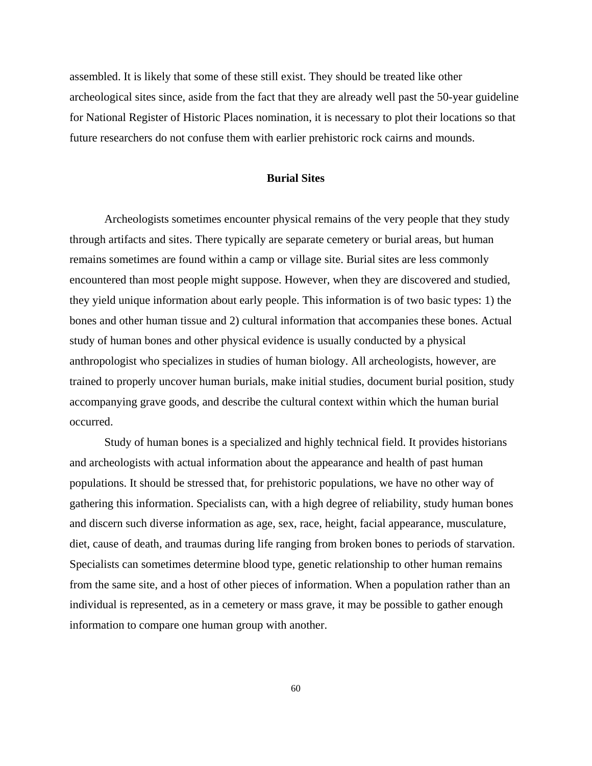assembled. It is likely that some of these still exist. They should be treated like other archeological sites since, aside from the fact that they are already well past the 50-year guideline for National Register of Historic Places nomination, it is necessary to plot their locations so that future researchers do not confuse them with earlier prehistoric rock cairns and mounds.

## Burial Sites

Archeologists sometimes encounter physical remains of the very people that they study through artifacts and sites. There typically are separate cemetery or burial areas, but human remains sometimes are found within a camp or village site. Burial sites are less commonly encountered than most people might suppose. However, when they are discovered and studied, they yield unique information about early people. This information is of two basic types: 1) the bones and other human tissue and 2) cultural information that accompanies these bones. Actual study of human bones and other physical evidence is usually conducted by a physical anthropologist who specializes in studies of human biology. All archeologists, however, are trained to properly uncover human burials, make initial studies, document burial position, study accompanying grave goods, and describe the cultural context within which the human burial occurred.

Study of human bones is a specialized and highly technical field. It provides historians and archeologists with actual information about the appearance and health of past human populations. It should be stressed that, for prehistoric populations, we have no other way of gathering this information. Specialists can, with a high degree of reliability, study human bones and discern such diverse information as age, sex, race, height, facial appearance, musculature, diet, cause of death, and traumas during life ranging from broken bones to periods of starvation. Specialists can sometimes determine blood type, genetic relationship to other human remains from the same site, and a host of other pieces of information. When a population rather than an individual is represented, as in a cemetery or mass grave, it may be possible to gather enough information to compare one human group with another.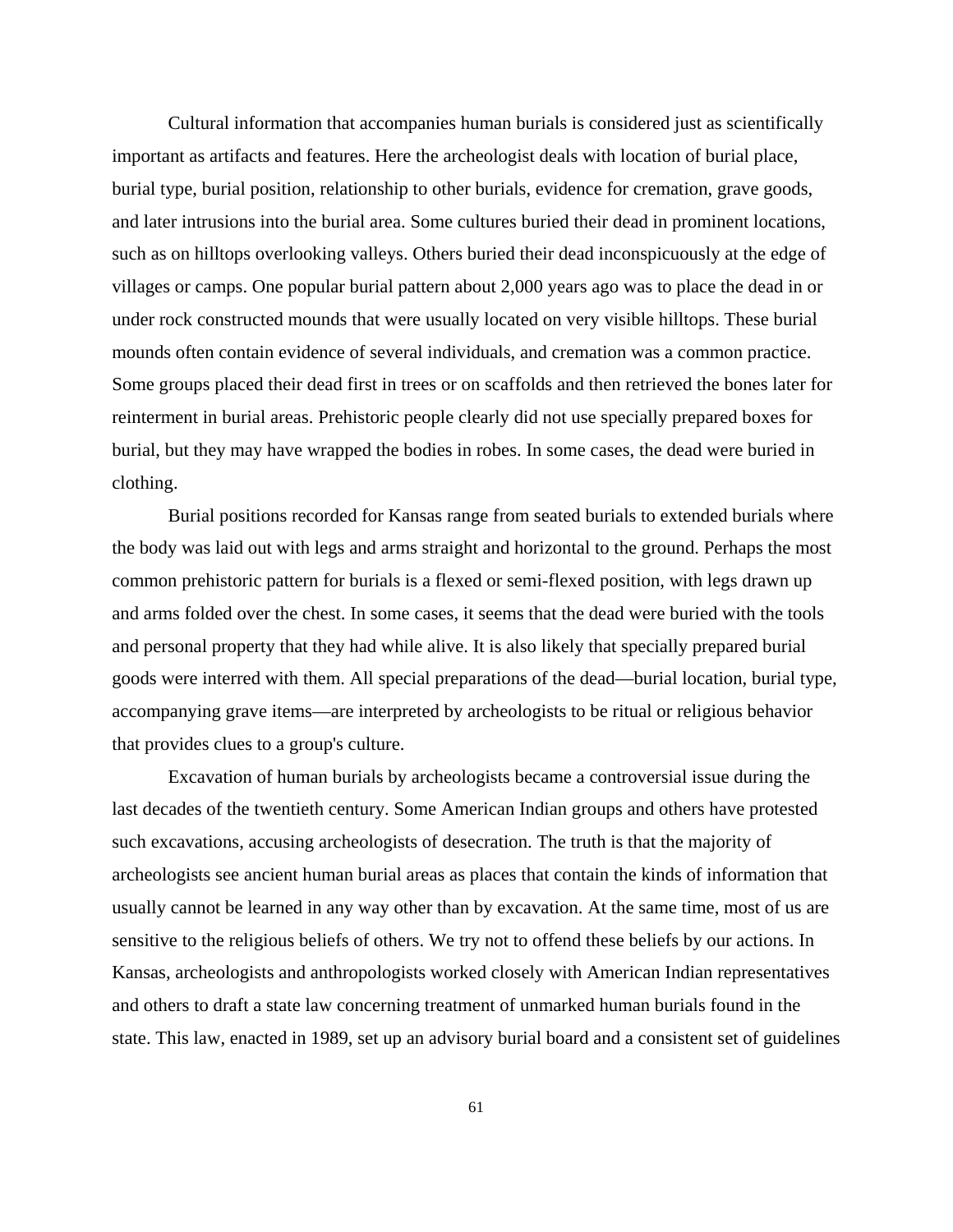Cultural information that accompanies human burials is considered just as scientifically important as artifacts and features. Here the archeologist deals with location of burial place, burial type, burial position, relationship to other burials, evidence for cremation, grave goods, and later intrusions into the burial area. Some cultures buried their dead in prominent locations, such as on hilltops overlooking valleys. Others buried their dead inconspicuously at the edge of villages or camps. One popular burial pattern about 2,000 years ago was to place the dead in or under rock constructed mounds that were usually located on very visible hilltops. These burial mounds often contain evidence of several individuals, and cremation was a common practice. Some groups placed their dead first in trees or on scaffolds and then retrieved the bones later for reinterment in burial areas. Prehistoric people clearly did not use specially prepared boxes for burial, but they may have wrapped the bodies in robes. In some cases, the dead were buried in clothing.

Burial positions recorded for Kansas range from seated burials to extended burials where the body was laid out with legs and arms straight and horizontal to the ground. Perhaps the most common prehistoric pattern for burials is a flexed or semi-flexed position, with legs drawn up and arms folded over the chest. In some cases, it seems that the dead were buried with the tools and personal property that they had while alive. It is also likely that specially prepared burial goods were interred with them. All special preparations of the dead—burial location, burial type, accompanying grave items—are interpreted by archeologists to be ritual or religious behavior that provides clues to a group's culture.

Excavation of human burials by archeologists became a controversial issue during the last decades of the twentieth century. Some American Indian groups and others have protested such excavations, accusing archeologists of desecration. The truth is that the majority of archeologists see ancient human burial areas as places that contain the kinds of information that usually cannot be learned in any way other than by excavation. At the same time, most of us are sensitive to the religious beliefs of others. We try not to offend these beliefs by our actions. In Kansas, archeologists and anthropologists worked closely with American Indian representatives and others to draft a state law concerning treatment of unmarked human burials found in the state. This law, enacted in 1989, set up an advisory burial board and a consistent set of guidelines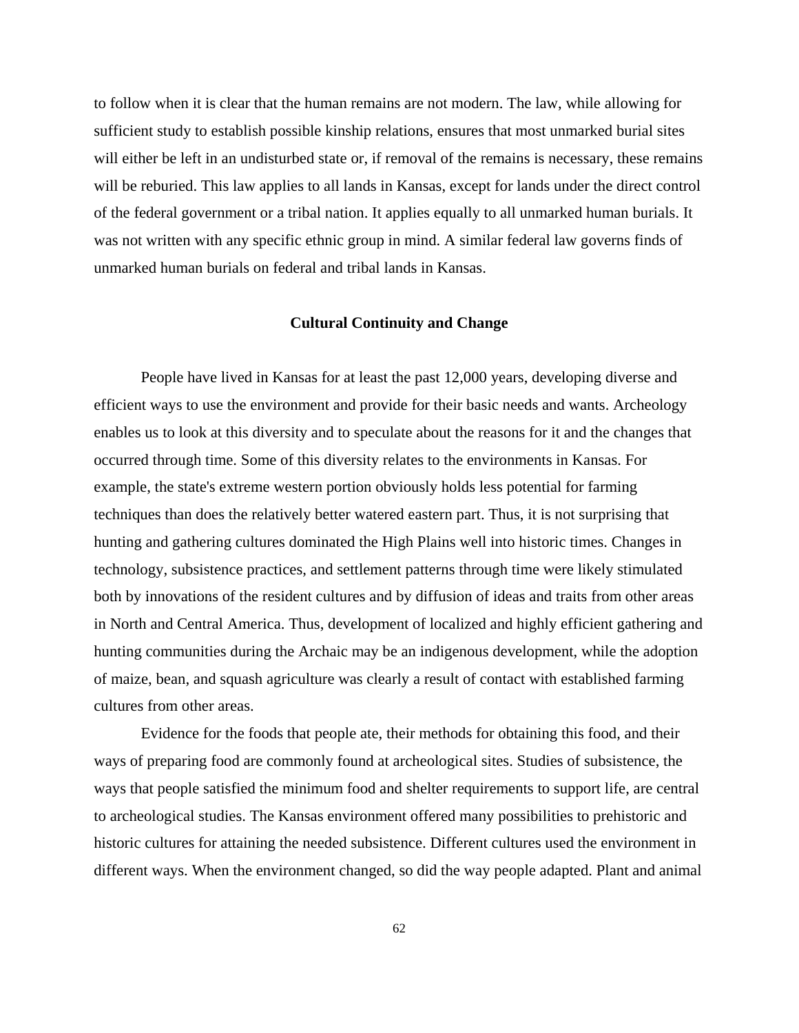to follow when it is clear that the human remains are not modern. The law, while allowing for sufficient study to establish possible kinship relations, ensures that most unmarked burial sites will either be left in an undisturbed state or, if removal of the remains is necessary, these remains will be reburied. This law applies to all lands in Kansas, except for lands under the direct control of the federal government or a tribal nation. It applies equally to all unmarked human burials. It was not written with any specific ethnic group in mind. A similar federal law governs finds of unmarked human burials on federal and tribal lands in Kansas.

## Cultural Continuity and Change

People have lived in Kansas for at least the past 12,000 years, developing diverse and efficient ways to use the environment and provide for their basic needs and wants. Archeology enables us to look at this diversity and to speculate about the reasons for it and the changes that occurred through time. Some of this diversity relates to the environments in Kansas. For example, the state's extreme western portion obviously holds less potential for farming techniques than does the relatively better watered eastern part. Thus, it is not surprising that hunting and gathering cultures dominated the High Plains well into historic times. Changes in technology, subsistence practices, and settlement patterns through time were likely stimulated both by innovations of the resident cultures and by diffusion of ideas and traits from other areas in North and Central America. Thus, development of localized and highly efficient gathering and hunting communities during the Archaic may be an indigenous development, while the adoption of maize, bean, and squash agriculture was clearly a result of contact with established farming cultures from other areas.

Evidence for the foods that people ate, their methods for obtaining this food, and their ways of preparing food are commonly found at archeological sites. Studies of subsistence, the ways that people satisfied the minimum food and shelter requirements to support life, are central to archeological studies. The Kansas environment offered many possibilities to prehistoric and historic cultures for attaining the needed subsistence. Different cultures used the environment in different ways. When the environment changed, so did the way people adapted. Plant and animal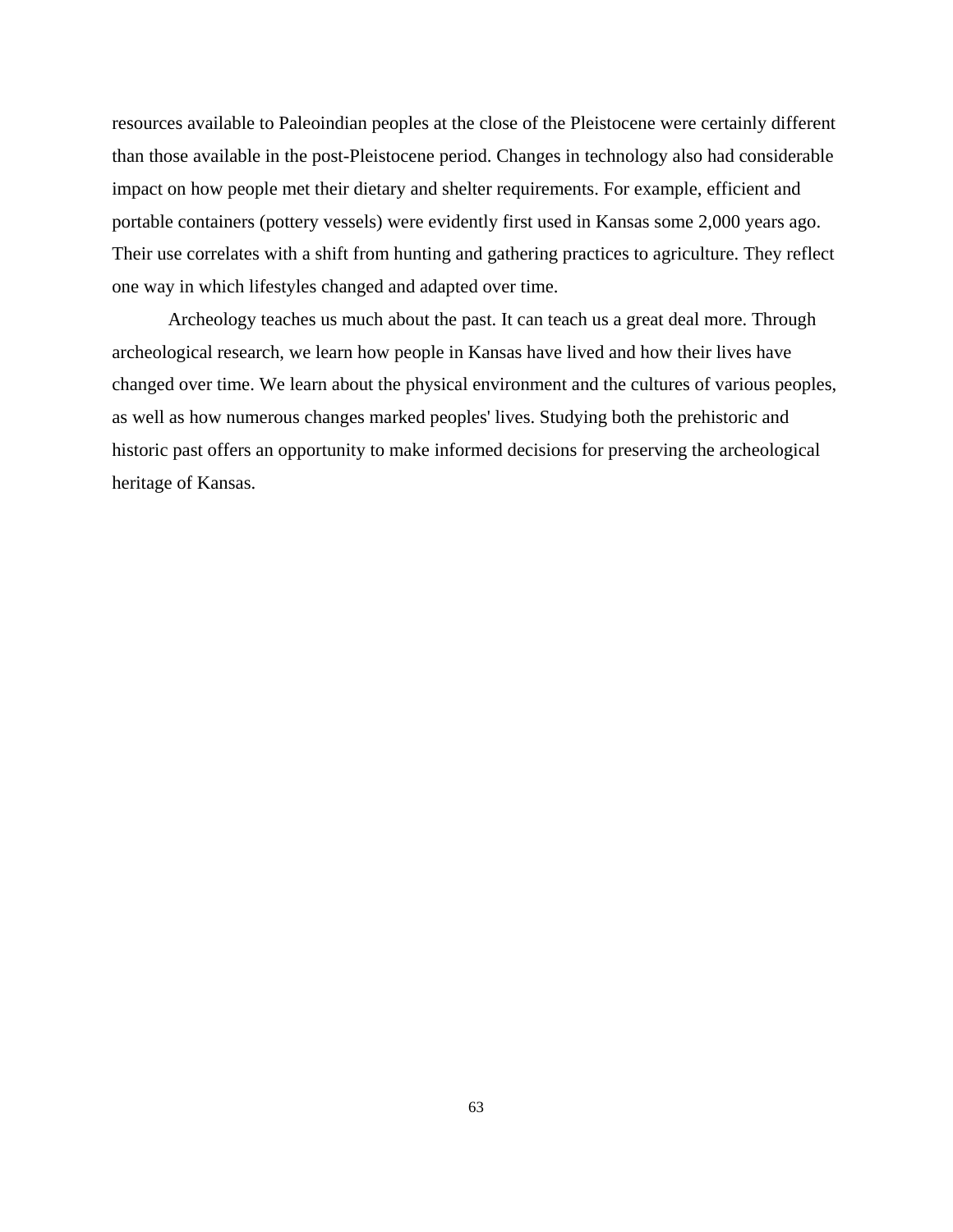resources available to Paleoindian peoples at the close of the Pleistocene were certainly different than those available in the post-Pleistocene period. Changes in technology also had considerable impact on how people met their dietary and shelter requirements. For example, efficient and portable containers (pottery vessels) were evidently first used in Kansas some 2,000 years ago. Their use correlates with a shift from hunting and gathering practices to agriculture. They reflect one way in which lifestyles changed and adapted over time.

Archeology teaches us much about the past. It can teach us a great deal more. Through archeological research, we learn how people in Kansas have lived and how their lives have changed over time. We learn about the physical environment and the cultures of various peoples, as well as how numerous changes marked peoples' lives. Studying both the prehistoric and historic past offers an opportunity to make informed decisions for preserving the archeological heritage of Kansas.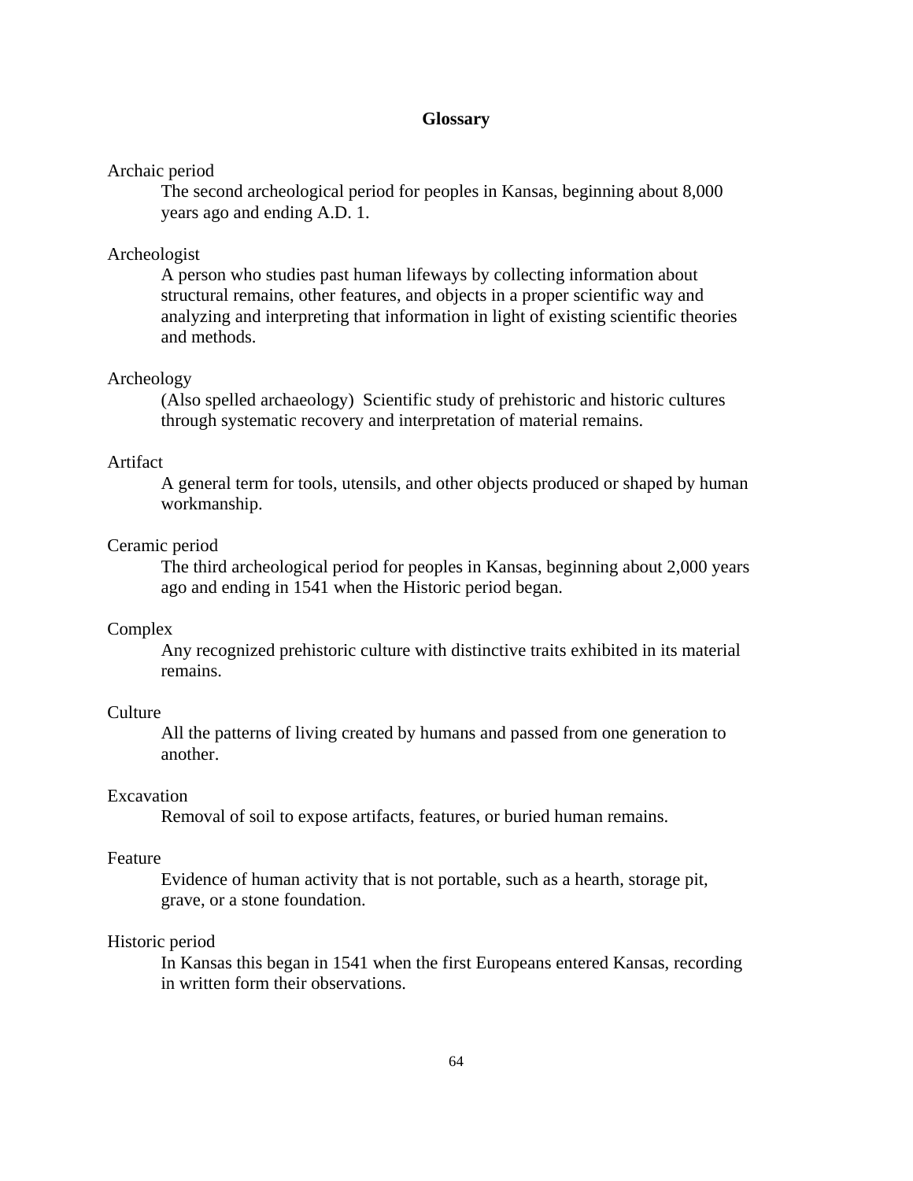# Glossary

Archaic period
: The second archeological period for peoples in Kansas, beginning about 8,000 years ago and ending A.D. 1.

Archeologist
: A person who studies past human lifeways by collecting information about structural remains, other features, and objects in a proper scientific way and analyzing and interpreting that information in light of existing scientific theories and methods.

Archeology
: (Also spelled archaeology) Scientific study of prehistoric and historic cultures through systematic recovery and interpretation of material remains.

Artifact
: A general term for tools, utensils, and other objects produced or shaped by human workmanship.

Ceramic period
: The third archeological period for peoples in Kansas, beginning about 2,000 years ago and ending in 1541 when the Historic period began.

Complex
: Any recognized prehistoric culture with distinctive traits exhibited in its material remains.

Culture
: All the patterns of living created by humans and passed from one generation to another.

Excavation
: Removal of soil to expose artifacts, features, or buried human remains.

Feature
: Evidence of human activity that is not portable, such as a hearth, storage pit, grave, or a stone foundation.

Historic period
: In Kansas this began in 1541 when the first Europeans entered Kansas, recording in written form their observations.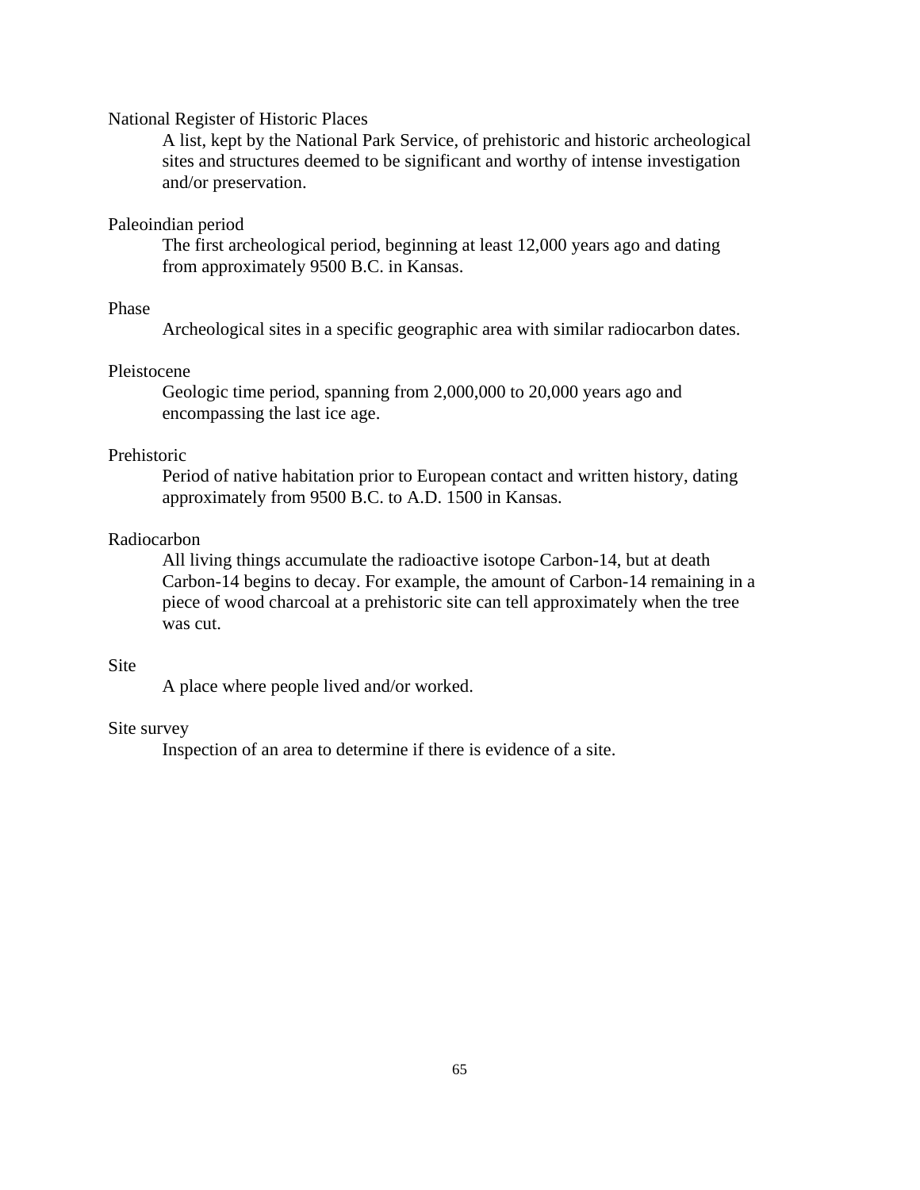National Register of Historic Places

A list, kept by the National Park Service, of prehistoric and historic archeological sites and structures deemed to be significant and worthy of intense investigation and/or preservation.

Paleoindian period

The first archeological period, beginning at least 12,000 years ago and dating from approximately 9500 B.C. in Kansas.

Phase

Archeological sites in a specific geographic area with similar radiocarbon dates.

Pleistocene

Geologic time period, spanning from 2,000,000 to 20,000 years ago and encompassing the last ice age.

Prehistoric

Period of native habitation prior to European contact and written history, dating approximately from 9500 B.C. to A.D. 1500 in Kansas.

Radiocarbon

All living things accumulate the radioactive isotope Carbon-14, but at death Carbon-14 begins to decay. For example, the amount of Carbon-14 remaining in a piece of wood charcoal at a prehistoric site can tell approximately when the tree was cut.

Site

A place where people lived and/or worked.

Site survey

Inspection of an area to determine if there is evidence of a site.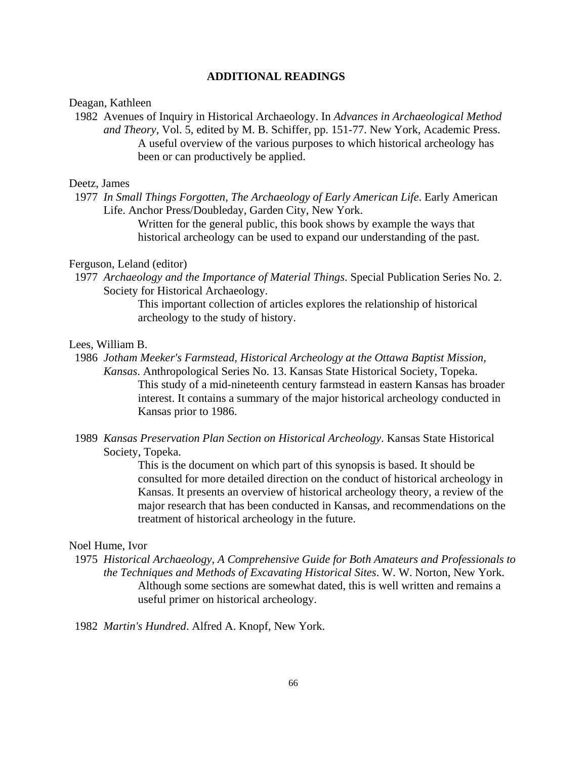## ADDITIONAL READINGS

Deagan, Kathleen

1982 Avenues of Inquiry in Historical Archaeology. In *Advances in Archaeological Method and Theory*, Vol. 5, edited by M. B. Schiffer, pp. 151-77. New York, Academic Press.

> A useful overview of the various purposes to which historical archeology has been or can productively be applied.

Deetz, James

1977 *In Small Things Forgotten, The Archaeology of Early American Life*. Early American Life. Anchor Press/Doubleday, Garden City, New York.

> Written for the general public, this book shows by example the ways that historical archeology can be used to expand our understanding of the past.

Ferguson, Leland (editor)

1977 *Archaeology and the Importance of Material Things*. Special Publication Series No. 2. Society for Historical Archaeology.

> This important collection of articles explores the relationship of historical archeology to the study of history.

Lees, William B.

1986 *Jotham Meeker's Farmstead, Historical Archeology at the Ottawa Baptist Mission, Kansas*. Anthropological Series No. 13. Kansas State Historical Society, Topeka.

> This study of a mid-nineteenth century farmstead in eastern Kansas has broader interest. It contains a summary of the major historical archeology conducted in Kansas prior to 1986.

1989 *Kansas Preservation Plan Section on Historical Archeology*. Kansas State Historical Society, Topeka.

> This is the document on which part of this synopsis is based. It should be consulted for more detailed direction on the conduct of historical archeology in Kansas. It presents an overview of historical archeology theory, a review of the major research that has been conducted in Kansas, and recommendations on the treatment of historical archeology in the future.

Noel Hume, Ivor

1975 *Historical Archaeology, A Comprehensive Guide for Both Amateurs and Professionals to the Techniques and Methods of Excavating Historical Sites*. W. W. Norton, New York.

> Although some sections are somewhat dated, this is well written and remains a useful primer on historical archeology.

1982 *Martin's Hundred*. Alfred A. Knopf, New York.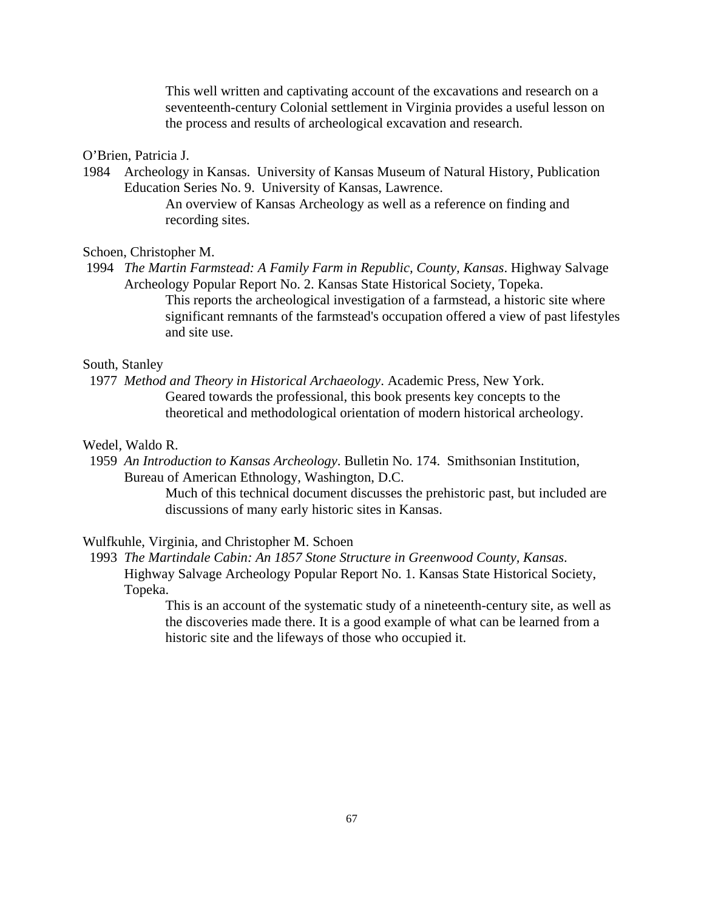This well written and captivating account of the excavations and research on a seventeenth-century Colonial settlement in Virginia provides a useful lesson on the process and results of archeological excavation and research.

O'Brien, Patricia J.

1984 Archeology in Kansas. University of Kansas Museum of Natural History, Publication Education Series No. 9. University of Kansas, Lawrence.

> An overview of Kansas Archeology as well as a reference on finding and recording sites.

Schoen, Christopher M.

1994 *The Martin Farmstead: A Family Farm in Republic, County, Kansas*. Highway Salvage Archeology Popular Report No. 2. Kansas State Historical Society, Topeka.

> This reports the archeological investigation of a farmstead, a historic site where significant remnants of the farmstead's occupation offered a view of past lifestyles and site use.

South, Stanley

1977 *Method and Theory in Historical Archaeology*. Academic Press, New York.

> Geared towards the professional, this book presents key concepts to the theoretical and methodological orientation of modern historical archeology.

Wedel, Waldo R.

1959 *An Introduction to Kansas Archeology*. Bulletin No. 174. Smithsonian Institution, Bureau of American Ethnology, Washington, D.C.

> Much of this technical document discusses the prehistoric past, but included are discussions of many early historic sites in Kansas.

Wulfkuhle, Virginia, and Christopher M. Schoen

1993 *The Martindale Cabin: An 1857 Stone Structure in Greenwood County, Kansas*. Highway Salvage Archeology Popular Report No. 1. Kansas State Historical Society, Topeka.

> This is an account of the systematic study of a nineteenth-century site, as well as the discoveries made there. It is a good example of what can be learned from a historic site and the lifeways of those who occupied it.